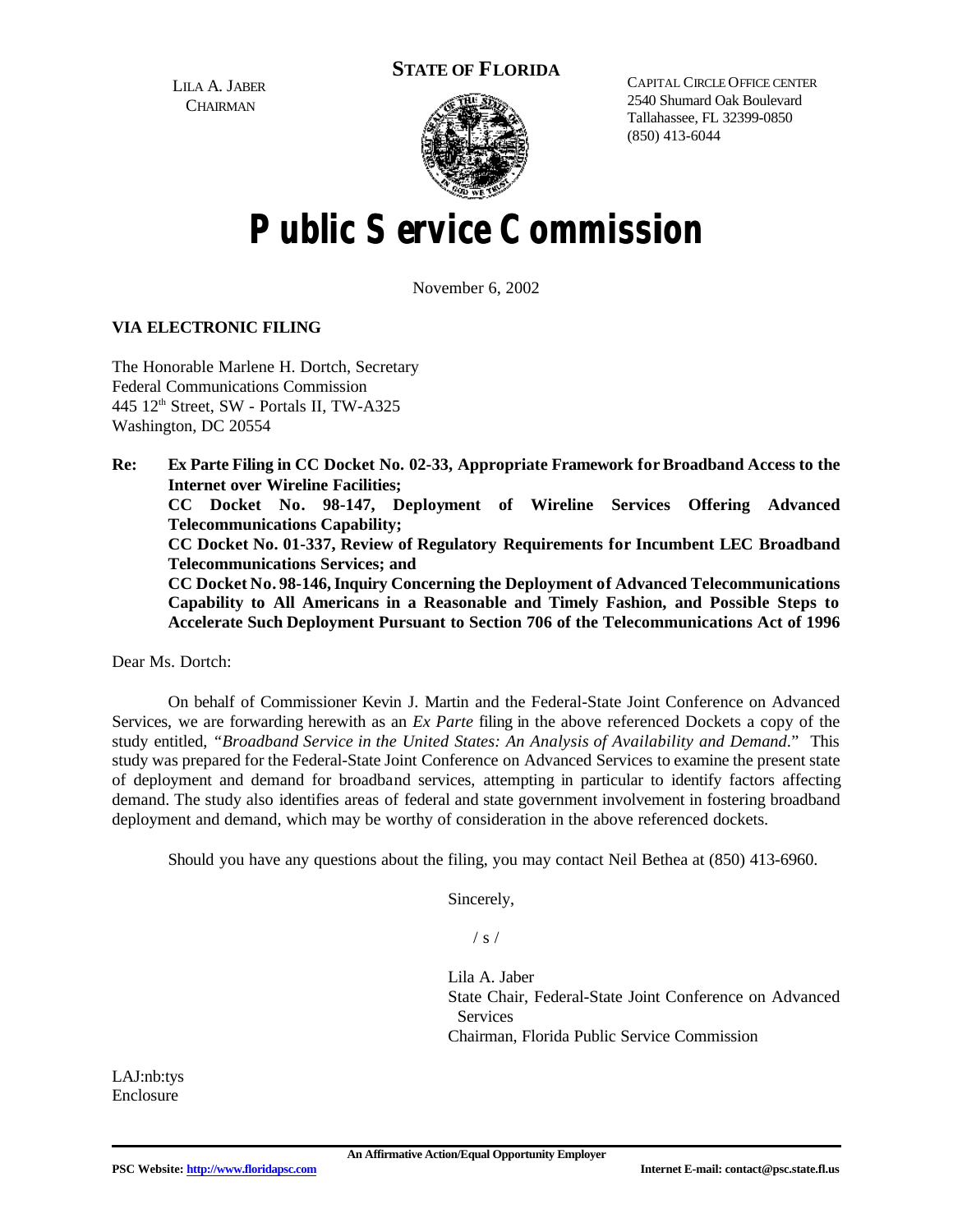LILA A. JABER
CHAIRMAN

**STATE OF FLORIDA**

CAPITAL CIRCLE OFFICE CENTER
2540 Shumard Oak Boulevard
Tallahassee, FL 32399-0850
(850) 413-6044

# Public Service Commission

November 6, 2002

**VIA ELECTRONIC FILING**

The Honorable Marlene H. Dortch, Secretary
Federal Communications Commission
445 12th Street, SW - Portals II, TW-A325
Washington, DC 20554

**Re: Ex Parte Filing in CC Docket No. 02-33, Appropriate Framework for Broadband Access to the Internet over Wireline Facilities;**
**CC Docket No. 98-147, Deployment of Wireline Services Offering Advanced Telecommunications Capability;**
**CC Docket No. 01-337, Review of Regulatory Requirements for Incumbent LEC Broadband Telecommunications Services; and**
**CC Docket No. 98-146, Inquiry Concerning the Deployment of Advanced Telecommunications Capability to All Americans in a Reasonable and Timely Fashion, and Possible Steps to Accelerate Such Deployment Pursuant to Section 706 of the Telecommunications Act of 1996**

Dear Ms. Dortch:

On behalf of Commissioner Kevin J. Martin and the Federal-State Joint Conference on Advanced Services, we are forwarding herewith as an *Ex Parte* filing in the above referenced Dockets a copy of the study entitled, "*Broadband Service in the United States: An Analysis of Availability and Demand*." This study was prepared for the Federal-State Joint Conference on Advanced Services to examine the present state of deployment and demand for broadband services, attempting in particular to identify factors affecting demand. The study also identifies areas of federal and state government involvement in fostering broadband deployment and demand, which may be worthy of consideration in the above referenced dockets.

Should you have any questions about the filing, you may contact Neil Bethea at (850) 413-6960.

Sincerely,

/ s /

Lila A. Jaber
State Chair, Federal-State Joint Conference on Advanced Services
Chairman, Florida Public Service Commission

LAJ:nb:tys
Enclosure

An Affirmative Action/Equal Opportunity Employer

PSC Website: http://www.floridapsc.com Internet E-mail: contact@psc.state.fl.us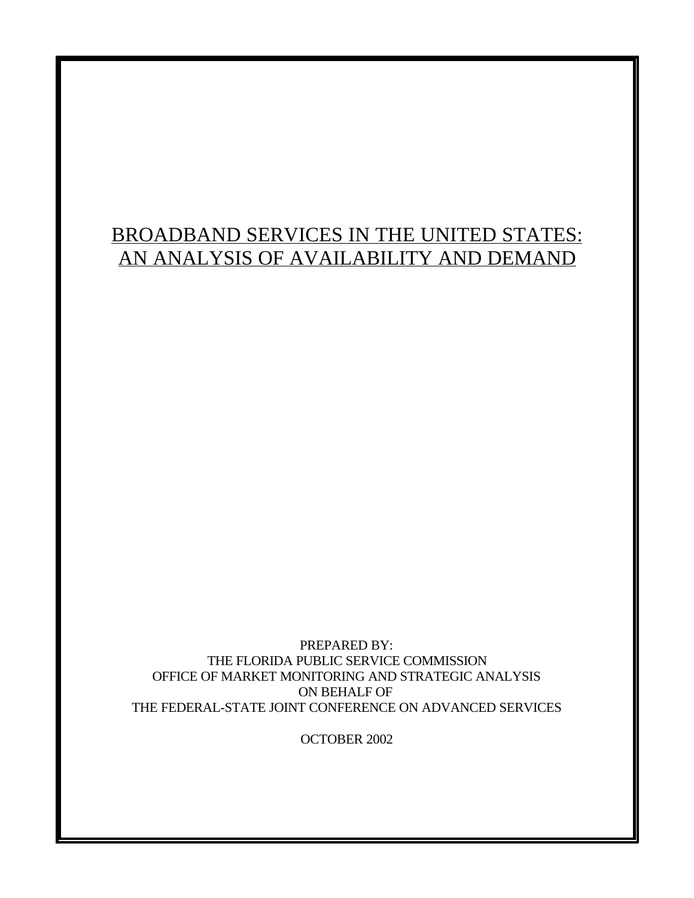# BROADBAND SERVICES IN THE UNITED STATES: AN ANALYSIS OF AVAILABILITY AND DEMAND

PREPARED BY:
THE FLORIDA PUBLIC SERVICE COMMISSION
OFFICE OF MARKET MONITORING AND STRATEGIC ANALYSIS
ON BEHALF OF
THE FEDERAL-STATE JOINT CONFERENCE ON ADVANCED SERVICES

OCTOBER 2002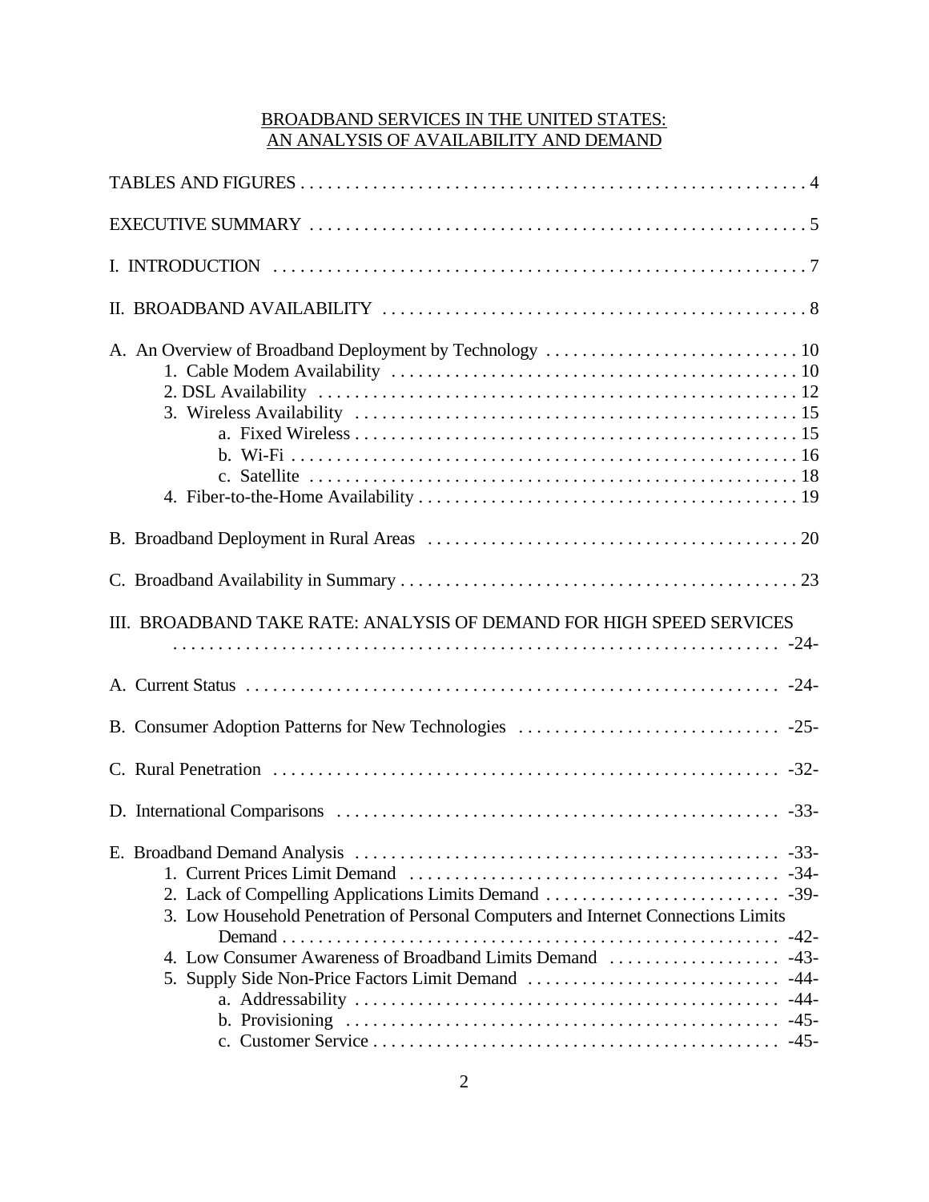# BROADBAND SERVICES IN THE UNITED STATES: AN ANALYSIS OF AVAILABILITY AND DEMAND

TABLES AND FIGURES . . . . . . . . . . 4

EXECUTIVE SUMMARY . . . . . . . . . . 5

I. INTRODUCTION . . . . . . . . . . 7

II. BROADBAND AVAILABILITY . . . . . . . . . . 8

A. An Overview of Broadband Deployment by Technology . . . . . . . . . . 10
- 1. Cable Modem Availability . . . . . . . . . . 10
- 2. DSL Availability . . . . . . . . . . 12
- 3. Wireless Availability . . . . . . . . . . 15
  - a. Fixed Wireless . . . . . . . . . . 15
  - b. Wi-Fi . . . . . . . . . . 16
  - c. Satellite . . . . . . . . . . 18
- 4. Fiber-to-the-Home Availability . . . . . . . . . . 19

B. Broadband Deployment in Rural Areas . . . . . . . . . . 20

C. Broadband Availability in Summary . . . . . . . . . . 23

III. BROADBAND TAKE RATE: ANALYSIS OF DEMAND FOR HIGH SPEED SERVICES . . . . . . . . . . -24-

A. Current Status . . . . . . . . . . -24-

B. Consumer Adoption Patterns for New Technologies . . . . . . . . . . -25-

C. Rural Penetration . . . . . . . . . . -32-

D. International Comparisons . . . . . . . . . . -33-

E. Broadband Demand Analysis . . . . . . . . . . -33-
- 1. Current Prices Limit Demand . . . . . . . . . . -34-
- 2. Lack of Compelling Applications Limits Demand . . . . . . . . . . -39-
- 3. Low Household Penetration of Personal Computers and Internet Connections Limits Demand . . . . . . . . . . -42-
- 4. Low Consumer Awareness of Broadband Limits Demand . . . . . . . . . . -43-
- 5. Supply Side Non-Price Factors Limit Demand . . . . . . . . . . -44-
  - a. Addressability . . . . . . . . . . -44-
  - b. Provisioning . . . . . . . . . . -45-
  - c. Customer Service . . . . . . . . . . -45-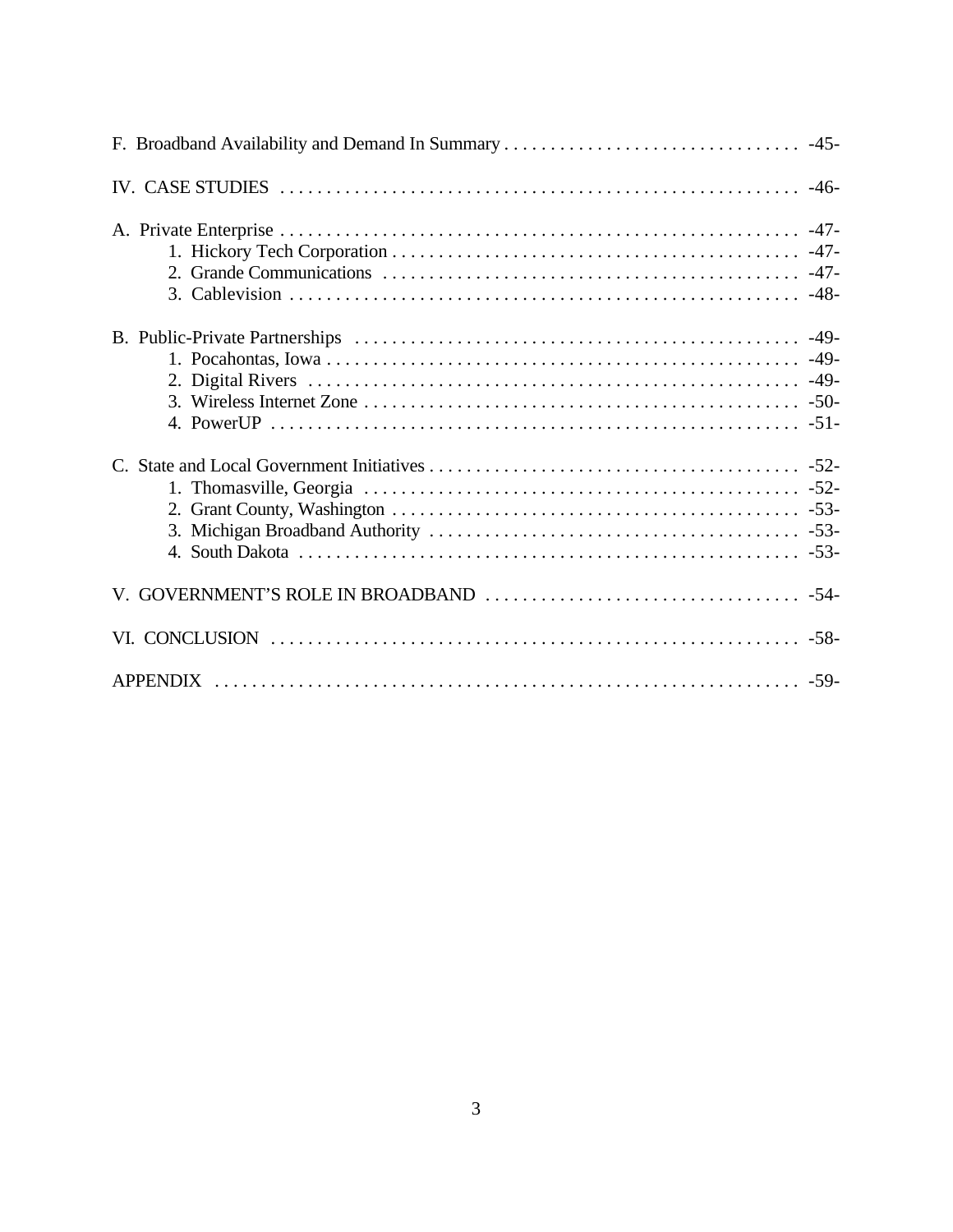F. Broadband Availability and Demand In Summary . . . . . . . . . . . . . . . . . . . . . . . . . . . . . . . . -45-

IV. CASE STUDIES . . . . . . . . . . . . . . . . . . . . . . . . . . . . . . . . . . . . . . . . . . . . . . . . . . . . . -46-

A. Private Enterprise . . . . . . . . . . . . . . . . . . . . . . . . . . . . . . . . . . . . . . . . . . . . . . . . . . . . . . -47-
- 1. Hickory Tech Corporation . . . . . . . . . . . . . . . . . . . . . . . . . . . . . . . . . . . . . . . . . . . . . -47-
- 2. Grande Communications . . . . . . . . . . . . . . . . . . . . . . . . . . . . . . . . . . . . . . . . . . . . . . -47-
- 3. Cablevision . . . . . . . . . . . . . . . . . . . . . . . . . . . . . . . . . . . . . . . . . . . . . . . . . . . . . . . . -48-

B. Public-Private Partnerships . . . . . . . . . . . . . . . . . . . . . . . . . . . . . . . . . . . . . . . . . . . . . . . -49-
- 1. Pocahontas, Iowa . . . . . . . . . . . . . . . . . . . . . . . . . . . . . . . . . . . . . . . . . . . . . . . . . . . . -49-
- 2. Digital Rivers . . . . . . . . . . . . . . . . . . . . . . . . . . . . . . . . . . . . . . . . . . . . . . . . . . . . . . -49-
- 3. Wireless Internet Zone . . . . . . . . . . . . . . . . . . . . . . . . . . . . . . . . . . . . . . . . . . . . . . . . -50-
- 4. PowerUP . . . . . . . . . . . . . . . . . . . . . . . . . . . . . . . . . . . . . . . . . . . . . . . . . . . . . . . . . . -51-

C. State and Local Government Initiatives . . . . . . . . . . . . . . . . . . . . . . . . . . . . . . . . . . . . . . . -52-
- 1. Thomasville, Georgia . . . . . . . . . . . . . . . . . . . . . . . . . . . . . . . . . . . . . . . . . . . . . . . . -52-
- 2. Grant County, Washington . . . . . . . . . . . . . . . . . . . . . . . . . . . . . . . . . . . . . . . . . . . . . -53-
- 3. Michigan Broadband Authority . . . . . . . . . . . . . . . . . . . . . . . . . . . . . . . . . . . . . . . . . -53-
- 4. South Dakota . . . . . . . . . . . . . . . . . . . . . . . . . . . . . . . . . . . . . . . . . . . . . . . . . . . . . . . -53-

V. GOVERNMENT'S ROLE IN BROADBAND . . . . . . . . . . . . . . . . . . . . . . . . . . . . . . . . . . -54-

VI. CONCLUSION . . . . . . . . . . . . . . . . . . . . . . . . . . . . . . . . . . . . . . . . . . . . . . . . . . . . . . . -58-

APPENDIX . . . . . . . . . . . . . . . . . . . . . . . . . . . . . . . . . . . . . . . . . . . . . . . . . . . . . . . . . . . . -59-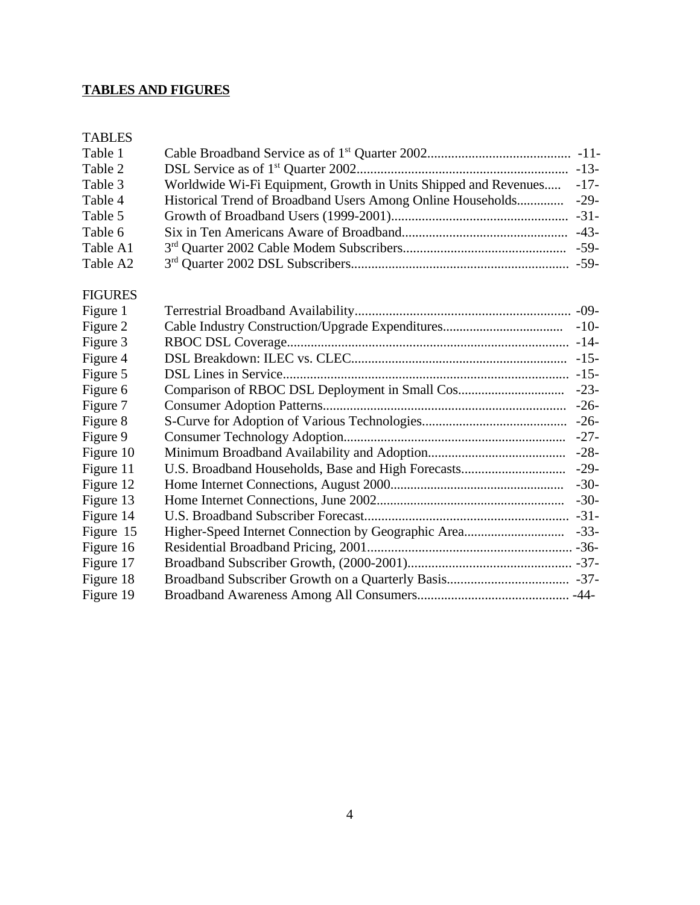## TABLES AND FIGURES

TABLES

| | | |
|---|---|---|
| Table 1 | Cable Broadband Service as of 1st Quarter 2002 | -11- |
| Table 2 | DSL Service as of 1st Quarter 2002 | -13- |
| Table 3 | Worldwide Wi-Fi Equipment, Growth in Units Shipped and Revenues | -17- |
| Table 4 | Historical Trend of Broadband Users Among Online Households | -29- |
| Table 5 | Growth of Broadband Users (1999-2001) | -31- |
| Table 6 | Six in Ten Americans Aware of Broadband | -43- |
| Table A1 | 3rd Quarter 2002 Cable Modem Subscribers | -59- |
| Table A2 | 3rd Quarter 2002 DSL Subscribers | -59- |

FIGURES

| | | |
|---|---|---|
| Figure 1 | Terrestrial Broadband Availability | -09- |
| Figure 2 | Cable Industry Construction/Upgrade Expenditures | -10- |
| Figure 3 | RBOC DSL Coverage | -14- |
| Figure 4 | DSL Breakdown: ILEC vs. CLEC | -15- |
| Figure 5 | DSL Lines in Service | -15- |
| Figure 6 | Comparison of RBOC DSL Deployment in Small Cos | -23- |
| Figure 7 | Consumer Adoption Patterns | -26- |
| Figure 8 | S-Curve for Adoption of Various Technologies | -26- |
| Figure 9 | Consumer Technology Adoption | -27- |
| Figure 10 | Minimum Broadband Availability and Adoption | -28- |
| Figure 11 | U.S. Broadband Households, Base and High Forecasts | -29- |
| Figure 12 | Home Internet Connections, August 2000 | -30- |
| Figure 13 | Home Internet Connections, June 2002 | -30- |
| Figure 14 | U.S. Broadband Subscriber Forecast | -31- |
| Figure 15 | Higher-Speed Internet Connection by Geographic Area | -33- |
| Figure 16 | Residential Broadband Pricing, 2001 | -36- |
| Figure 17 | Broadband Subscriber Growth, (2000-2001) | -37- |
| Figure 18 | Broadband Subscriber Growth on a Quarterly Basis | -37- |
| Figure 19 | Broadband Awareness Among All Consumers | -44- |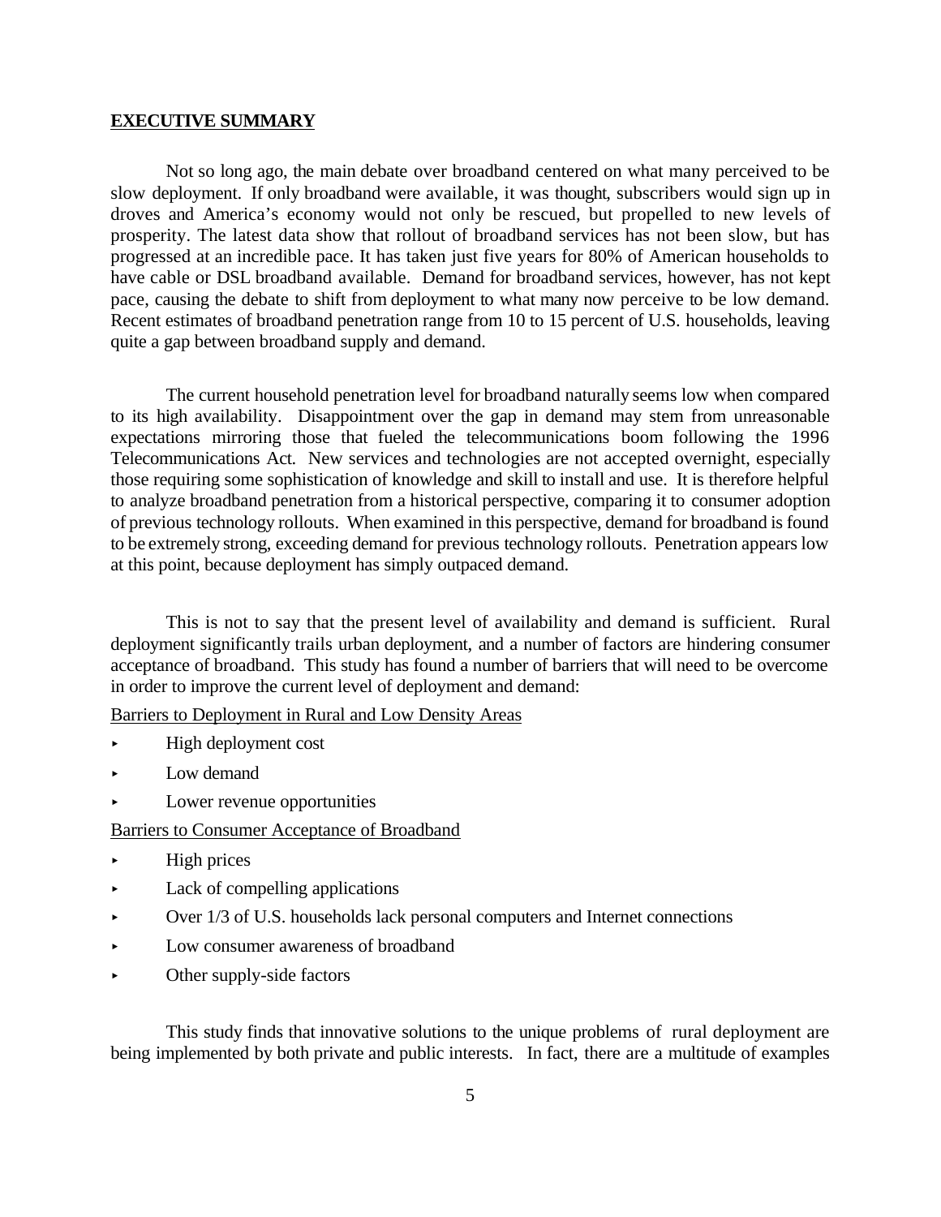## EXECUTIVE SUMMARY

Not so long ago, the main debate over broadband centered on what many perceived to be slow deployment. If only broadband were available, it was thought, subscribers would sign up in droves and America's economy would not only be rescued, but propelled to new levels of prosperity. The latest data show that rollout of broadband services has not been slow, but has progressed at an incredible pace. It has taken just five years for 80% of American households to have cable or DSL broadband available. Demand for broadband services, however, has not kept pace, causing the debate to shift from deployment to what many now perceive to be low demand. Recent estimates of broadband penetration range from 10 to 15 percent of U.S. households, leaving quite a gap between broadband supply and demand.

The current household penetration level for broadband naturally seems low when compared to its high availability. Disappointment over the gap in demand may stem from unreasonable expectations mirroring those that fueled the telecommunications boom following the 1996 Telecommunications Act. New services and technologies are not accepted overnight, especially those requiring some sophistication of knowledge and skill to install and use. It is therefore helpful to analyze broadband penetration from a historical perspective, comparing it to consumer adoption of previous technology rollouts. When examined in this perspective, demand for broadband is found to be extremely strong, exceeding demand for previous technology rollouts. Penetration appears low at this point, because deployment has simply outpaced demand.

This is not to say that the present level of availability and demand is sufficient. Rural deployment significantly trails urban deployment, and a number of factors are hindering consumer acceptance of broadband. This study has found a number of barriers that will need to be overcome in order to improve the current level of deployment and demand:

Barriers to Deployment in Rural and Low Density Areas

- High deployment cost
- Low demand
- Lower revenue opportunities

Barriers to Consumer Acceptance of Broadband

- High prices
- Lack of compelling applications
- Over 1/3 of U.S. households lack personal computers and Internet connections
- Low consumer awareness of broadband
- Other supply-side factors

This study finds that innovative solutions to the unique problems of rural deployment are being implemented by both private and public interests. In fact, there are a multitude of examples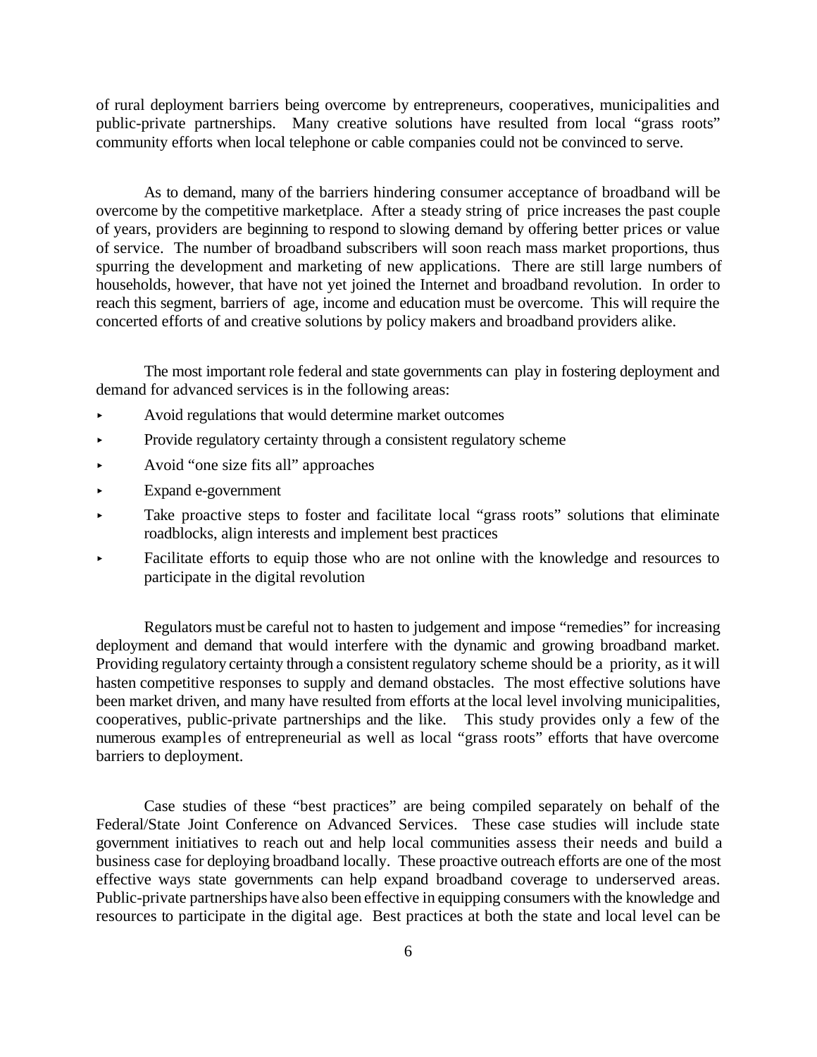of rural deployment barriers being overcome by entrepreneurs, cooperatives, municipalities and public-private partnerships. Many creative solutions have resulted from local "grass roots" community efforts when local telephone or cable companies could not be convinced to serve.

As to demand, many of the barriers hindering consumer acceptance of broadband will be overcome by the competitive marketplace. After a steady string of price increases the past couple of years, providers are beginning to respond to slowing demand by offering better prices or value of service. The number of broadband subscribers will soon reach mass market proportions, thus spurring the development and marketing of new applications. There are still large numbers of households, however, that have not yet joined the Internet and broadband revolution. In order to reach this segment, barriers of age, income and education must be overcome. This will require the concerted efforts of and creative solutions by policy makers and broadband providers alike.

The most important role federal and state governments can play in fostering deployment and demand for advanced services is in the following areas:

- Avoid regulations that would determine market outcomes
- Provide regulatory certainty through a consistent regulatory scheme
- Avoid "one size fits all" approaches
- Expand e-government
- Take proactive steps to foster and facilitate local "grass roots" solutions that eliminate roadblocks, align interests and implement best practices
- Facilitate efforts to equip those who are not online with the knowledge and resources to participate in the digital revolution

Regulators must be careful not to hasten to judgement and impose "remedies" for increasing deployment and demand that would interfere with the dynamic and growing broadband market. Providing regulatory certainty through a consistent regulatory scheme should be a priority, as it will hasten competitive responses to supply and demand obstacles. The most effective solutions have been market driven, and many have resulted from efforts at the local level involving municipalities, cooperatives, public-private partnerships and the like. This study provides only a few of the numerous examples of entrepreneurial as well as local "grass roots" efforts that have overcome barriers to deployment.

Case studies of these "best practices" are being compiled separately on behalf of the Federal/State Joint Conference on Advanced Services. These case studies will include state government initiatives to reach out and help local communities assess their needs and build a business case for deploying broadband locally. These proactive outreach efforts are one of the most effective ways state governments can help expand broadband coverage to underserved areas. Public-private partnerships have also been effective in equipping consumers with the knowledge and resources to participate in the digital age. Best practices at both the state and local level can be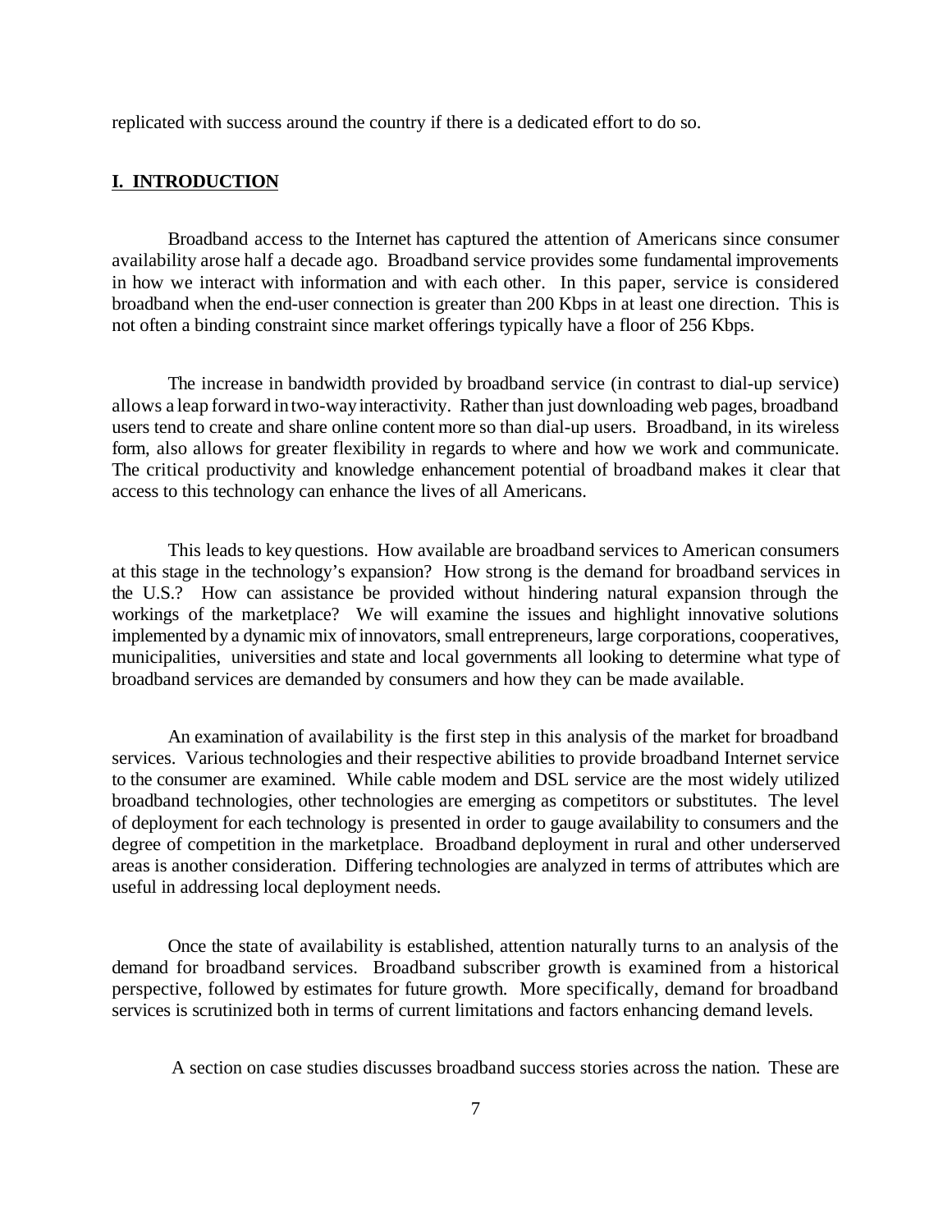replicated with success around the country if there is a dedicated effort to do so.

## I. INTRODUCTION

Broadband access to the Internet has captured the attention of Americans since consumer availability arose half a decade ago. Broadband service provides some fundamental improvements in how we interact with information and with each other. In this paper, service is considered broadband when the end-user connection is greater than 200 Kbps in at least one direction. This is not often a binding constraint since market offerings typically have a floor of 256 Kbps.

The increase in bandwidth provided by broadband service (in contrast to dial-up service) allows a leap forward in two-way interactivity. Rather than just downloading web pages, broadband users tend to create and share online content more so than dial-up users. Broadband, in its wireless form, also allows for greater flexibility in regards to where and how we work and communicate. The critical productivity and knowledge enhancement potential of broadband makes it clear that access to this technology can enhance the lives of all Americans.

This leads to key questions. How available are broadband services to American consumers at this stage in the technology's expansion? How strong is the demand for broadband services in the U.S.? How can assistance be provided without hindering natural expansion through the workings of the marketplace? We will examine the issues and highlight innovative solutions implemented by a dynamic mix of innovators, small entrepreneurs, large corporations, cooperatives, municipalities, universities and state and local governments all looking to determine what type of broadband services are demanded by consumers and how they can be made available.

An examination of availability is the first step in this analysis of the market for broadband services. Various technologies and their respective abilities to provide broadband Internet service to the consumer are examined. While cable modem and DSL service are the most widely utilized broadband technologies, other technologies are emerging as competitors or substitutes. The level of deployment for each technology is presented in order to gauge availability to consumers and the degree of competition in the marketplace. Broadband deployment in rural and other underserved areas is another consideration. Differing technologies are analyzed in terms of attributes which are useful in addressing local deployment needs.

Once the state of availability is established, attention naturally turns to an analysis of the demand for broadband services. Broadband subscriber growth is examined from a historical perspective, followed by estimates for future growth. More specifically, demand for broadband services is scrutinized both in terms of current limitations and factors enhancing demand levels.

A section on case studies discusses broadband success stories across the nation. These are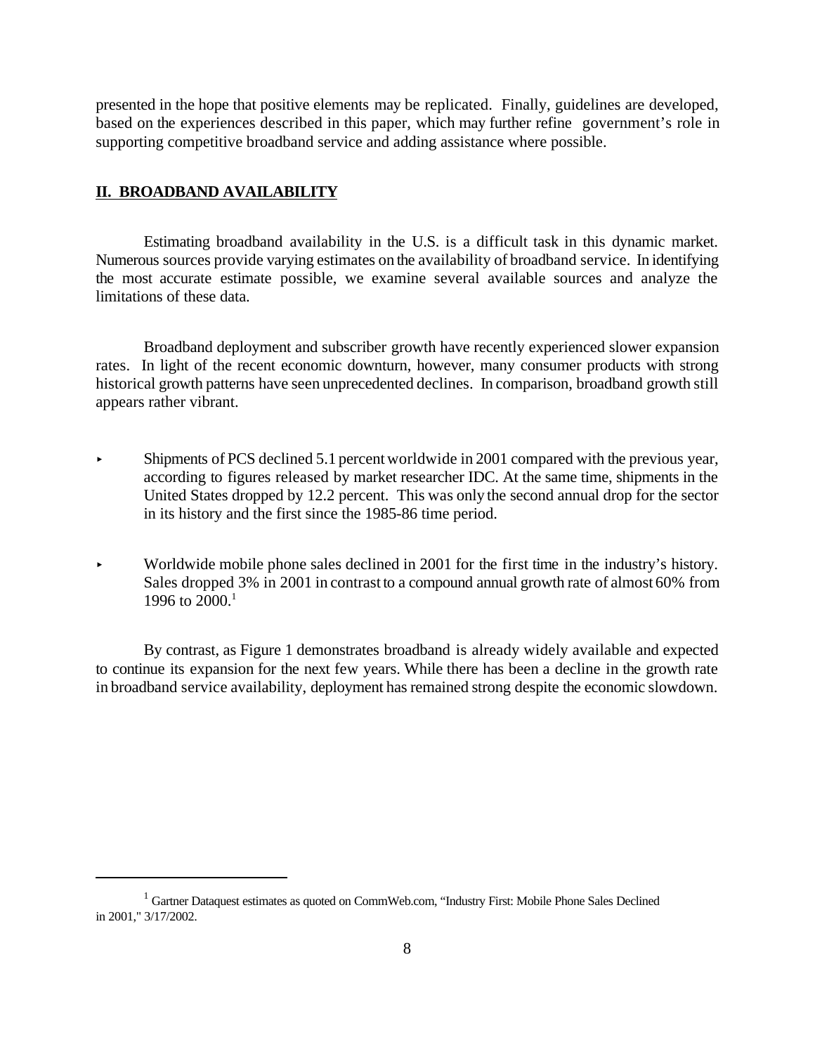presented in the hope that positive elements may be replicated. Finally, guidelines are developed, based on the experiences described in this paper, which may further refine government's role in supporting competitive broadband service and adding assistance where possible.

## II. BROADBAND AVAILABILITY

Estimating broadband availability in the U.S. is a difficult task in this dynamic market. Numerous sources provide varying estimates on the availability of broadband service. In identifying the most accurate estimate possible, we examine several available sources and analyze the limitations of these data.

Broadband deployment and subscriber growth have recently experienced slower expansion rates. In light of the recent economic downturn, however, many consumer products with strong historical growth patterns have seen unprecedented declines. In comparison, broadband growth still appears rather vibrant.

- Shipments of PCS declined 5.1 percent worldwide in 2001 compared with the previous year, according to figures released by market researcher IDC. At the same time, shipments in the United States dropped by 12.2 percent. This was only the second annual drop for the sector in its history and the first since the 1985-86 time period.

- Worldwide mobile phone sales declined in 2001 for the first time in the industry's history. Sales dropped 3% in 2001 in contrast to a compound annual growth rate of almost 60% from 1996 to 2000.[1]

By contrast, as Figure 1 demonstrates broadband is already widely available and expected to continue its expansion for the next few years. While there has been a decline in the growth rate in broadband service availability, deployment has remained strong despite the economic slowdown.

[1] Gartner Dataquest estimates as quoted on CommWeb.com, "Industry First: Mobile Phone Sales Declined in 2001," 3/17/2002.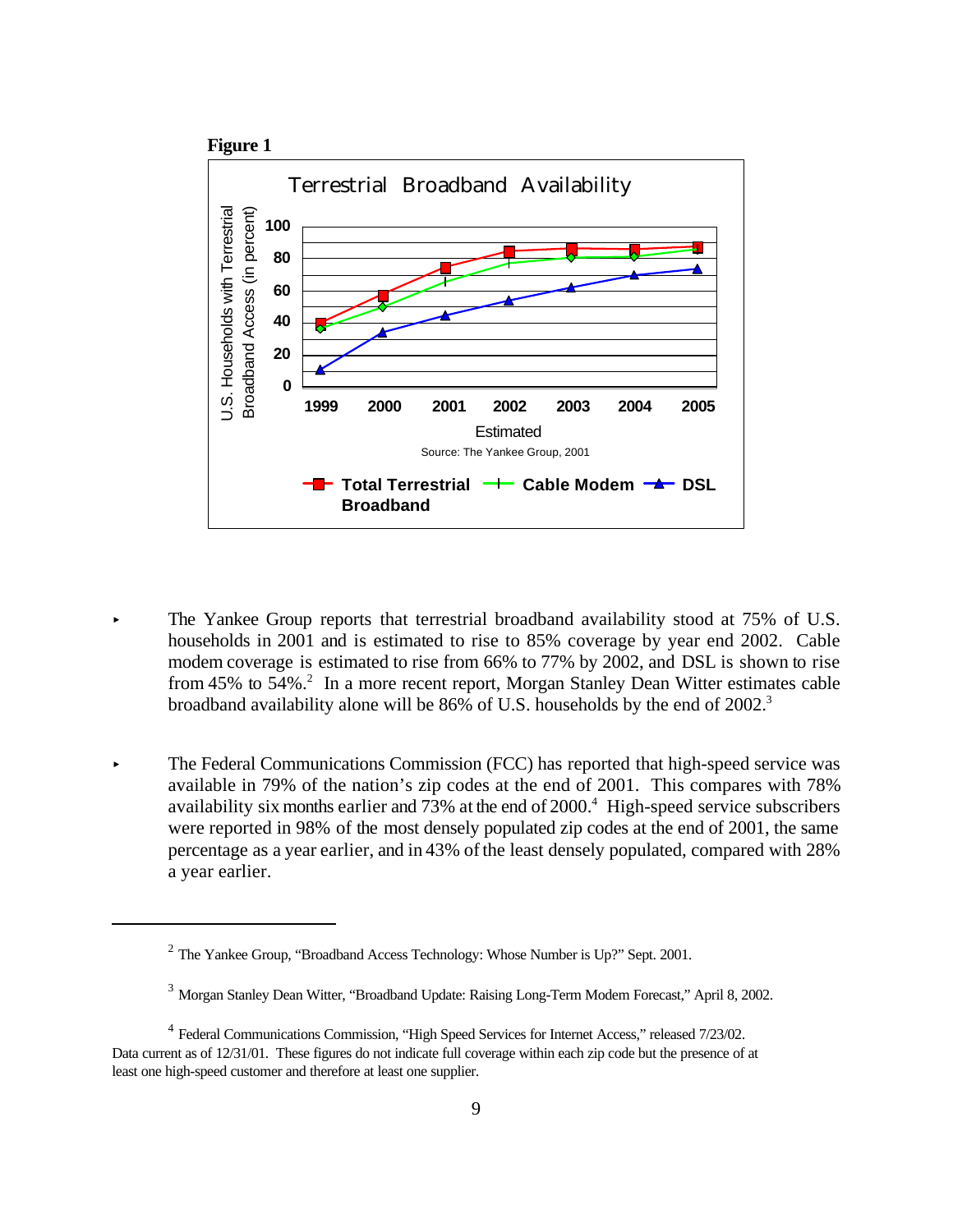**Figure 1**

Terrestrial Broadband Availability

U.S. Households with Terrestrial Broadband Access (in percent)

100
80
60
40
20
0

1999 2000 2001 2002 2003 2004 2005

Estimated

Source: The Yankee Group, 2001

Total Terrestrial Broadband — Cable Modem — DSL

- The Yankee Group reports that terrestrial broadband availability stood at 75% of U.S. households in 2001 and is estimated to rise to 85% coverage by year end 2002. Cable modem coverage is estimated to rise from 66% to 77% by 2002, and DSL is shown to rise from 45% to 54%.[2] In a more recent report, Morgan Stanley Dean Witter estimates cable broadband availability alone will be 86% of U.S. households by the end of 2002.[3]

- The Federal Communications Commission (FCC) has reported that high-speed service was available in 79% of the nation's zip codes at the end of 2001. This compares with 78% availability six months earlier and 73% at the end of 2000.[4] High-speed service subscribers were reported in 98% of the most densely populated zip codes at the end of 2001, the same percentage as a year earlier, and in 43% of the least densely populated, compared with 28% a year earlier.

---

[2] The Yankee Group, "Broadband Access Technology: Whose Number is Up?" Sept. 2001.

[3] Morgan Stanley Dean Witter, "Broadband Update: Raising Long-Term Modem Forecast," April 8, 2002.

[4] Federal Communications Commission, "High Speed Services for Internet Access," released 7/23/02. Data current as of 12/31/01. These figures do not indicate full coverage within each zip code but the presence of at least one high-speed customer and therefore at least one supplier.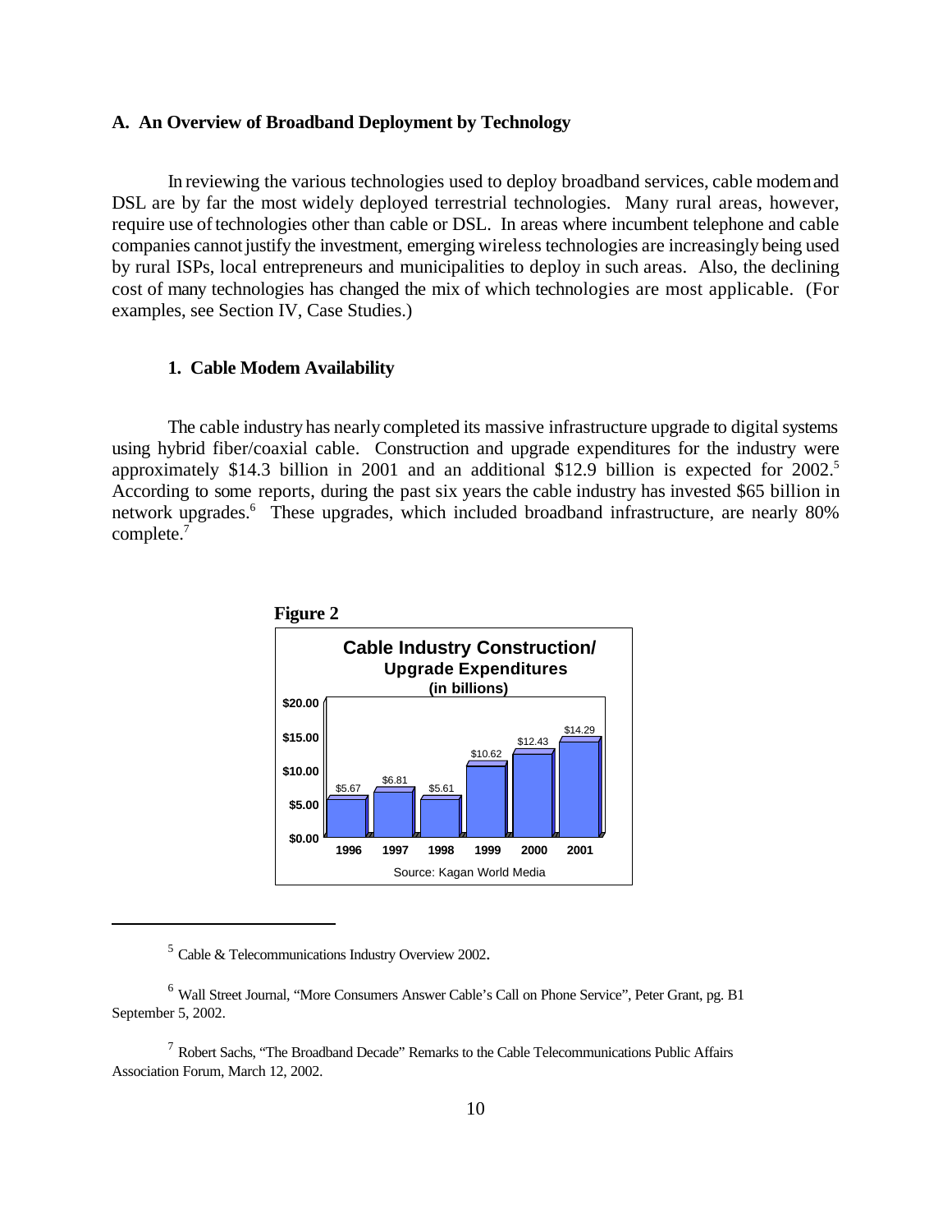## A. An Overview of Broadband Deployment by Technology

In reviewing the various technologies used to deploy broadband services, cable modem and DSL are by far the most widely deployed terrestrial technologies. Many rural areas, however, require use of technologies other than cable or DSL. In areas where incumbent telephone and cable companies cannot justify the investment, emerging wireless technologies are increasingly being used by rural ISPs, local entrepreneurs and municipalities to deploy in such areas. Also, the declining cost of many technologies has changed the mix of which technologies are most applicable. (For examples, see Section IV, Case Studies.)

### 1. Cable Modem Availability

The cable industry has nearly completed its massive infrastructure upgrade to digital systems using hybrid fiber/coaxial cable. Construction and upgrade expenditures for the industry were approximately $14.3 billion in 2001 and an additional $12.9 billion is expected for 2002.[5] According to some reports, during the past six years the cable industry has invested $65 billion in network upgrades.[6] These upgrades, which included broadband infrastructure, are nearly 80% complete.[7]

**Figure 2**

**Cable Industry Construction/ Upgrade Expenditures (in billions)**

| 1996 | 1997 | 1998 | 1999 | 2000 | 2001 |
|---|---|---|---|---|---|
| $5.67 | $6.81 | $5.61 | $10.62 | $12.43 | $14.29 |

Source: Kagan World Media

---

[5] Cable & Telecommunications Industry Overview 2002.

[6] Wall Street Journal, "More Consumers Answer Cable's Call on Phone Service", Peter Grant, pg. B1 September 5, 2002.

[7] Robert Sachs, "The Broadband Decade" Remarks to the Cable Telecommunications Public Affairs Association Forum, March 12, 2002.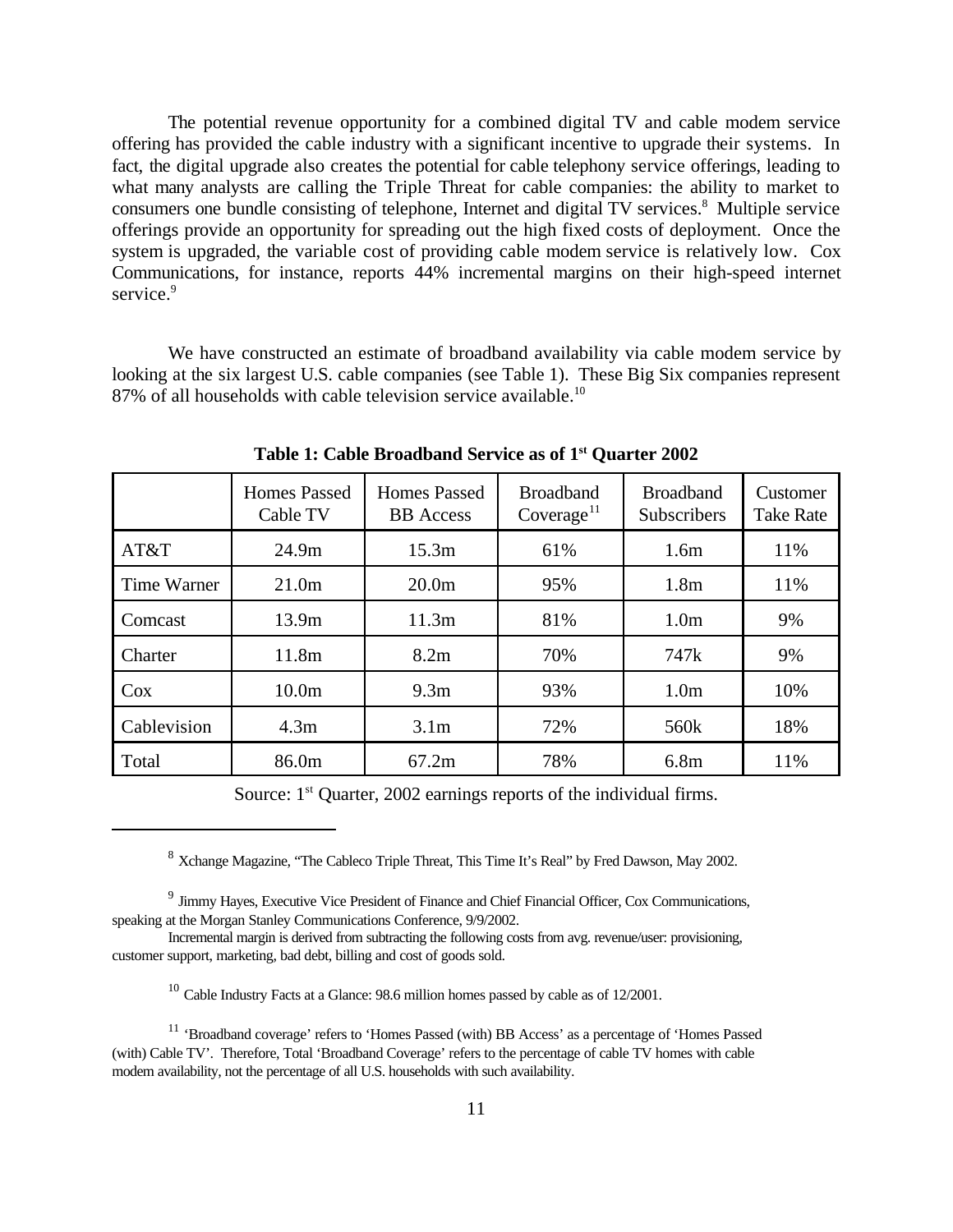The potential revenue opportunity for a combined digital TV and cable modem service offering has provided the cable industry with a significant incentive to upgrade their systems. In fact, the digital upgrade also creates the potential for cable telephony service offerings, leading to what many analysts are calling the Triple Threat for cable companies: the ability to market to consumers one bundle consisting of telephone, Internet and digital TV services.[8] Multiple service offerings provide an opportunity for spreading out the high fixed costs of deployment. Once the system is upgraded, the variable cost of providing cable modem service is relatively low. Cox Communications, for instance, reports 44% incremental margins on their high-speed internet service.[9]

We have constructed an estimate of broadband availability via cable modem service by looking at the six largest U.S. cable companies (see Table 1). These Big Six companies represent 87% of all households with cable television service available.[10]

**Table 1: Cable Broadband Service as of 1st Quarter 2002**

| | Homes Passed Cable TV | Homes Passed BB Access | Broadband Coverage[11] | Broadband Subscribers | Customer Take Rate |
|---|---|---|---|---|---|
| AT&T | 24.9m | 15.3m | 61% | 1.6m | 11% |
| Time Warner | 21.0m | 20.0m | 95% | 1.8m | 11% |
| Comcast | 13.9m | 11.3m | 81% | 1.0m | 9% |
| Charter | 11.8m | 8.2m | 70% | 747k | 9% |
| Cox | 10.0m | 9.3m | 93% | 1.0m | 10% |
| Cablevision | 4.3m | 3.1m | 72% | 560k | 18% |
| Total | 86.0m | 67.2m | 78% | 6.8m | 11% |

Source: 1st Quarter, 2002 earnings reports of the individual firms.

---

[8] Xchange Magazine, "The Cableco Triple Threat, This Time It's Real" by Fred Dawson, May 2002.

[9] Jimmy Hayes, Executive Vice President of Finance and Chief Financial Officer, Cox Communications, speaking at the Morgan Stanley Communications Conference, 9/9/2002.

Incremental margin is derived from subtracting the following costs from avg. revenue/user: provisioning, customer support, marketing, bad debt, billing and cost of goods sold.

[10] Cable Industry Facts at a Glance: 98.6 million homes passed by cable as of 12/2001.

[11] 'Broadband coverage' refers to 'Homes Passed (with) BB Access' as a percentage of 'Homes Passed (with) Cable TV'. Therefore, Total 'Broadband Coverage' refers to the percentage of cable TV homes with cable modem availability, not the percentage of all U.S. households with such availability.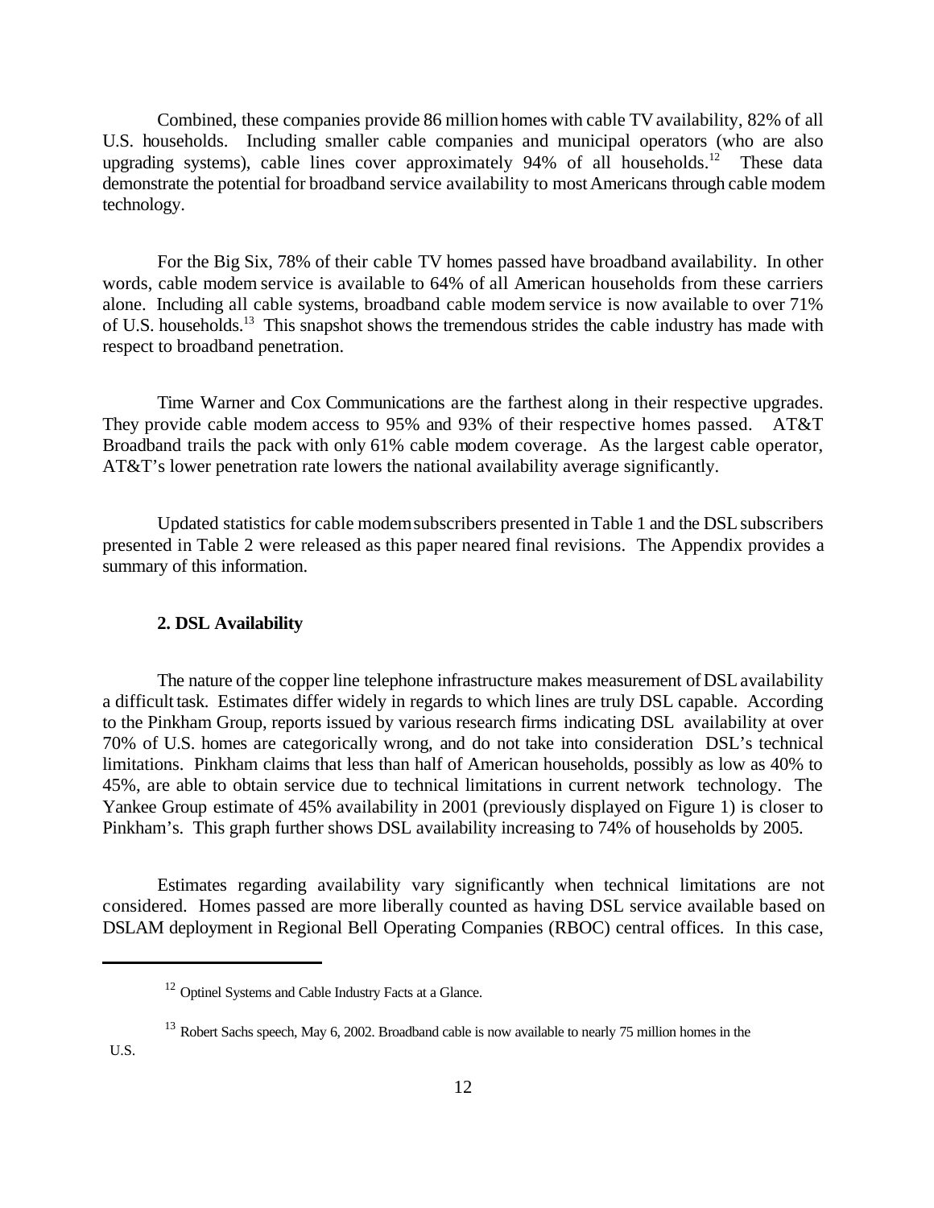Combined, these companies provide 86 million homes with cable TV availability, 82% of all U.S. households. Including smaller cable companies and municipal operators (who are also upgrading systems), cable lines cover approximately 94% of all households.[12] These data demonstrate the potential for broadband service availability to most Americans through cable modem technology.

For the Big Six, 78% of their cable TV homes passed have broadband availability. In other words, cable modem service is available to 64% of all American households from these carriers alone. Including all cable systems, broadband cable modem service is now available to over 71% of U.S. households.[13] This snapshot shows the tremendous strides the cable industry has made with respect to broadband penetration.

Time Warner and Cox Communications are the farthest along in their respective upgrades. They provide cable modem access to 95% and 93% of their respective homes passed. AT&T Broadband trails the pack with only 61% cable modem coverage. As the largest cable operator, AT&T's lower penetration rate lowers the national availability average significantly.

Updated statistics for cable modem subscribers presented in Table 1 and the DSL subscribers presented in Table 2 were released as this paper neared final revisions. The Appendix provides a summary of this information.

**2. DSL Availability**

The nature of the copper line telephone infrastructure makes measurement of DSL availability a difficult task. Estimates differ widely in regards to which lines are truly DSL capable. According to the Pinkham Group, reports issued by various research firms indicating DSL availability at over 70% of U.S. homes are categorically wrong, and do not take into consideration DSL's technical limitations. Pinkham claims that less than half of American households, possibly as low as 40% to 45%, are able to obtain service due to technical limitations in current network technology. The Yankee Group estimate of 45% availability in 2001 (previously displayed on Figure 1) is closer to Pinkham's. This graph further shows DSL availability increasing to 74% of households by 2005.

Estimates regarding availability vary significantly when technical limitations are not considered. Homes passed are more liberally counted as having DSL service available based on DSLAM deployment in Regional Bell Operating Companies (RBOC) central offices. In this case,

---

[12] Optinel Systems and Cable Industry Facts at a Glance.

[13] Robert Sachs speech, May 6, 2002. Broadband cable is now available to nearly 75 million homes in the U.S.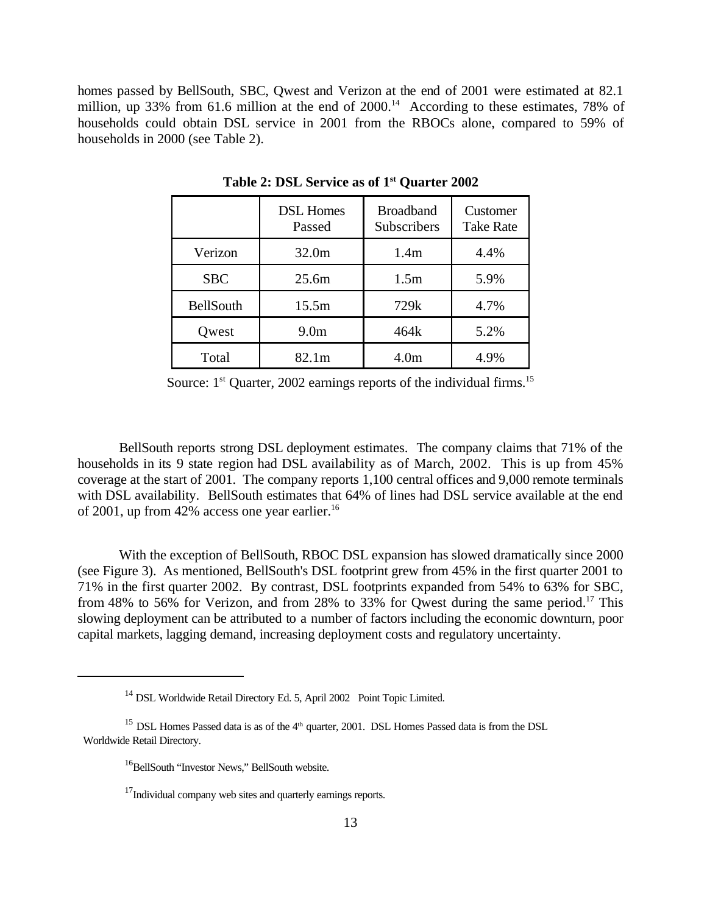homes passed by BellSouth, SBC, Qwest and Verizon at the end of 2001 were estimated at 82.1 million, up 33% from 61.6 million at the end of 2000.[14] According to these estimates, 78% of households could obtain DSL service in 2001 from the RBOCs alone, compared to 59% of households in 2000 (see Table 2).

**Table 2: DSL Service as of 1st Quarter 2002**

| | DSL Homes Passed | Broadband Subscribers | Customer Take Rate |
|---|---|---|---|
| Verizon | 32.0m | 1.4m | 4.4% |
| SBC | 25.6m | 1.5m | 5.9% |
| BellSouth | 15.5m | 729k | 4.7% |
| Qwest | 9.0m | 464k | 5.2% |
| Total | 82.1m | 4.0m | 4.9% |

Source: 1st Quarter, 2002 earnings reports of the individual firms.[15]

BellSouth reports strong DSL deployment estimates. The company claims that 71% of the households in its 9 state region had DSL availability as of March, 2002. This is up from 45% coverage at the start of 2001. The company reports 1,100 central offices and 9,000 remote terminals with DSL availability. BellSouth estimates that 64% of lines had DSL service available at the end of 2001, up from 42% access one year earlier.[16]

With the exception of BellSouth, RBOC DSL expansion has slowed dramatically since 2000 (see Figure 3). As mentioned, BellSouth's DSL footprint grew from 45% in the first quarter 2001 to 71% in the first quarter 2002. By contrast, DSL footprints expanded from 54% to 63% for SBC, from 48% to 56% for Verizon, and from 28% to 33% for Qwest during the same period.[17] This slowing deployment can be attributed to a number of factors including the economic downturn, poor capital markets, lagging demand, increasing deployment costs and regulatory uncertainty.

---

[14] DSL Worldwide Retail Directory Ed. 5, April 2002 Point Topic Limited.

[15] DSL Homes Passed data is as of the 4th quarter, 2001. DSL Homes Passed data is from the DSL Worldwide Retail Directory.

[16] BellSouth "Investor News," BellSouth website.

[17] Individual company web sites and quarterly earnings reports.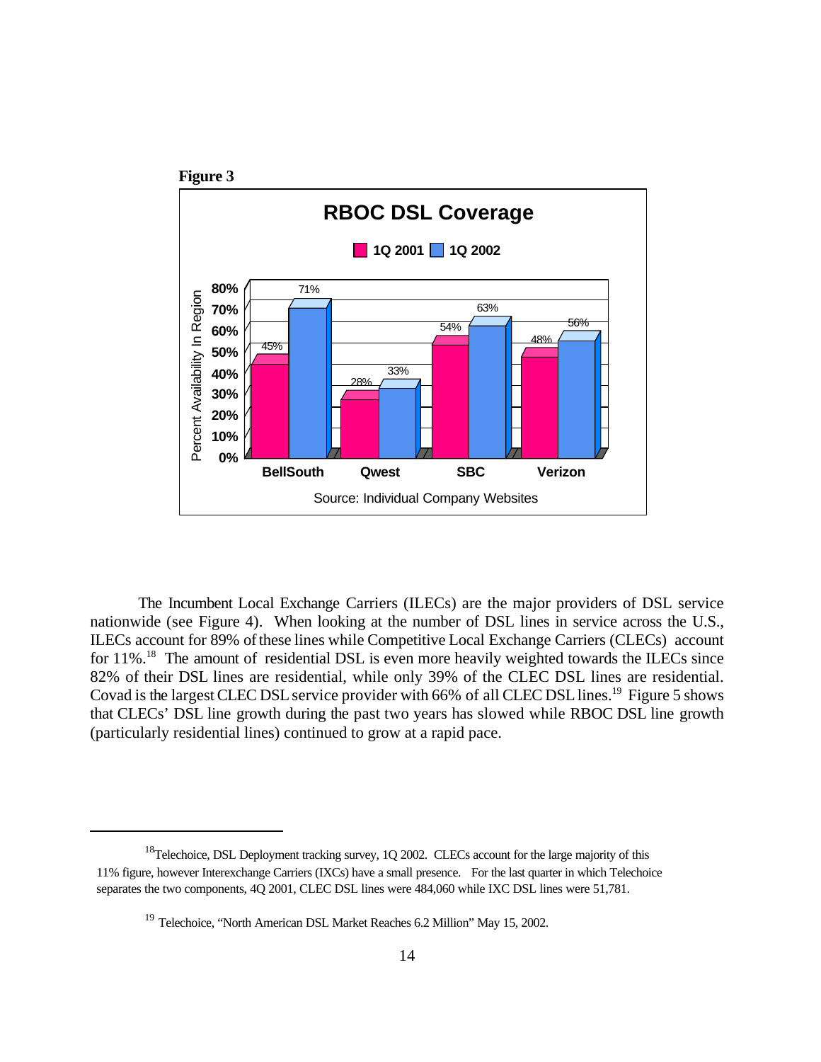**Figure 3**

**RBOC DSL Coverage**

| | 1Q 2001 | 1Q 2002 |
|---|---|---|
| BellSouth | 45% | 71% |
| Qwest | 28% | 33% |
| SBC | 54% | 63% |
| Verizon | 48% | 56% |

Source: Individual Company Websites

The Incumbent Local Exchange Carriers (ILECs) are the major providers of DSL service nationwide (see Figure 4). When looking at the number of DSL lines in service across the U.S., ILECs account for 89% of these lines while Competitive Local Exchange Carriers (CLECs) account for 11%.[18] The amount of residential DSL is even more heavily weighted towards the ILECs since 82% of their DSL lines are residential, while only 39% of the CLEC DSL lines are residential. Covad is the largest CLEC DSL service provider with 66% of all CLEC DSL lines.[19] Figure 5 shows that CLECs' DSL line growth during the past two years has slowed while RBOC DSL line growth (particularly residential lines) continued to grow at a rapid pace.

---

[18] Telechoice, DSL Deployment tracking survey, 1Q 2002. CLECs account for the large majority of this 11% figure, however Interexchange Carriers (IXCs) have a small presence. For the last quarter in which Telechoice separates the two components, 4Q 2001, CLEC DSL lines were 484,060 while IXC DSL lines were 51,781.

[19] Telechoice, "North American DSL Market Reaches 6.2 Million" May 15, 2002.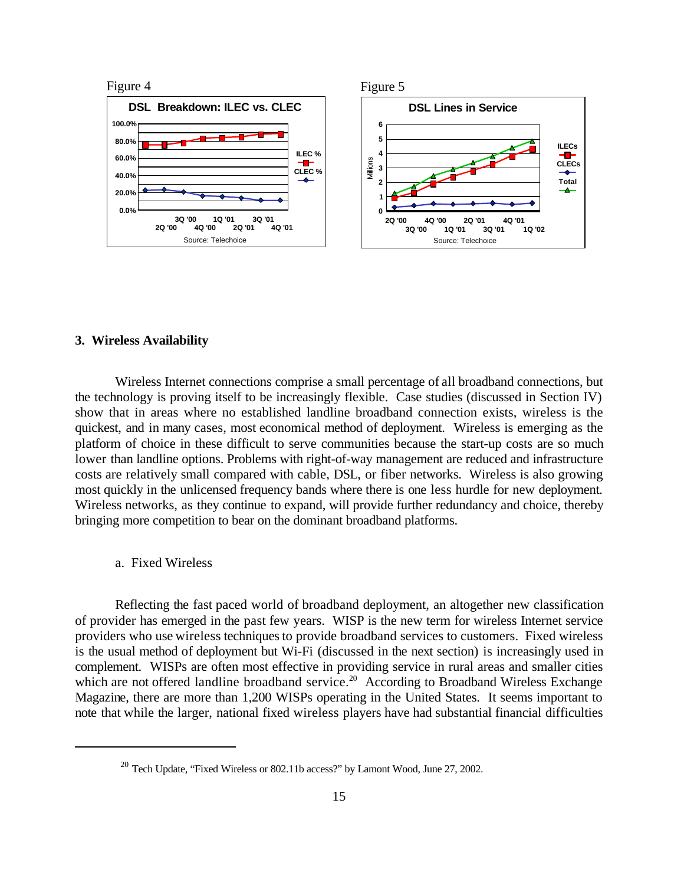Figure 4

Figure 5

## 3. Wireless Availability

Wireless Internet connections comprise a small percentage of all broadband connections, but the technology is proving itself to be increasingly flexible. Case studies (discussed in Section IV) show that in areas where no established landline broadband connection exists, wireless is the quickest, and in many cases, most economical method of deployment. Wireless is emerging as the platform of choice in these difficult to serve communities because the start-up costs are so much lower than landline options. Problems with right-of-way management are reduced and infrastructure costs are relatively small compared with cable, DSL, or fiber networks. Wireless is also growing most quickly in the unlicensed frequency bands where there is one less hurdle for new deployment. Wireless networks, as they continue to expand, will provide further redundancy and choice, thereby bringing more competition to bear on the dominant broadband platforms.

### a. Fixed Wireless

Reflecting the fast paced world of broadband deployment, an altogether new classification of provider has emerged in the past few years. WISP is the new term for wireless Internet service providers who use wireless techniques to provide broadband services to customers. Fixed wireless is the usual method of deployment but Wi-Fi (discussed in the next section) is increasingly used in complement. WISPs are often most effective in providing service in rural areas and smaller cities which are not offered landline broadband service.[20] According to Broadband Wireless Exchange Magazine, there are more than 1,200 WISPs operating in the United States. It seems important to note that while the larger, national fixed wireless players have had substantial financial difficulties

---

[20] Tech Update, "Fixed Wireless or 802.11b access?" by Lamont Wood, June 27, 2002.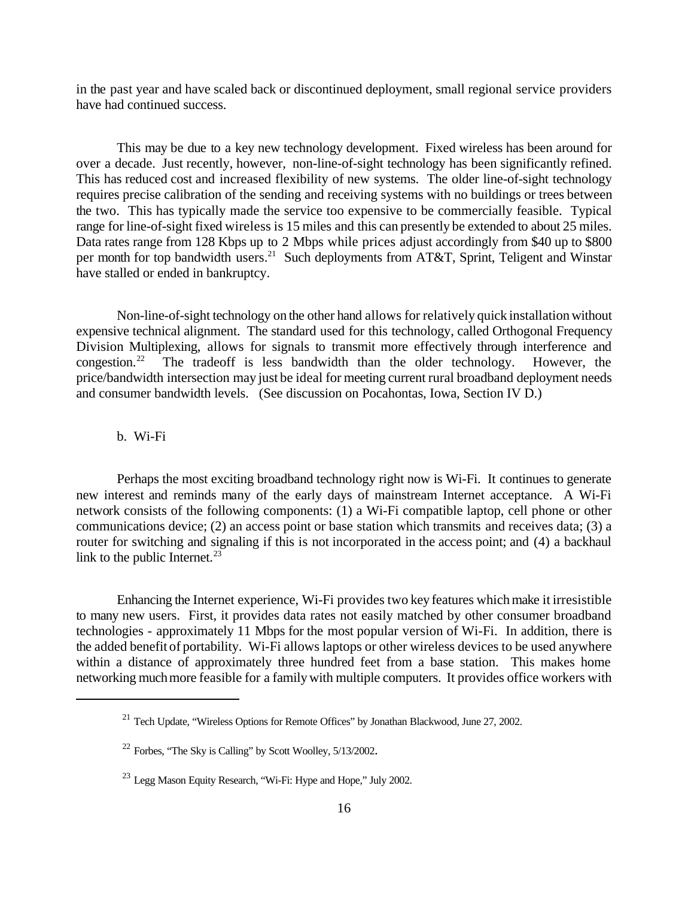in the past year and have scaled back or discontinued deployment, small regional service providers have had continued success.

This may be due to a key new technology development. Fixed wireless has been around for over a decade. Just recently, however, non-line-of-sight technology has been significantly refined. This has reduced cost and increased flexibility of new systems. The older line-of-sight technology requires precise calibration of the sending and receiving systems with no buildings or trees between the two. This has typically made the service too expensive to be commercially feasible. Typical range for line-of-sight fixed wireless is 15 miles and this can presently be extended to about 25 miles. Data rates range from 128 Kbps up to 2 Mbps while prices adjust accordingly from $40 up to $800 per month for top bandwidth users.[21] Such deployments from AT&T, Sprint, Teligent and Winstar have stalled or ended in bankruptcy.

Non-line-of-sight technology on the other hand allows for relatively quick installation without expensive technical alignment. The standard used for this technology, called Orthogonal Frequency Division Multiplexing, allows for signals to transmit more effectively through interference and congestion.[22] The tradeoff is less bandwidth than the older technology. However, the price/bandwidth intersection may just be ideal for meeting current rural broadband deployment needs and consumer bandwidth levels. (See discussion on Pocahontas, Iowa, Section IV D.)

b. Wi-Fi

Perhaps the most exciting broadband technology right now is Wi-Fi. It continues to generate new interest and reminds many of the early days of mainstream Internet acceptance. A Wi-Fi network consists of the following components: (1) a Wi-Fi compatible laptop, cell phone or other communications device; (2) an access point or base station which transmits and receives data; (3) a router for switching and signaling if this is not incorporated in the access point; and (4) a backhaul link to the public Internet.[23]

Enhancing the Internet experience, Wi-Fi provides two key features which make it irresistible to many new users. First, it provides data rates not easily matched by other consumer broadband technologies - approximately 11 Mbps for the most popular version of Wi-Fi. In addition, there is the added benefit of portability. Wi-Fi allows laptops or other wireless devices to be used anywhere within a distance of approximately three hundred feet from a base station. This makes home networking much more feasible for a family with multiple computers. It provides office workers with

---

[21] Tech Update, "Wireless Options for Remote Offices" by Jonathan Blackwood, June 27, 2002.

[22] Forbes, "The Sky is Calling" by Scott Woolley, 5/13/2002.

[23] Legg Mason Equity Research, "Wi-Fi: Hype and Hope," July 2002.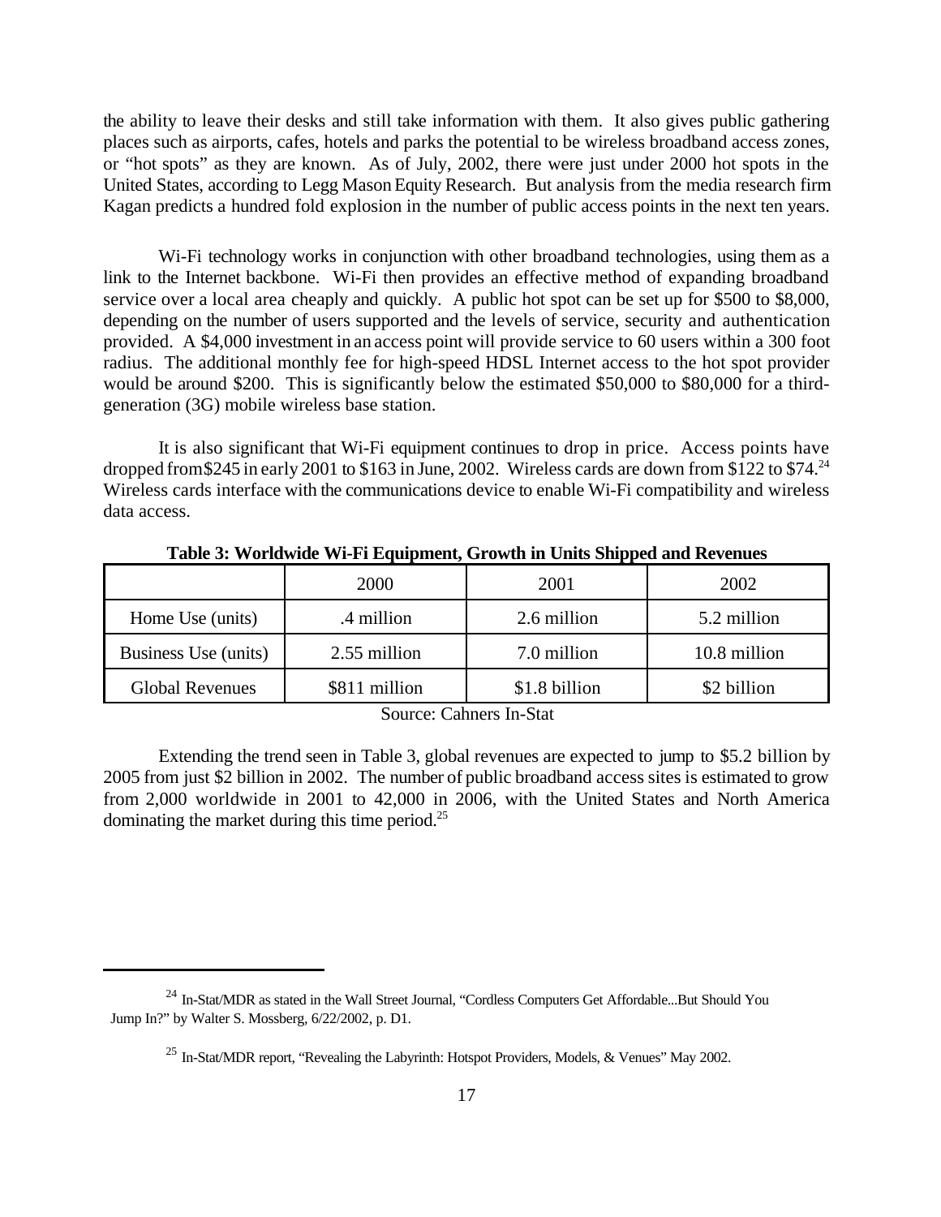the ability to leave their desks and still take information with them. It also gives public gathering places such as airports, cafes, hotels and parks the potential to be wireless broadband access zones, or "hot spots" as they are known. As of July, 2002, there were just under 2000 hot spots in the United States, according to Legg Mason Equity Research. But analysis from the media research firm Kagan predicts a hundred fold explosion in the number of public access points in the next ten years.

Wi-Fi technology works in conjunction with other broadband technologies, using them as a link to the Internet backbone. Wi-Fi then provides an effective method of expanding broadband service over a local area cheaply and quickly. A public hot spot can be set up for $500 to $8,000, depending on the number of users supported and the levels of service, security and authentication provided. A $4,000 investment in an access point will provide service to 60 users within a 300 foot radius. The additional monthly fee for high-speed HDSL Internet access to the hot spot provider would be around $200. This is significantly below the estimated $50,000 to $80,000 for a third-generation (3G) mobile wireless base station.

It is also significant that Wi-Fi equipment continues to drop in price. Access points have dropped from $245 in early 2001 to $163 in June, 2002. Wireless cards are down from $122 to $74.[24] Wireless cards interface with the communications device to enable Wi-Fi compatibility and wireless data access.

**Table 3: Worldwide Wi-Fi Equipment, Growth in Units Shipped and Revenues**

| | 2000 | 2001 | 2002 |
|---|---|---|---|
| Home Use (units) | .4 million | 2.6 million | 5.2 million |
| Business Use (units) | 2.55 million | 7.0 million | 10.8 million |
| Global Revenues | $811 million | $1.8 billion | $2 billion |

Source: Cahners In-Stat

Extending the trend seen in Table 3, global revenues are expected to jump to $5.2 billion by 2005 from just $2 billion in 2002. The number of public broadband access sites is estimated to grow from 2,000 worldwide in 2001 to 42,000 in 2006, with the United States and North America dominating the market during this time period.[25]

---

[24] In-Stat/MDR as stated in the Wall Street Journal, "Cordless Computers Get Affordable...But Should You Jump In?" by Walter S. Mossberg, 6/22/2002, p. D1.

[25] In-Stat/MDR report, "Revealing the Labyrinth: Hotspot Providers, Models, & Venues" May 2002.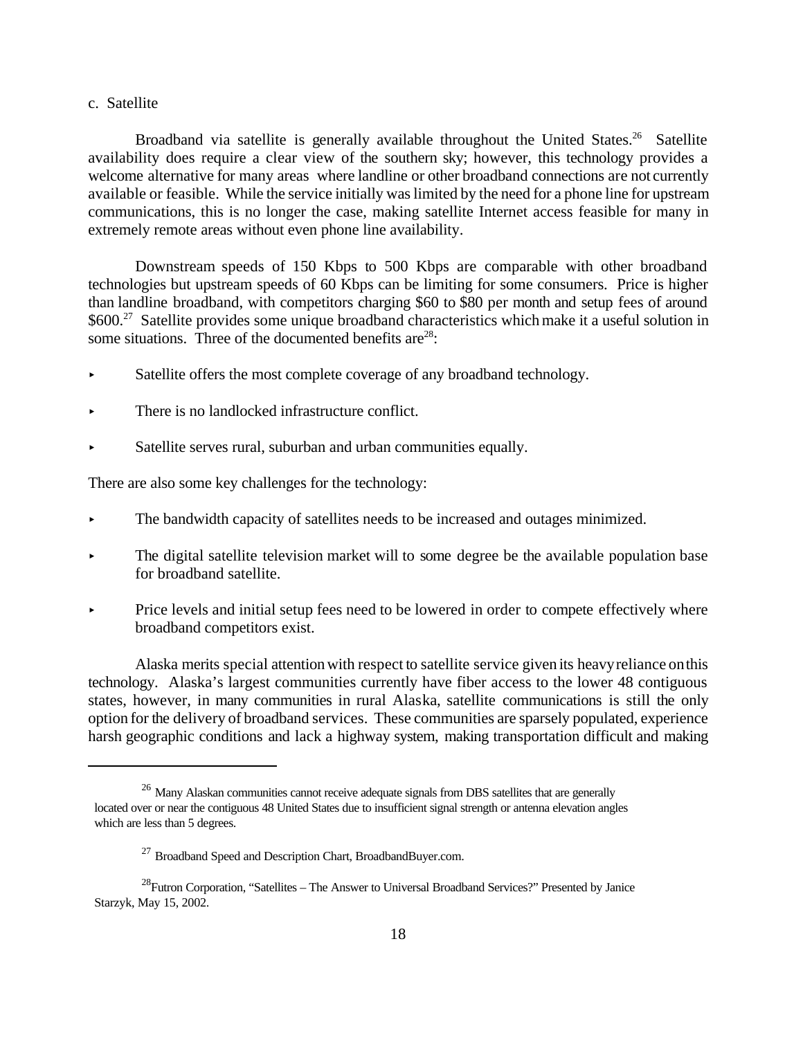c. Satellite

Broadband via satellite is generally available throughout the United States.[26] Satellite availability does require a clear view of the southern sky; however, this technology provides a welcome alternative for many areas where landline or other broadband connections are not currently available or feasible. While the service initially was limited by the need for a phone line for upstream communications, this is no longer the case, making satellite Internet access feasible for many in extremely remote areas without even phone line availability.

Downstream speeds of 150 Kbps to 500 Kbps are comparable with other broadband technologies but upstream speeds of 60 Kbps can be limiting for some consumers. Price is higher than landline broadband, with competitors charging $60 to $80 per month and setup fees of around $600.[27] Satellite provides some unique broadband characteristics which make it a useful solution in some situations. Three of the documented benefits are[28]:

- Satellite offers the most complete coverage of any broadband technology.
- There is no landlocked infrastructure conflict.
- Satellite serves rural, suburban and urban communities equally.

There are also some key challenges for the technology:

- The bandwidth capacity of satellites needs to be increased and outages minimized.
- The digital satellite television market will to some degree be the available population base for broadband satellite.
- Price levels and initial setup fees need to be lowered in order to compete effectively where broadband competitors exist.

Alaska merits special attention with respect to satellite service given its heavy reliance on this technology. Alaska's largest communities currently have fiber access to the lower 48 contiguous states, however, in many communities in rural Alaska, satellite communications is still the only option for the delivery of broadband services. These communities are sparsely populated, experience harsh geographic conditions and lack a highway system, making transportation difficult and making

---

[26] Many Alaskan communities cannot receive adequate signals from DBS satellites that are generally located over or near the contiguous 48 United States due to insufficient signal strength or antenna elevation angles which are less than 5 degrees.

[27] Broadband Speed and Description Chart, BroadbandBuyer.com.

[28] Futron Corporation, "Satellites – The Answer to Universal Broadband Services?" Presented by Janice Starzyk, May 15, 2002.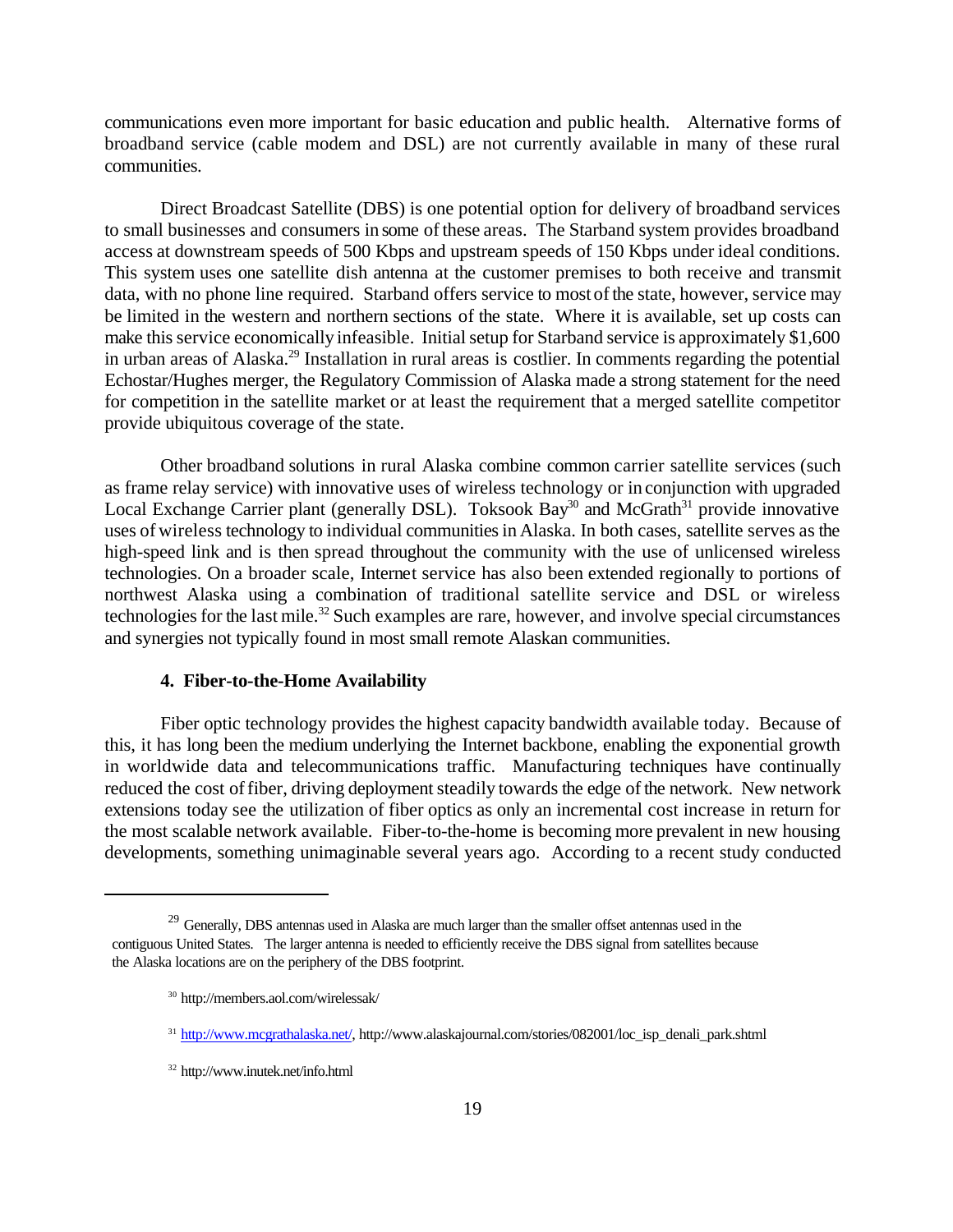communications even more important for basic education and public health. Alternative forms of broadband service (cable modem and DSL) are not currently available in many of these rural communities.

Direct Broadcast Satellite (DBS) is one potential option for delivery of broadband services to small businesses and consumers in some of these areas. The Starband system provides broadband access at downstream speeds of 500 Kbps and upstream speeds of 150 Kbps under ideal conditions. This system uses one satellite dish antenna at the customer premises to both receive and transmit data, with no phone line required. Starband offers service to most of the state, however, service may be limited in the western and northern sections of the state. Where it is available, set up costs can make this service economically infeasible. Initial setup for Starband service is approximately $1,600 in urban areas of Alaska.[29] Installation in rural areas is costlier. In comments regarding the potential Echostar/Hughes merger, the Regulatory Commission of Alaska made a strong statement for the need for competition in the satellite market or at least the requirement that a merged satellite competitor provide ubiquitous coverage of the state.

Other broadband solutions in rural Alaska combine common carrier satellite services (such as frame relay service) with innovative uses of wireless technology or in conjunction with upgraded Local Exchange Carrier plant (generally DSL). Toksook Bay[30] and McGrath[31] provide innovative uses of wireless technology to individual communities in Alaska. In both cases, satellite serves as the high-speed link and is then spread throughout the community with the use of unlicensed wireless technologies. On a broader scale, Internet service has also been extended regionally to portions of northwest Alaska using a combination of traditional satellite service and DSL or wireless technologies for the last mile.[32] Such examples are rare, however, and involve special circumstances and synergies not typically found in most small remote Alaskan communities.

#### 4. Fiber-to-the-Home Availability

Fiber optic technology provides the highest capacity bandwidth available today. Because of this, it has long been the medium underlying the Internet backbone, enabling the exponential growth in worldwide data and telecommunications traffic. Manufacturing techniques have continually reduced the cost of fiber, driving deployment steadily towards the edge of the network. New network extensions today see the utilization of fiber optics as only an incremental cost increase in return for the most scalable network available. Fiber-to-the-home is becoming more prevalent in new housing developments, something unimaginable several years ago. According to a recent study conducted

---

[29] Generally, DBS antennas used in Alaska are much larger than the smaller offset antennas used in the contiguous United States. The larger antenna is needed to efficiently receive the DBS signal from satellites because the Alaska locations are on the periphery of the DBS footprint.

[30] http://members.aol.com/wirelessak/

[31] http://www.mcgrathalaska.net/, http://www.alaskajournal.com/stories/082001/loc_isp_denali_park.shtml

[32] http://www.inutek.net/info.html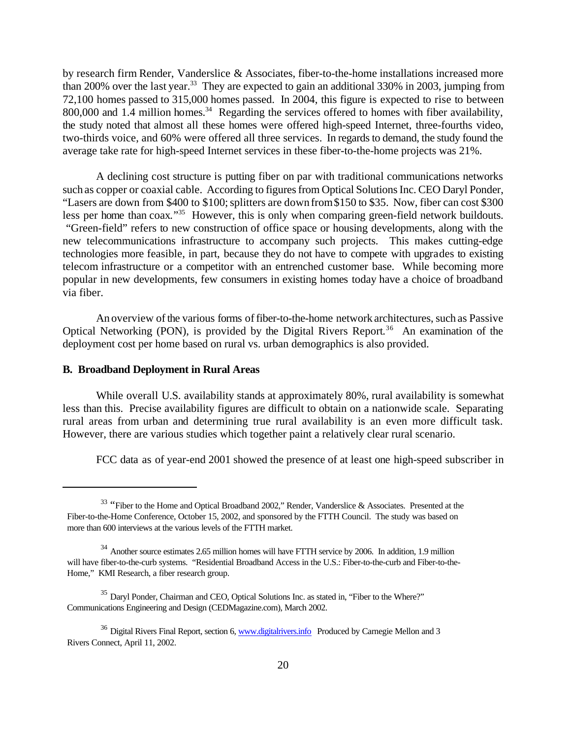by research firm Render, Vanderslice & Associates, fiber-to-the-home installations increased more than 200% over the last year.[33] They are expected to gain an additional 330% in 2003, jumping from 72,100 homes passed to 315,000 homes passed. In 2004, this figure is expected to rise to between 800,000 and 1.4 million homes.[34] Regarding the services offered to homes with fiber availability, the study noted that almost all these homes were offered high-speed Internet, three-fourths video, two-thirds voice, and 60% were offered all three services. In regards to demand, the study found the average take rate for high-speed Internet services in these fiber-to-the-home projects was 21%.

A declining cost structure is putting fiber on par with traditional communications networks such as copper or coaxial cable. According to figures from Optical Solutions Inc. CEO Daryl Ponder, "Lasers are down from $400 to $100; splitters are down from $150 to $35. Now, fiber can cost $300 less per home than coax."[35] However, this is only when comparing green-field network buildouts. "Green-field" refers to new construction of office space or housing developments, along with the new telecommunications infrastructure to accompany such projects. This makes cutting-edge technologies more feasible, in part, because they do not have to compete with upgrades to existing telecom infrastructure or a competitor with an entrenched customer base. While becoming more popular in new developments, few consumers in existing homes today have a choice of broadband via fiber.

An overview of the various forms of fiber-to-the-home network architectures, such as Passive Optical Networking (PON), is provided by the Digital Rivers Report.[36] An examination of the deployment cost per home based on rural vs. urban demographics is also provided.

### B. Broadband Deployment in Rural Areas

While overall U.S. availability stands at approximately 80%, rural availability is somewhat less than this. Precise availability figures are difficult to obtain on a nationwide scale. Separating rural areas from urban and determining true rural availability is an even more difficult task. However, there are various studies which together paint a relatively clear rural scenario.

FCC data as of year-end 2001 showed the presence of at least one high-speed subscriber in

---

[33] "Fiber to the Home and Optical Broadband 2002," Render, Vanderslice & Associates. Presented at the Fiber-to-the-Home Conference, October 15, 2002, and sponsored by the FTTH Council. The study was based on more than 600 interviews at the various levels of the FTTH market.

[34] Another source estimates 2.65 million homes will have FTTH service by 2006. In addition, 1.9 million will have fiber-to-the-curb systems. "Residential Broadband Access in the U.S.: Fiber-to-the-curb and Fiber-to-the-Home," KMI Research, a fiber research group.

[35] Daryl Ponder, Chairman and CEO, Optical Solutions Inc. as stated in, "Fiber to the Where?" Communications Engineering and Design (CEDMagazine.com), March 2002.

[36] Digital Rivers Final Report, section 6, www.digitalrivers.info Produced by Carnegie Mellon and 3 Rivers Connect, April 11, 2002.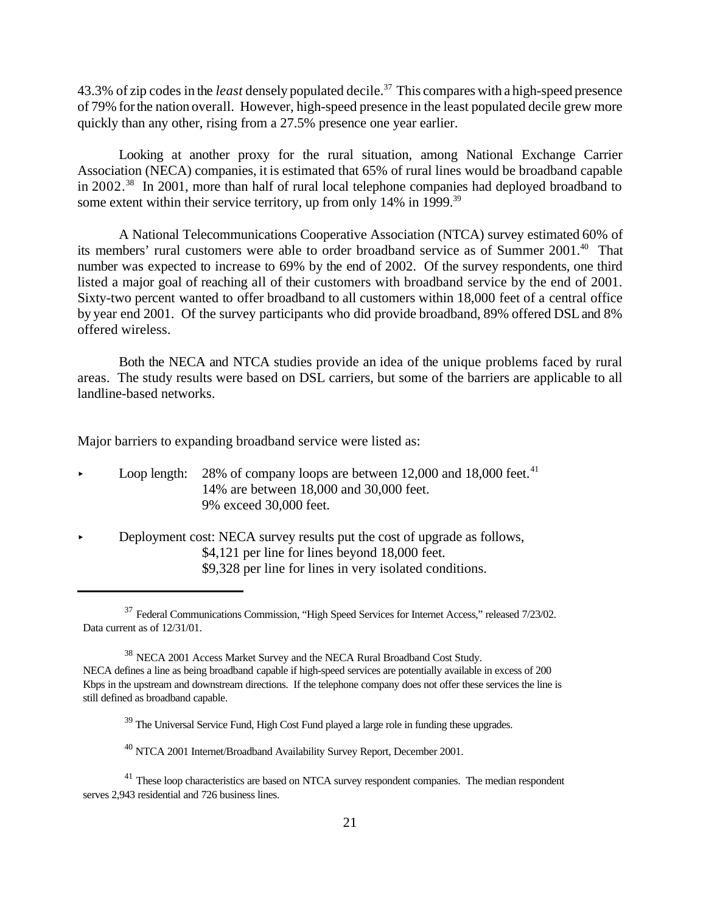43.3% of zip codes in the *least* densely populated decile.[37] This compares with a high-speed presence of 79% for the nation overall. However, high-speed presence in the least populated decile grew more quickly than any other, rising from a 27.5% presence one year earlier.

Looking at another proxy for the rural situation, among National Exchange Carrier Association (NECA) companies, it is estimated that 65% of rural lines would be broadband capable in 2002.[38] In 2001, more than half of rural local telephone companies had deployed broadband to some extent within their service territory, up from only 14% in 1999.[39]

A National Telecommunications Cooperative Association (NTCA) survey estimated 60% of its members' rural customers were able to order broadband service as of Summer 2001.[40] That number was expected to increase to 69% by the end of 2002. Of the survey respondents, one third listed a major goal of reaching all of their customers with broadband service by the end of 2001. Sixty-two percent wanted to offer broadband to all customers within 18,000 feet of a central office by year end 2001. Of the survey participants who did provide broadband, 89% offered DSL and 8% offered wireless.

Both the NECA and NTCA studies provide an idea of the unique problems faced by rural areas. The study results were based on DSL carriers, but some of the barriers are applicable to all landline-based networks.

Major barriers to expanding broadband service were listed as:

- Loop length: 28% of company loops are between 12,000 and 18,000 feet.[41]
  14% are between 18,000 and 30,000 feet.
  9% exceed 30,000 feet.

- Deployment cost: NECA survey results put the cost of upgrade as follows,
  \$4,121 per line for lines beyond 18,000 feet.
  \$9,328 per line for lines in very isolated conditions.

---

[37] Federal Communications Commission, "High Speed Services for Internet Access," released 7/23/02. Data current as of 12/31/01.

[38] NECA 2001 Access Market Survey and the NECA Rural Broadband Cost Study. NECA defines a line as being broadband capable if high-speed services are potentially available in excess of 200 Kbps in the upstream and downstream directions. If the telephone company does not offer these services the line is still defined as broadband capable.

[39] The Universal Service Fund, High Cost Fund played a large role in funding these upgrades.

[40] NTCA 2001 Internet/Broadband Availability Survey Report, December 2001.

[41] These loop characteristics are based on NTCA survey respondent companies. The median respondent serves 2,943 residential and 726 business lines.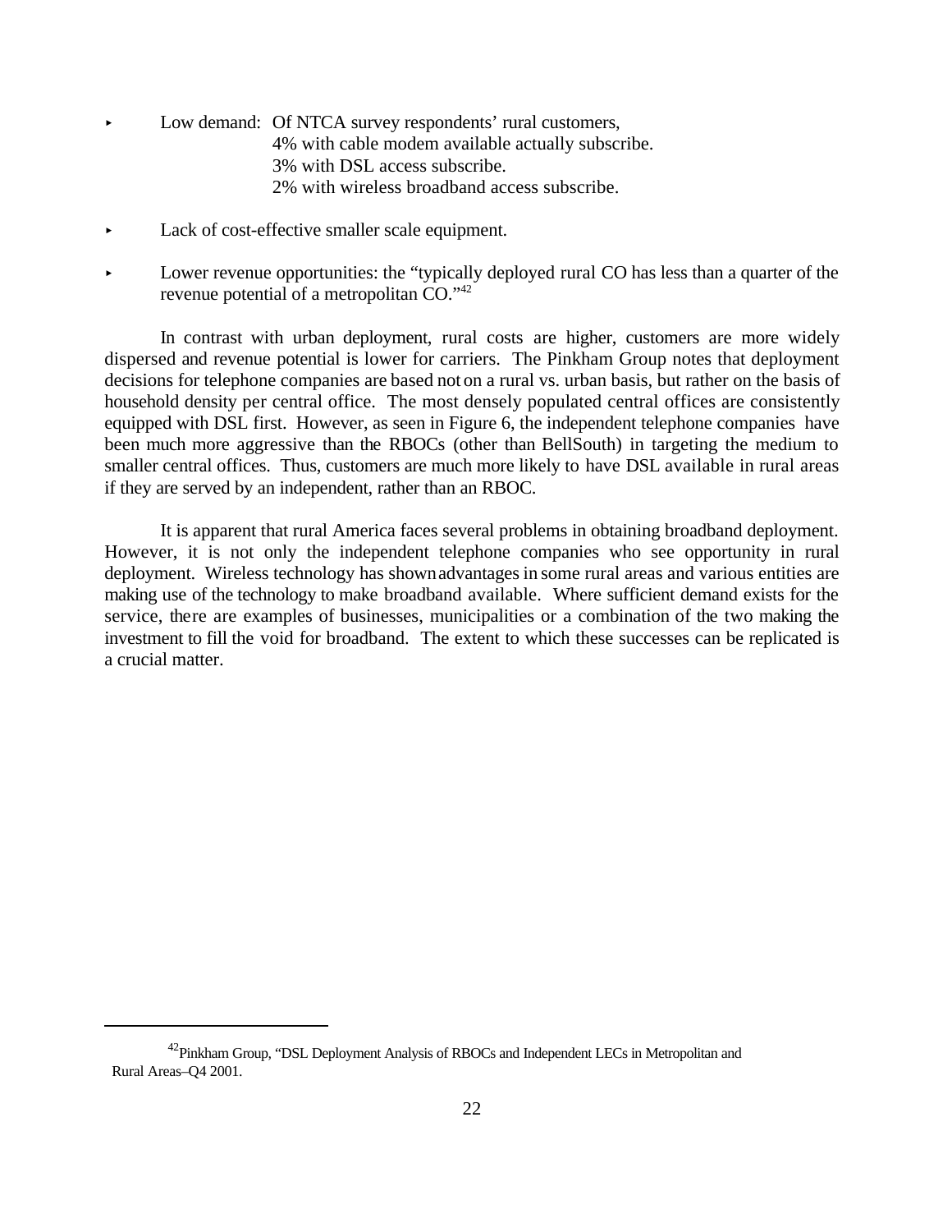- Low demand: Of NTCA survey respondents' rural customers,
  4% with cable modem available actually subscribe.
  3% with DSL access subscribe.
  2% with wireless broadband access subscribe.

- Lack of cost-effective smaller scale equipment.

- Lower revenue opportunities: the "typically deployed rural CO has less than a quarter of the revenue potential of a metropolitan CO."[42]

In contrast with urban deployment, rural costs are higher, customers are more widely dispersed and revenue potential is lower for carriers. The Pinkham Group notes that deployment decisions for telephone companies are based not on a rural vs. urban basis, but rather on the basis of household density per central office. The most densely populated central offices are consistently equipped with DSL first. However, as seen in Figure 6, the independent telephone companies have been much more aggressive than the RBOCs (other than BellSouth) in targeting the medium to smaller central offices. Thus, customers are much more likely to have DSL available in rural areas if they are served by an independent, rather than an RBOC.

It is apparent that rural America faces several problems in obtaining broadband deployment. However, it is not only the independent telephone companies who see opportunity in rural deployment. Wireless technology has shown advantages in some rural areas and various entities are making use of the technology to make broadband available. Where sufficient demand exists for the service, there are examples of businesses, municipalities or a combination of the two making the investment to fill the void for broadband. The extent to which these successes can be replicated is a crucial matter.

---

[42] Pinkham Group, "DSL Deployment Analysis of RBOCs and Independent LECs in Metropolitan and Rural Areas–Q4 2001.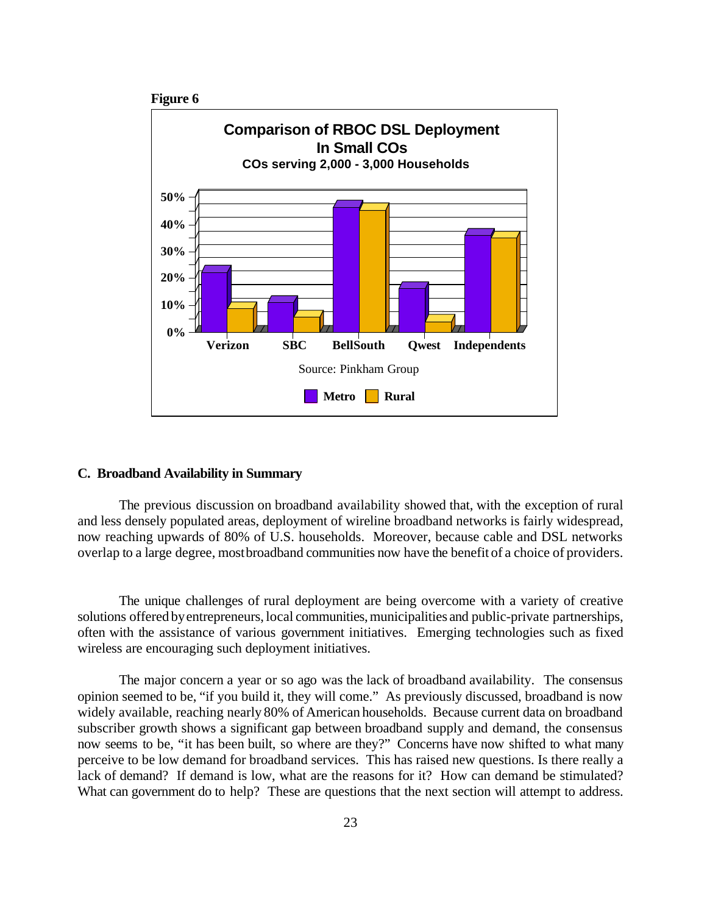**Figure 6**

**Comparison of RBOC DSL Deployment In Small COs**

**COs serving 2,000 - 3,000 Households**

Source: Pinkham Group

### C. Broadband Availability in Summary

The previous discussion on broadband availability showed that, with the exception of rural and less densely populated areas, deployment of wireline broadband networks is fairly widespread, now reaching upwards of 80% of U.S. households. Moreover, because cable and DSL networks overlap to a large degree, most broadband communities now have the benefit of a choice of providers.

The unique challenges of rural deployment are being overcome with a variety of creative solutions offered by entrepreneurs, local communities, municipalities and public-private partnerships, often with the assistance of various government initiatives. Emerging technologies such as fixed wireless are encouraging such deployment initiatives.

The major concern a year or so ago was the lack of broadband availability. The consensus opinion seemed to be, "if you build it, they will come." As previously discussed, broadband is now widely available, reaching nearly 80% of American households. Because current data on broadband subscriber growth shows a significant gap between broadband supply and demand, the consensus now seems to be, "it has been built, so where are they?" Concerns have now shifted to what many perceive to be low demand for broadband services. This has raised new questions. Is there really a lack of demand? If demand is low, what are the reasons for it? How can demand be stimulated? What can government do to help? These are questions that the next section will attempt to address.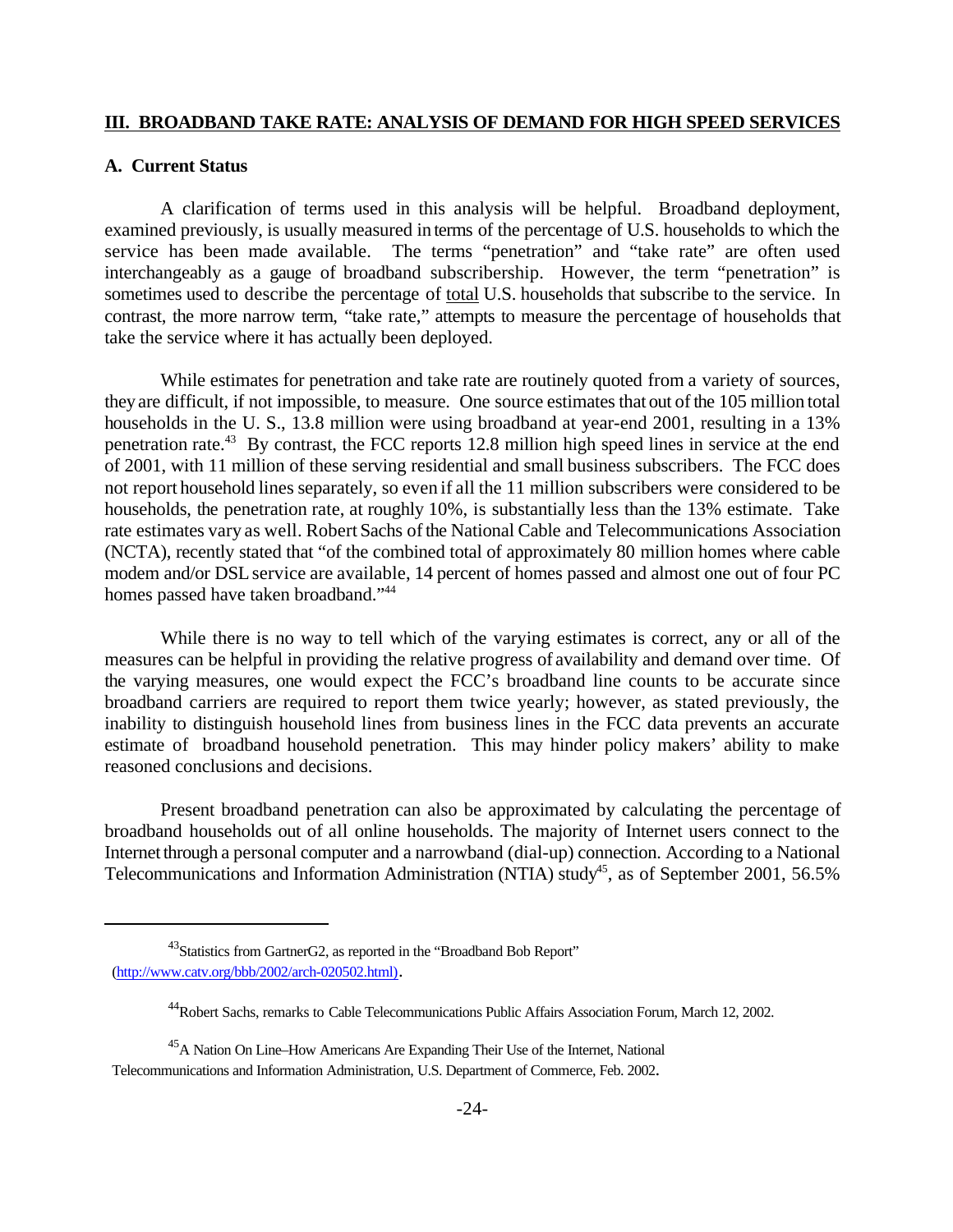## III. BROADBAND TAKE RATE: ANALYSIS OF DEMAND FOR HIGH SPEED SERVICES

### A. Current Status

A clarification of terms used in this analysis will be helpful. Broadband deployment, examined previously, is usually measured in terms of the percentage of U.S. households to which the service has been made available. The terms "penetration" and "take rate" are often used interchangeably as a gauge of broadband subscribership. However, the term "penetration" is sometimes used to describe the percentage of total U.S. households that subscribe to the service. In contrast, the more narrow term, "take rate," attempts to measure the percentage of households that take the service where it has actually been deployed.

While estimates for penetration and take rate are routinely quoted from a variety of sources, they are difficult, if not impossible, to measure. One source estimates that out of the 105 million total households in the U. S., 13.8 million were using broadband at year-end 2001, resulting in a 13% penetration rate.[43] By contrast, the FCC reports 12.8 million high speed lines in service at the end of 2001, with 11 million of these serving residential and small business subscribers. The FCC does not report household lines separately, so even if all the 11 million subscribers were considered to be households, the penetration rate, at roughly 10%, is substantially less than the 13% estimate. Take rate estimates vary as well. Robert Sachs of the National Cable and Telecommunications Association (NCTA), recently stated that "of the combined total of approximately 80 million homes where cable modem and/or DSL service are available, 14 percent of homes passed and almost one out of four PC homes passed have taken broadband."[44]

While there is no way to tell which of the varying estimates is correct, any or all of the measures can be helpful in providing the relative progress of availability and demand over time. Of the varying measures, one would expect the FCC's broadband line counts to be accurate since broadband carriers are required to report them twice yearly; however, as stated previously, the inability to distinguish household lines from business lines in the FCC data prevents an accurate estimate of broadband household penetration. This may hinder policy makers' ability to make reasoned conclusions and decisions.

Present broadband penetration can also be approximated by calculating the percentage of broadband households out of all online households. The majority of Internet users connect to the Internet through a personal computer and a narrowband (dial-up) connection. According to a National Telecommunications and Information Administration (NTIA) study[45], as of September 2001, 56.5%

---

[43] Statistics from GartnerG2, as reported in the "Broadband Bob Report" (http://www.catv.org/bbb/2002/arch-020502.html).

[44] Robert Sachs, remarks to Cable Telecommunications Public Affairs Association Forum, March 12, 2002.

[45] A Nation On Line–How Americans Are Expanding Their Use of the Internet, National Telecommunications and Information Administration, U.S. Department of Commerce, Feb. 2002.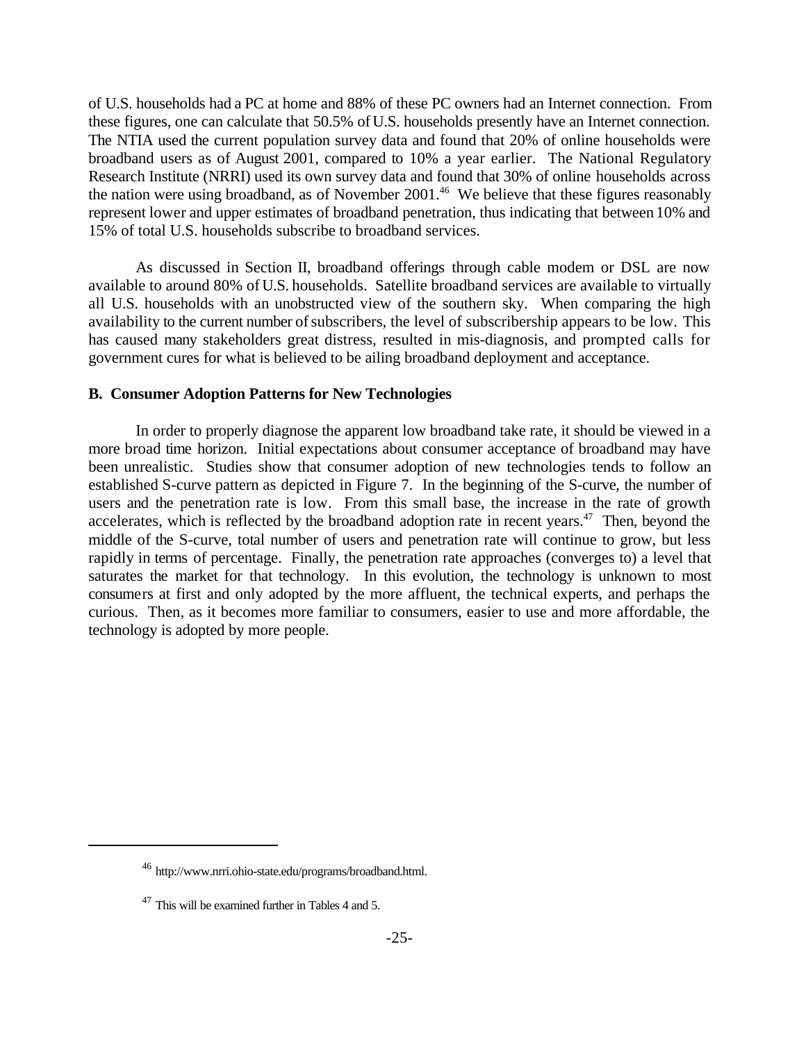of U.S. households had a PC at home and 88% of these PC owners had an Internet connection. From these figures, one can calculate that 50.5% of U.S. households presently have an Internet connection. The NTIA used the current population survey data and found that 20% of online households were broadband users as of August 2001, compared to 10% a year earlier. The National Regulatory Research Institute (NRRI) used its own survey data and found that 30% of online households across the nation were using broadband, as of November 2001.[46] We believe that these figures reasonably represent lower and upper estimates of broadband penetration, thus indicating that between 10% and 15% of total U.S. households subscribe to broadband services.

As discussed in Section II, broadband offerings through cable modem or DSL are now available to around 80% of U.S. households. Satellite broadband services are available to virtually all U.S. households with an unobstructed view of the southern sky. When comparing the high availability to the current number of subscribers, the level of subscribership appears to be low. This has caused many stakeholders great distress, resulted in mis-diagnosis, and prompted calls for government cures for what is believed to be ailing broadband deployment and acceptance.

### B. Consumer Adoption Patterns for New Technologies

In order to properly diagnose the apparent low broadband take rate, it should be viewed in a more broad time horizon. Initial expectations about consumer acceptance of broadband may have been unrealistic. Studies show that consumer adoption of new technologies tends to follow an established S-curve pattern as depicted in Figure 7. In the beginning of the S-curve, the number of users and the penetration rate is low. From this small base, the increase in the rate of growth accelerates, which is reflected by the broadband adoption rate in recent years.[47] Then, beyond the middle of the S-curve, total number of users and penetration rate will continue to grow, but less rapidly in terms of percentage. Finally, the penetration rate approaches (converges to) a level that saturates the market for that technology. In this evolution, the technology is unknown to most consumers at first and only adopted by the more affluent, the technical experts, and perhaps the curious. Then, as it becomes more familiar to consumers, easier to use and more affordable, the technology is adopted by more people.

---

[46] http://www.nrri.ohio-state.edu/programs/broadband.html.

[47] This will be examined further in Tables 4 and 5.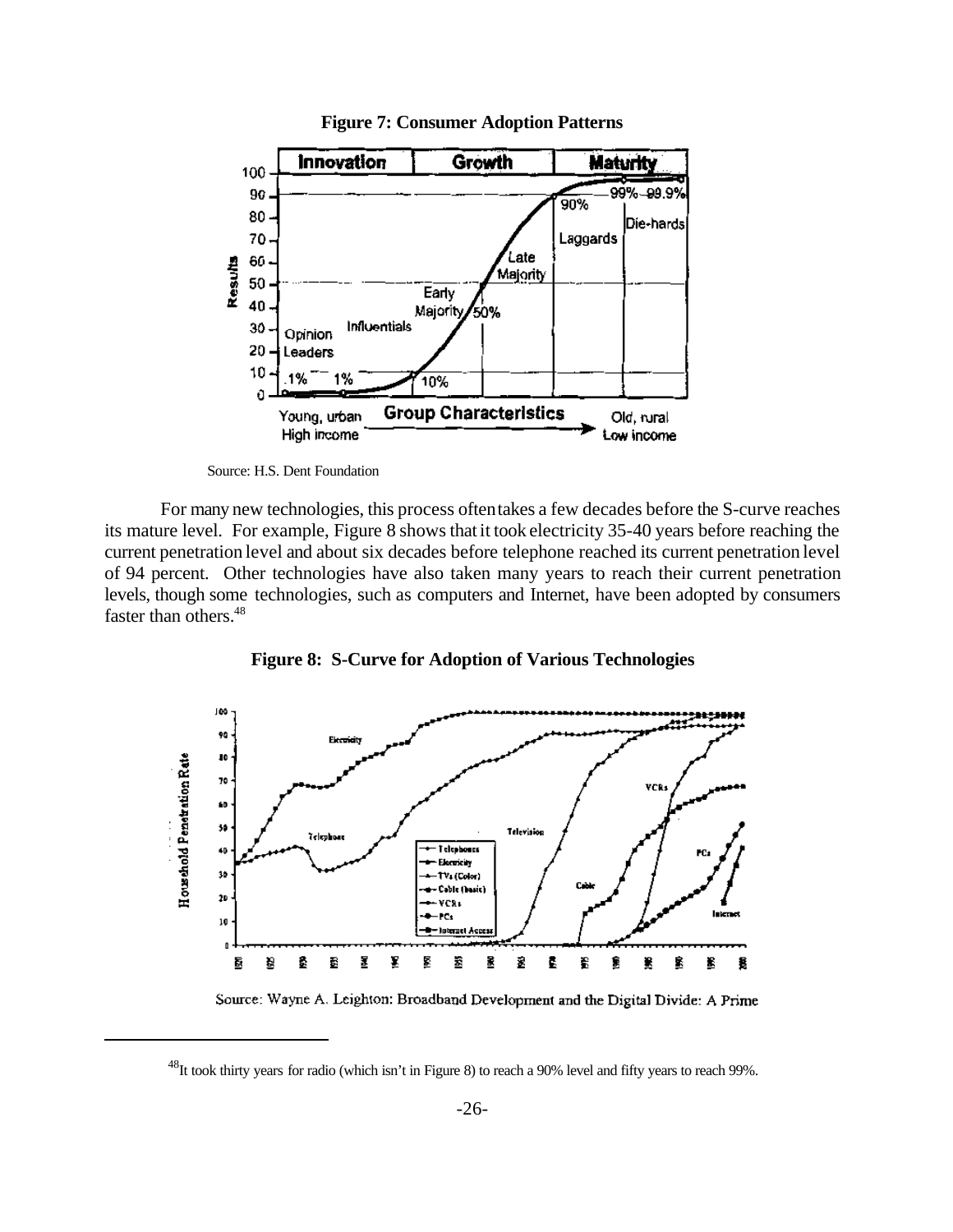**Figure 7: Consumer Adoption Patterns**

Source: H.S. Dent Foundation

For many new technologies, this process often takes a few decades before the S-curve reaches its mature level. For example, Figure 8 shows that it took electricity 35-40 years before reaching the current penetration level and about six decades before telephone reached its current penetration level of 94 percent. Other technologies have also taken many years to reach their current penetration levels, though some technologies, such as computers and Internet, have been adopted by consumers faster than others.[48]

**Figure 8: S-Curve for Adoption of Various Technologies**

Source: Wayne A. Leighton: Broadband Development and the Digital Divide: A Prime

[48]It took thirty years for radio (which isn't in Figure 8) to reach a 90% level and fifty years to reach 99%.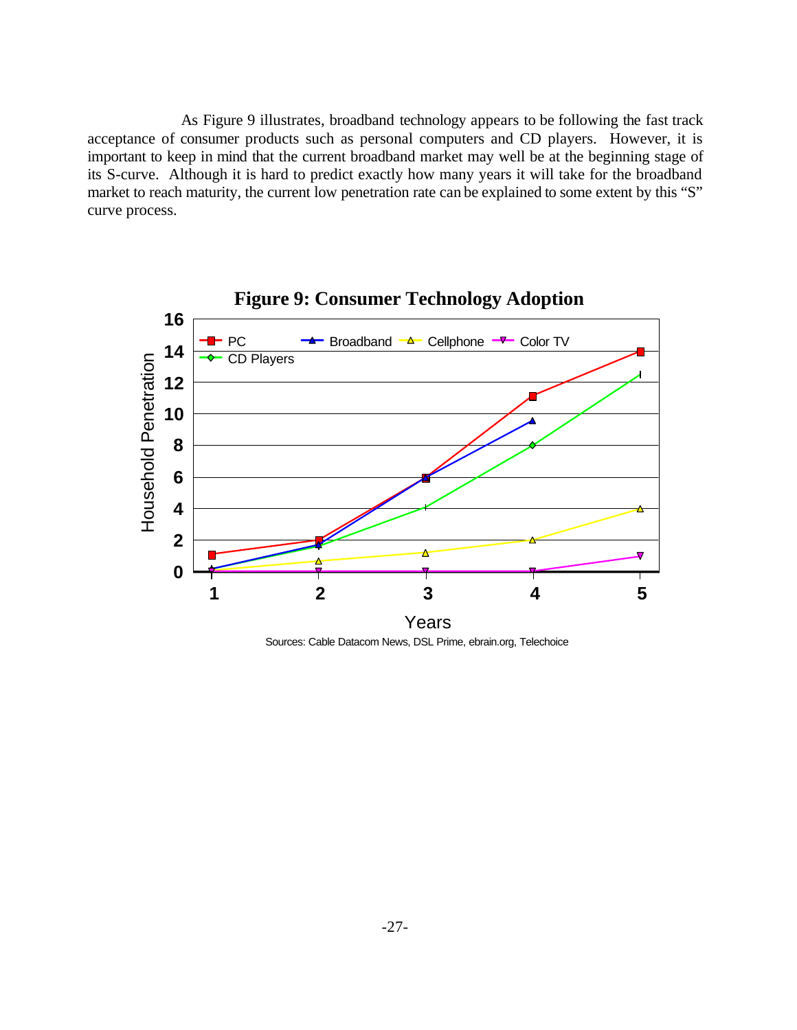As Figure 9 illustrates, broadband technology appears to be following the fast track acceptance of consumer products such as personal computers and CD players. However, it is important to keep in mind that the current broadband market may well be at the beginning stage of its S-curve. Although it is hard to predict exactly how many years it will take for the broadband market to reach maturity, the current low penetration rate can be explained to some extent by this "S" curve process.

**Figure 9: Consumer Technology Adoption**

Sources: Cable Datacom News, DSL Prime, ebrain.org, Telechoice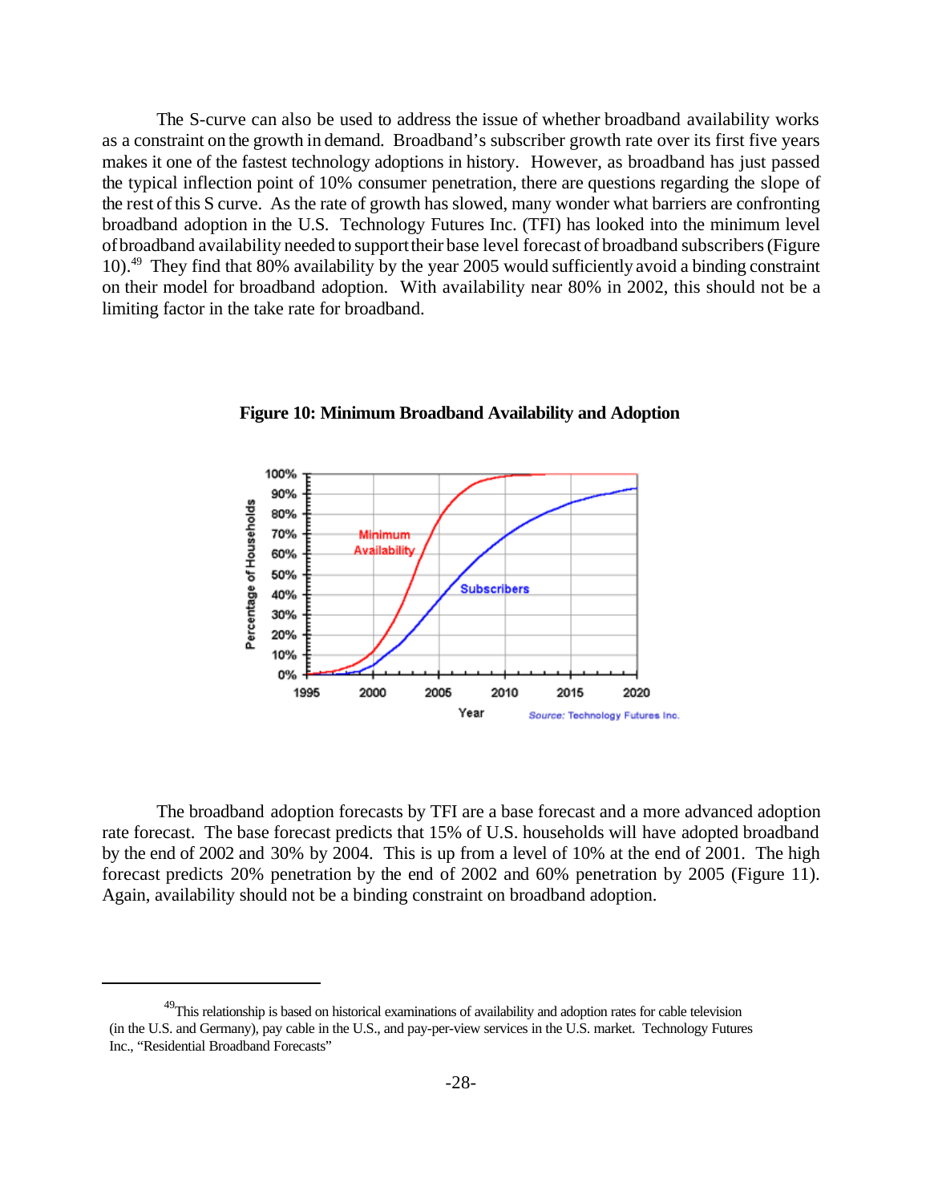The S-curve can also be used to address the issue of whether broadband availability works as a constraint on the growth in demand. Broadband's subscriber growth rate over its first five years makes it one of the fastest technology adoptions in history. However, as broadband has just passed the typical inflection point of 10% consumer penetration, there are questions regarding the slope of the rest of this S curve. As the rate of growth has slowed, many wonder what barriers are confronting broadband adoption in the U.S. Technology Futures Inc. (TFI) has looked into the minimum level of broadband availability needed to support their base level forecast of broadband subscribers (Figure 10).[49] They find that 80% availability by the year 2005 would sufficiently avoid a binding constraint on their model for broadband adoption. With availability near 80% in 2002, this should not be a limiting factor in the take rate for broadband.

**Figure 10: Minimum Broadband Availability and Adoption**

The broadband adoption forecasts by TFI are a base forecast and a more advanced adoption rate forecast. The base forecast predicts that 15% of U.S. households will have adopted broadband by the end of 2002 and 30% by 2004. This is up from a level of 10% at the end of 2001. The high forecast predicts 20% penetration by the end of 2002 and 60% penetration by 2005 (Figure 11). Again, availability should not be a binding constraint on broadband adoption.

---

[49] This relationship is based on historical examinations of availability and adoption rates for cable television (in the U.S. and Germany), pay cable in the U.S., and pay-per-view services in the U.S. market. Technology Futures Inc., "Residential Broadband Forecasts"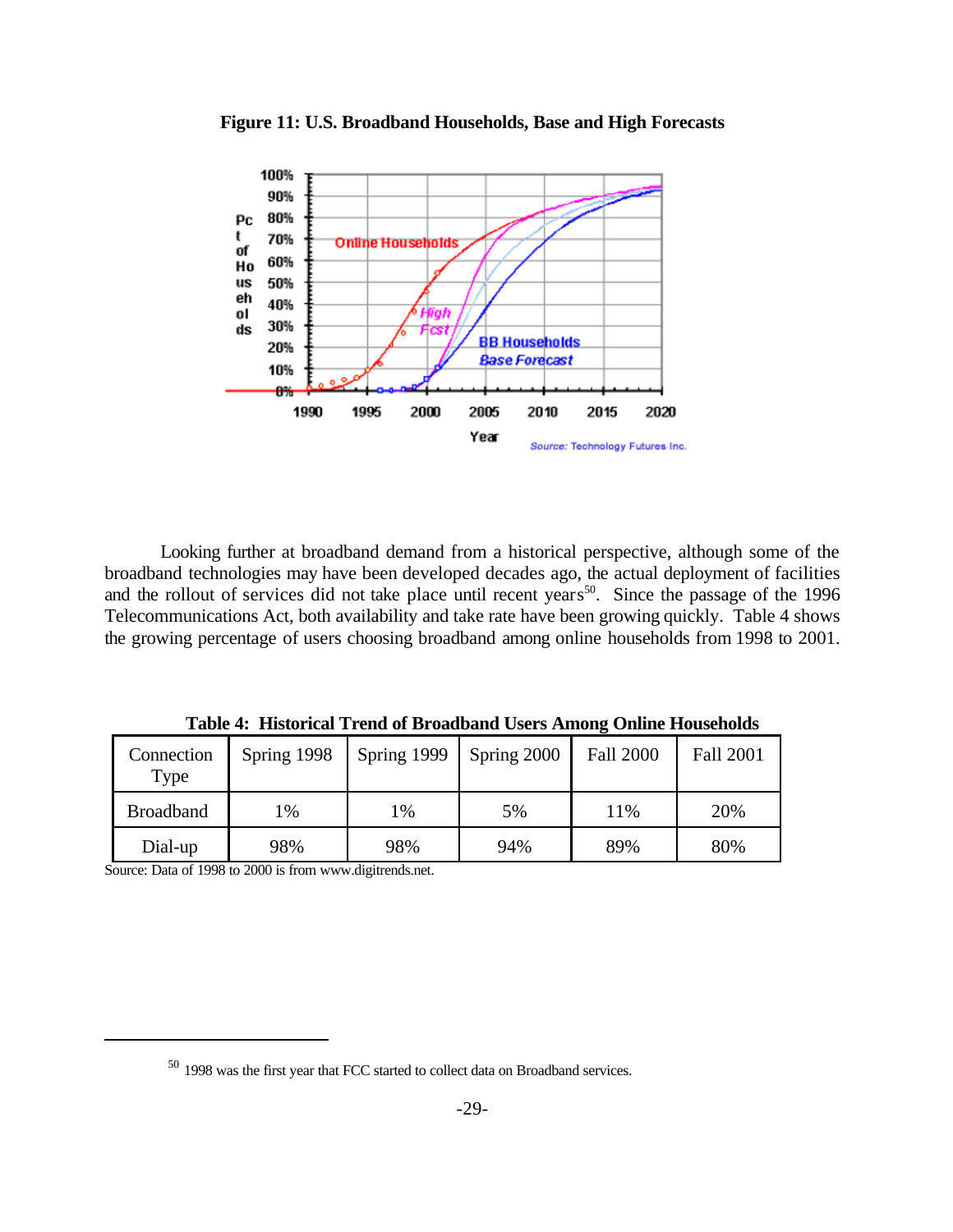**Figure 11: U.S. Broadband Households, Base and High Forecasts**

Looking further at broadband demand from a historical perspective, although some of the broadband technologies may have been developed decades ago, the actual deployment of facilities and the rollout of services did not take place until recent years[50]. Since the passage of the 1996 Telecommunications Act, both availability and take rate have been growing quickly. Table 4 shows the growing percentage of users choosing broadband among online households from 1998 to 2001.

**Table 4: Historical Trend of Broadband Users Among Online Households**

| Connection Type | Spring 1998 | Spring 1999 | Spring 2000 | Fall 2000 | Fall 2001 |
|---|---|---|---|---|---|
| Broadband | 1% | 1% | 5% | 11% | 20% |
| Dial-up | 98% | 98% | 94% | 89% | 80% |

Source: Data of 1998 to 2000 is from www.digitrends.net.

[50] 1998 was the first year that FCC started to collect data on Broadband services.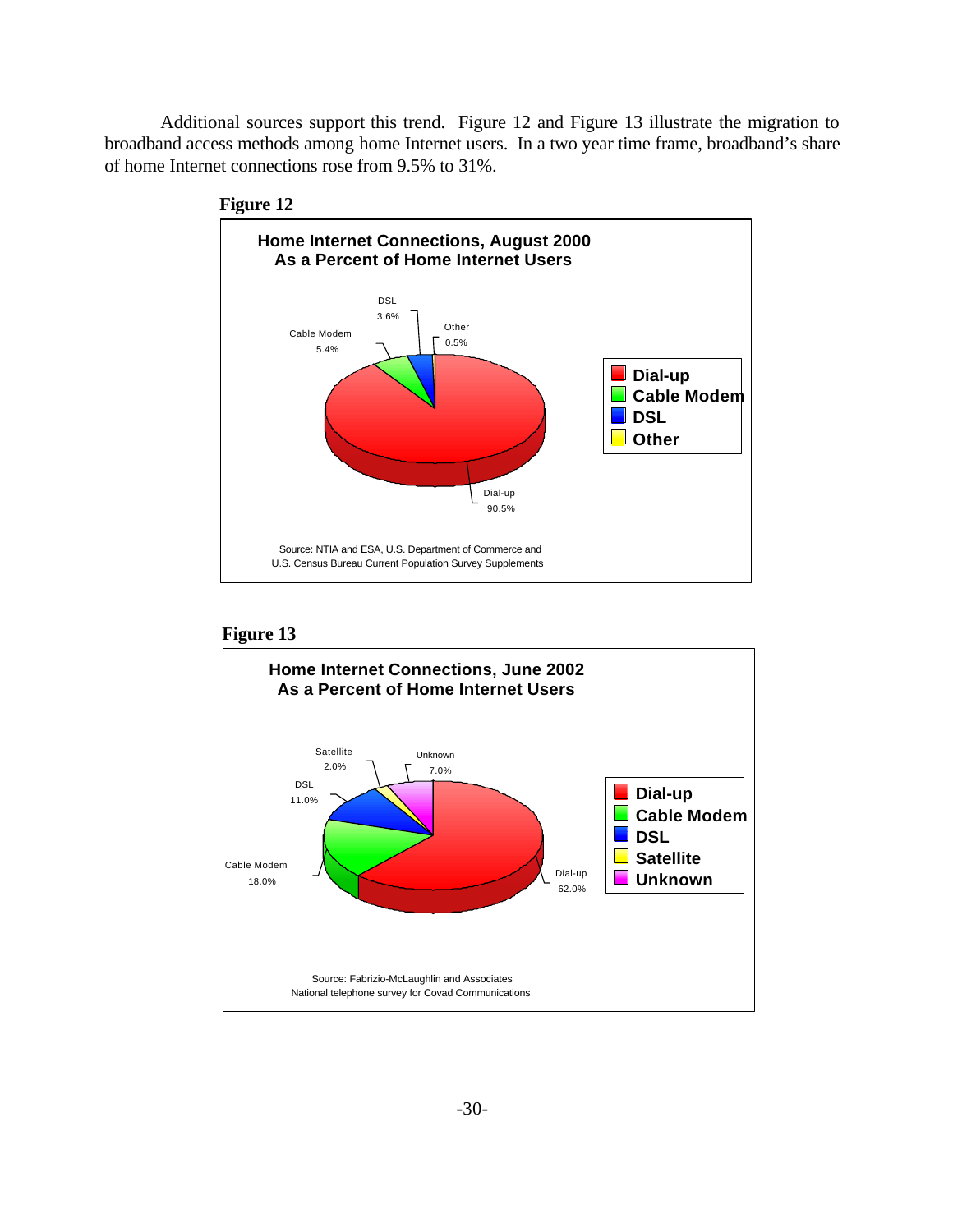Additional sources support this trend. Figure 12 and Figure 13 illustrate the migration to broadband access methods among home Internet users. In a two year time frame, broadband's share of home Internet connections rose from 9.5% to 31%.

**Figure 12**

**Home Internet Connections, August 2000**
**As a Percent of Home Internet Users**

| Connection | Percent |
|---|---|
| Dial-up | 90.5% |
| Cable Modem | 5.4% |
| DSL | 3.6% |
| Other | 0.5% |

Source: NTIA and ESA, U.S. Department of Commerce and U.S. Census Bureau Current Population Survey Supplements

**Figure 13**

**Home Internet Connections, June 2002**
**As a Percent of Home Internet Users**

| Connection | Percent |
|---|---|
| Dial-up | 62.0% |
| Cable Modem | 18.0% |
| DSL | 11.0% |
| Satellite | 2.0% |
| Unknown | 7.0% |

Source: Fabrizio-McLaughlin and Associates National telephone survey for Covad Communications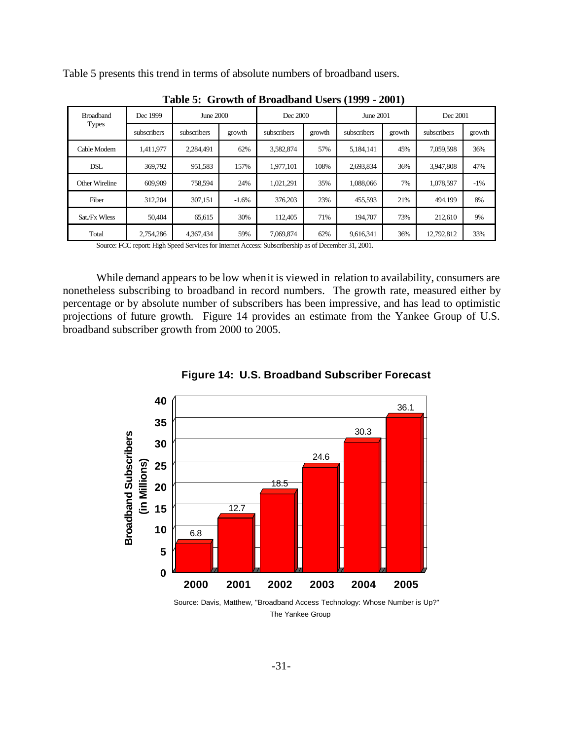Table 5 presents this trend in terms of absolute numbers of broadband users.

**Table 5: Growth of Broadband Users (1999 - 2001)**

| Broadband Types | Dec 1999 | June 2000 | | Dec 2000 | | June 2001 | | Dec 2001 | |
|---|---|---|---|---|---|---|---|---|---|
| | subscribers | subscribers | growth | subscribers | growth | subscribers | growth | subscribers | growth |
| Cable Modem | 1,411,977 | 2,284,491 | 62% | 3,582,874 | 57% | 5,184,141 | 45% | 7,059,598 | 36% |
| DSL | 369,792 | 951,583 | 157% | 1,977,101 | 108% | 2,693,834 | 36% | 3,947,808 | 47% |
| Other Wireline | 609,909 | 758,594 | 24% | 1,021,291 | 35% | 1,088,066 | 7% | 1,078,597 | -1% |
| Fiber | 312,204 | 307,151 | -1.6% | 376,203 | 23% | 455,593 | 21% | 494,199 | 8% |
| Sat./Fx Wless | 50,404 | 65,615 | 30% | 112,405 | 71% | 194,707 | 73% | 212,610 | 9% |
| Total | 2,754,286 | 4,367,434 | 59% | 7,069,874 | 62% | 9,616,341 | 36% | 12,792,812 | 33% |

Source: FCC report: High Speed Services for Internet Access: Subscribership as of December 31, 2001.

While demand appears to be low when it is viewed in relation to availability, consumers are nonetheless subscribing to broadband in record numbers. The growth rate, measured either by percentage or by absolute number of subscribers has been impressive, and has lead to optimistic projections of future growth. Figure 14 provides an estimate from the Yankee Group of U.S. broadband subscriber growth from 2000 to 2005.

**Figure 14: U.S. Broadband Subscriber Forecast**

| Year | Broadband Subscribers (in Millions) |
|---|---|
| 2000 | 6.8 |
| 2001 | 12.7 |
| 2002 | 18.5 |
| 2003 | 24.6 |
| 2004 | 30.3 |
| 2005 | 36.1 |

Source: Davis, Matthew, "Broadband Access Technology: Whose Number is Up?" The Yankee Group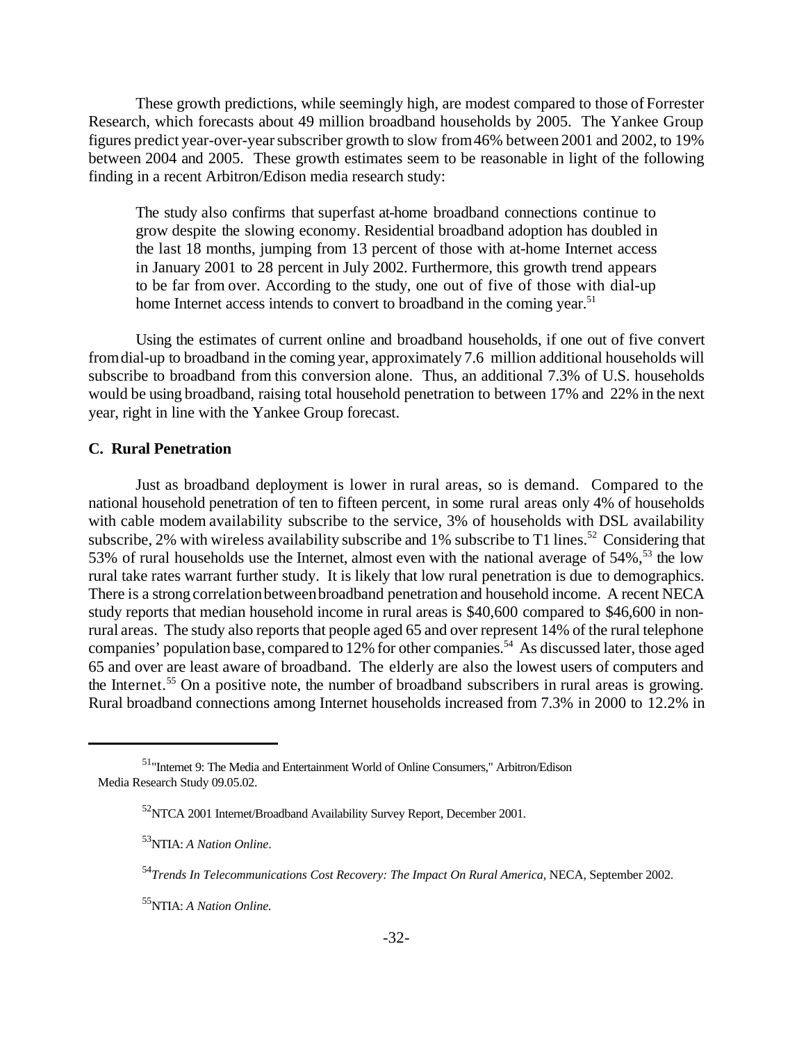These growth predictions, while seemingly high, are modest compared to those of Forrester Research, which forecasts about 49 million broadband households by 2005. The Yankee Group figures predict year-over-year subscriber growth to slow from 46% between 2001 and 2002, to 19% between 2004 and 2005. These growth estimates seem to be reasonable in light of the following finding in a recent Arbitron/Edison media research study:

> The study also confirms that superfast at-home broadband connections continue to grow despite the slowing economy. Residential broadband adoption has doubled in the last 18 months, jumping from 13 percent of those with at-home Internet access in January 2001 to 28 percent in July 2002. Furthermore, this growth trend appears to be far from over. According to the study, one out of five of those with dial-up home Internet access intends to convert to broadband in the coming year.[51]

Using the estimates of current online and broadband households, if one out of five convert from dial-up to broadband in the coming year, approximately 7.6 million additional households will subscribe to broadband from this conversion alone. Thus, an additional 7.3% of U.S. households would be using broadband, raising total household penetration to between 17% and 22% in the next year, right in line with the Yankee Group forecast.

### C. Rural Penetration

Just as broadband deployment is lower in rural areas, so is demand. Compared to the national household penetration of ten to fifteen percent, in some rural areas only 4% of households with cable modem availability subscribe to the service, 3% of households with DSL availability subscribe, 2% with wireless availability subscribe and 1% subscribe to T1 lines.[52] Considering that 53% of rural households use the Internet, almost even with the national average of 54%,[53] the low rural take rates warrant further study. It is likely that low rural penetration is due to demographics. There is a strong correlation between broadband penetration and household income. A recent NECA study reports that median household income in rural areas is $40,600 compared to $46,600 in non-rural areas. The study also reports that people aged 65 and over represent 14% of the rural telephone companies' population base, compared to 12% for other companies.[54] As discussed later, those aged 65 and over are least aware of broadband. The elderly are also the lowest users of computers and the Internet.[55] On a positive note, the number of broadband subscribers in rural areas is growing. Rural broadband connections among Internet households increased from 7.3% in 2000 to 12.2% in

---

[51] "Internet 9: The Media and Entertainment World of Online Consumers," Arbitron/Edison Media Research Study 09.05.02.

[52] NTCA 2001 Internet/Broadband Availability Survey Report, December 2001.

[53] NTIA: *A Nation Online*.

[54] *Trends In Telecommunications Cost Recovery: The Impact On Rural America*, NECA, September 2002.

[55] NTIA: *A Nation Online.*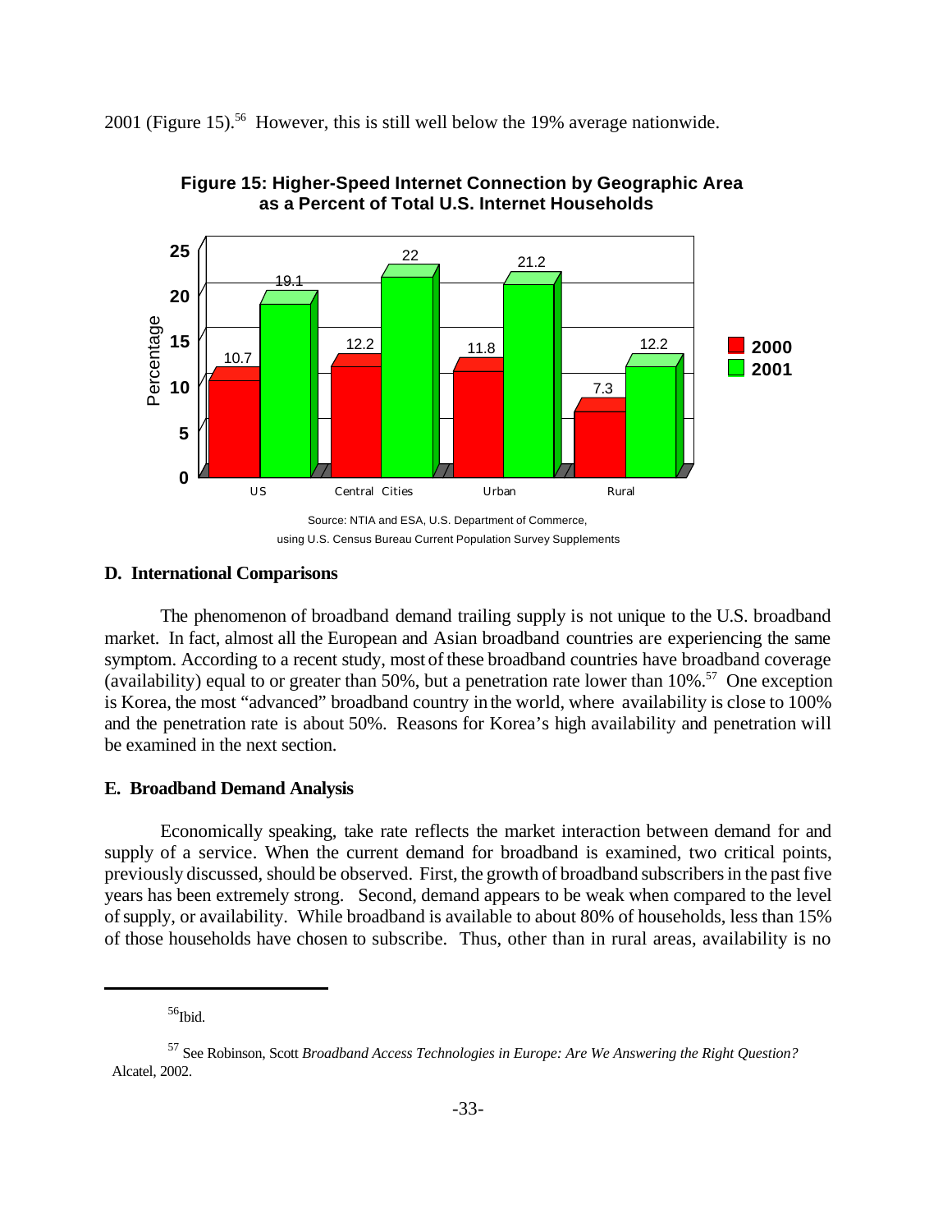2001 (Figure 15).[56] However, this is still well below the 19% average nationwide.

**Figure 15: Higher-Speed Internet Connection by Geographic Area as a Percent of Total U.S. Internet Households**

| | US | Central Cities | Urban | Rural |
|---|---|---|---|---|
| 2000 | 10.7 | 12.2 | 11.8 | 7.3 |
| 2001 | 19.1 | 22 | 21.2 | 12.2 |

Source: NTIA and ESA, U.S. Department of Commerce, using U.S. Census Bureau Current Population Survey Supplements

### D. International Comparisons

The phenomenon of broadband demand trailing supply is not unique to the U.S. broadband market. In fact, almost all the European and Asian broadband countries are experiencing the same symptom. According to a recent study, most of these broadband countries have broadband coverage (availability) equal to or greater than 50%, but a penetration rate lower than 10%.[57] One exception is Korea, the most "advanced" broadband country in the world, where availability is close to 100% and the penetration rate is about 50%. Reasons for Korea's high availability and penetration will be examined in the next section.

### E. Broadband Demand Analysis

Economically speaking, take rate reflects the market interaction between demand for and supply of a service. When the current demand for broadband is examined, two critical points, previously discussed, should be observed. First, the growth of broadband subscribers in the past five years has been extremely strong. Second, demand appears to be weak when compared to the level of supply, or availability. While broadband is available to about 80% of households, less than 15% of those households have chosen to subscribe. Thus, other than in rural areas, availability is no

---

[56] Ibid.

[57] See Robinson, Scott *Broadband Access Technologies in Europe: Are We Answering the Right Question?* Alcatel, 2002.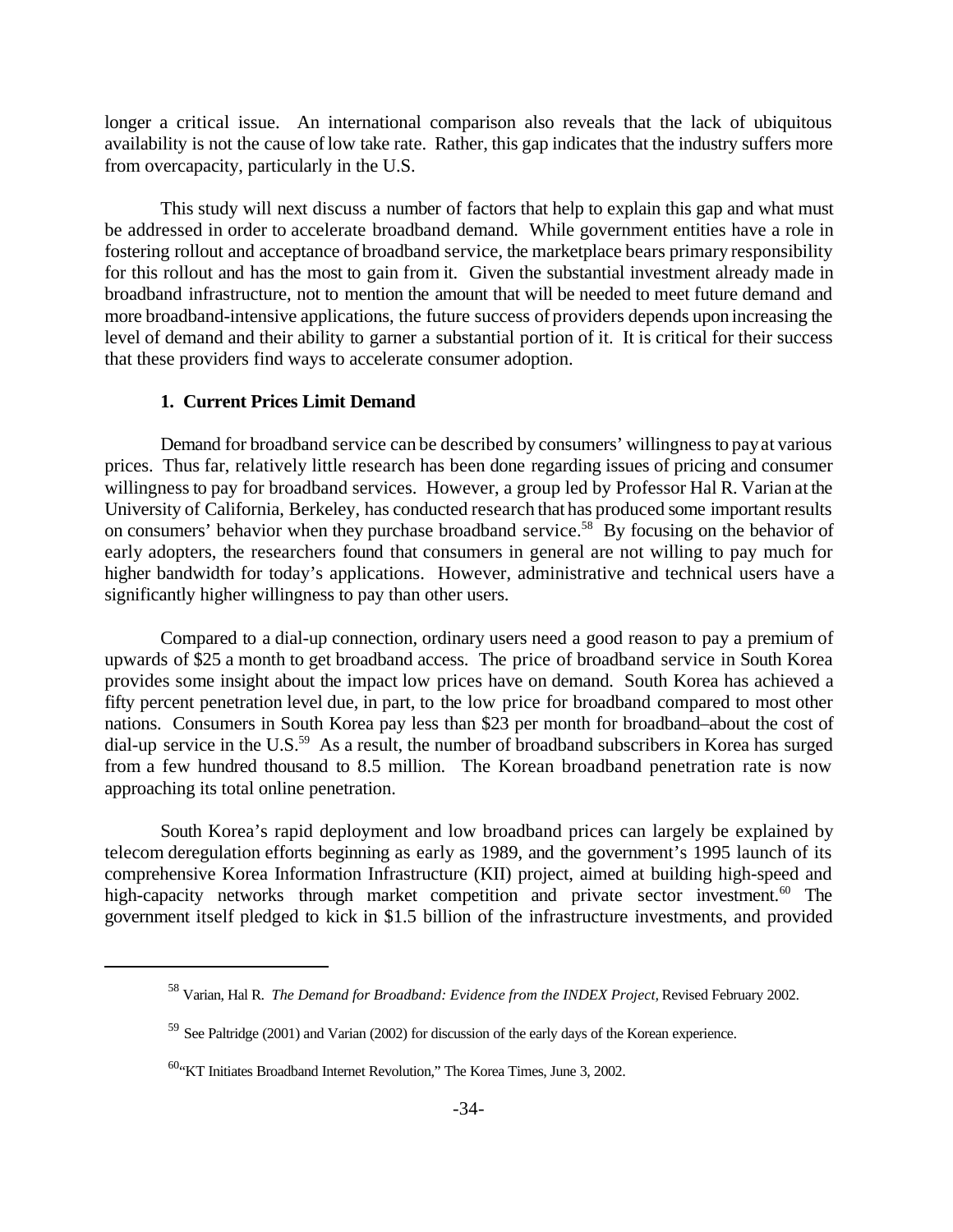longer a critical issue. An international comparison also reveals that the lack of ubiquitous availability is not the cause of low take rate. Rather, this gap indicates that the industry suffers more from overcapacity, particularly in the U.S.

This study will next discuss a number of factors that help to explain this gap and what must be addressed in order to accelerate broadband demand. While government entities have a role in fostering rollout and acceptance of broadband service, the marketplace bears primary responsibility for this rollout and has the most to gain from it. Given the substantial investment already made in broadband infrastructure, not to mention the amount that will be needed to meet future demand and more broadband-intensive applications, the future success of providers depends upon increasing the level of demand and their ability to garner a substantial portion of it. It is critical for their success that these providers find ways to accelerate consumer adoption.

### 1. Current Prices Limit Demand

Demand for broadband service can be described by consumers' willingness to pay at various prices. Thus far, relatively little research has been done regarding issues of pricing and consumer willingness to pay for broadband services. However, a group led by Professor Hal R. Varian at the University of California, Berkeley, has conducted research that has produced some important results on consumers' behavior when they purchase broadband service.[58] By focusing on the behavior of early adopters, the researchers found that consumers in general are not willing to pay much for higher bandwidth for today's applications. However, administrative and technical users have a significantly higher willingness to pay than other users.

Compared to a dial-up connection, ordinary users need a good reason to pay a premium of upwards of $25 a month to get broadband access. The price of broadband service in South Korea provides some insight about the impact low prices have on demand. South Korea has achieved a fifty percent penetration level due, in part, to the low price for broadband compared to most other nations. Consumers in South Korea pay less than $23 per month for broadband–about the cost of dial-up service in the U.S.[59] As a result, the number of broadband subscribers in Korea has surged from a few hundred thousand to 8.5 million. The Korean broadband penetration rate is now approaching its total online penetration.

South Korea's rapid deployment and low broadband prices can largely be explained by telecom deregulation efforts beginning as early as 1989, and the government's 1995 launch of its comprehensive Korea Information Infrastructure (KII) project, aimed at building high-speed and high-capacity networks through market competition and private sector investment.[60] The government itself pledged to kick in $1.5 billion of the infrastructure investments, and provided

---

[58] Varian, Hal R. *The Demand for Broadband: Evidence from the INDEX Project,* Revised February 2002.

[59] See Paltridge (2001) and Varian (2002) for discussion of the early days of the Korean experience.

[60] "KT Initiates Broadband Internet Revolution," The Korea Times, June 3, 2002.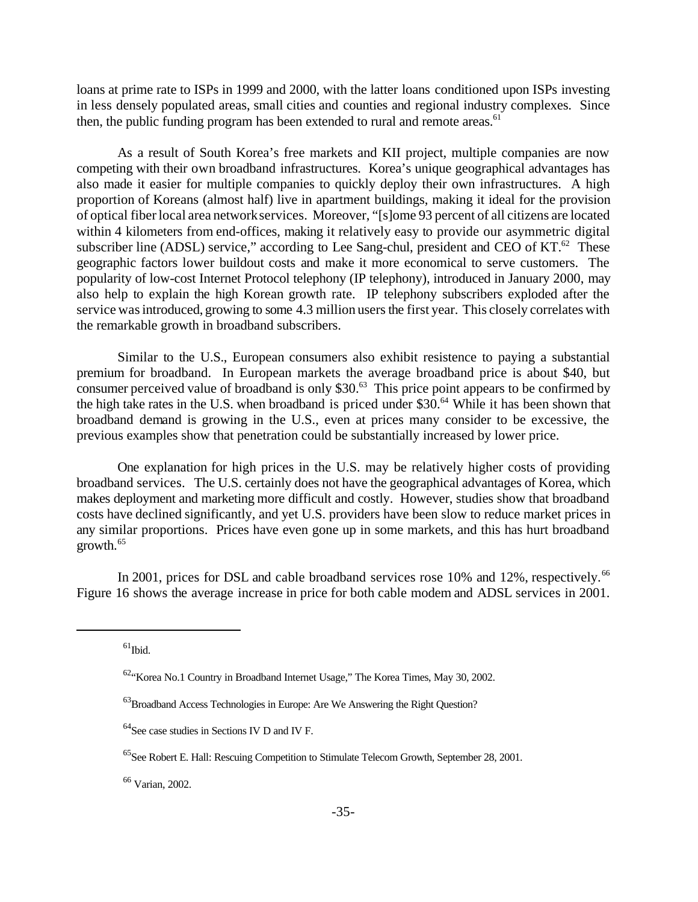loans at prime rate to ISPs in 1999 and 2000, with the latter loans conditioned upon ISPs investing in less densely populated areas, small cities and counties and regional industry complexes. Since then, the public funding program has been extended to rural and remote areas.[61]

As a result of South Korea's free markets and KII project, multiple companies are now competing with their own broadband infrastructures. Korea's unique geographical advantages has also made it easier for multiple companies to quickly deploy their own infrastructures. A high proportion of Koreans (almost half) live in apartment buildings, making it ideal for the provision of optical fiber local area network services. Moreover, "[s]ome 93 percent of all citizens are located within 4 kilometers from end-offices, making it relatively easy to provide our asymmetric digital subscriber line (ADSL) service," according to Lee Sang-chul, president and CEO of KT.[62] These geographic factors lower buildout costs and make it more economical to serve customers. The popularity of low-cost Internet Protocol telephony (IP telephony), introduced in January 2000, may also help to explain the high Korean growth rate. IP telephony subscribers exploded after the service was introduced, growing to some 4.3 million users the first year. This closely correlates with the remarkable growth in broadband subscribers.

Similar to the U.S., European consumers also exhibit resistence to paying a substantial premium for broadband. In European markets the average broadband price is about $40, but consumer perceived value of broadband is only $30.[63] This price point appears to be confirmed by the high take rates in the U.S. when broadband is priced under $30.[64] While it has been shown that broadband demand is growing in the U.S., even at prices many consider to be excessive, the previous examples show that penetration could be substantially increased by lower price.

One explanation for high prices in the U.S. may be relatively higher costs of providing broadband services. The U.S. certainly does not have the geographical advantages of Korea, which makes deployment and marketing more difficult and costly. However, studies show that broadband costs have declined significantly, and yet U.S. providers have been slow to reduce market prices in any similar proportions. Prices have even gone up in some markets, and this has hurt broadband growth.[65]

In 2001, prices for DSL and cable broadband services rose 10% and 12%, respectively.[66] Figure 16 shows the average increase in price for both cable modem and ADSL services in 2001.

---

[61] Ibid.

[62] "Korea No.1 Country in Broadband Internet Usage," The Korea Times, May 30, 2002.

[63] Broadband Access Technologies in Europe: Are We Answering the Right Question?

[64] See case studies in Sections IV D and IV F.

[65] See Robert E. Hall: Rescuing Competition to Stimulate Telecom Growth, September 28, 2001.

[66] Varian, 2002.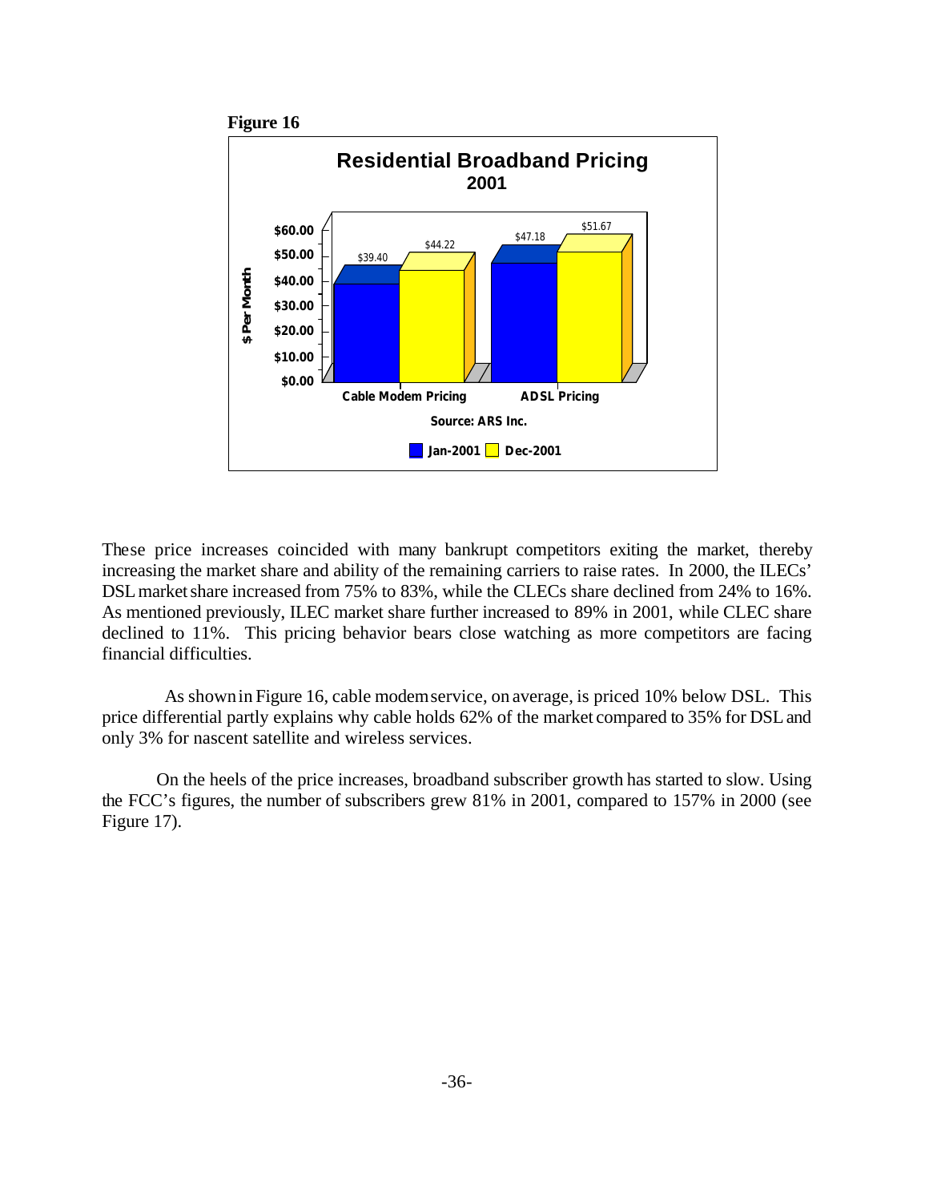**Figure 16**

**Residential Broadband Pricing**
**2001**

| $ Per Month | Jan-2001 | Dec-2001 |
| --- | --- | --- |
| Cable Modem Pricing | $39.40 | $44.22 |
| ADSL Pricing | $47.18 | $51.67 |

Source: ARS Inc.

These price increases coincided with many bankrupt competitors exiting the market, thereby increasing the market share and ability of the remaining carriers to raise rates. In 2000, the ILECs' DSL market share increased from 75% to 83%, while the CLECs share declined from 24% to 16%. As mentioned previously, ILEC market share further increased to 89% in 2001, while CLEC share declined to 11%. This pricing behavior bears close watching as more competitors are facing financial difficulties.

As shown in Figure 16, cable modem service, on average, is priced 10% below DSL. This price differential partly explains why cable holds 62% of the market compared to 35% for DSL and only 3% for nascent satellite and wireless services.

On the heels of the price increases, broadband subscriber growth has started to slow. Using the FCC's figures, the number of subscribers grew 81% in 2001, compared to 157% in 2000 (see Figure 17).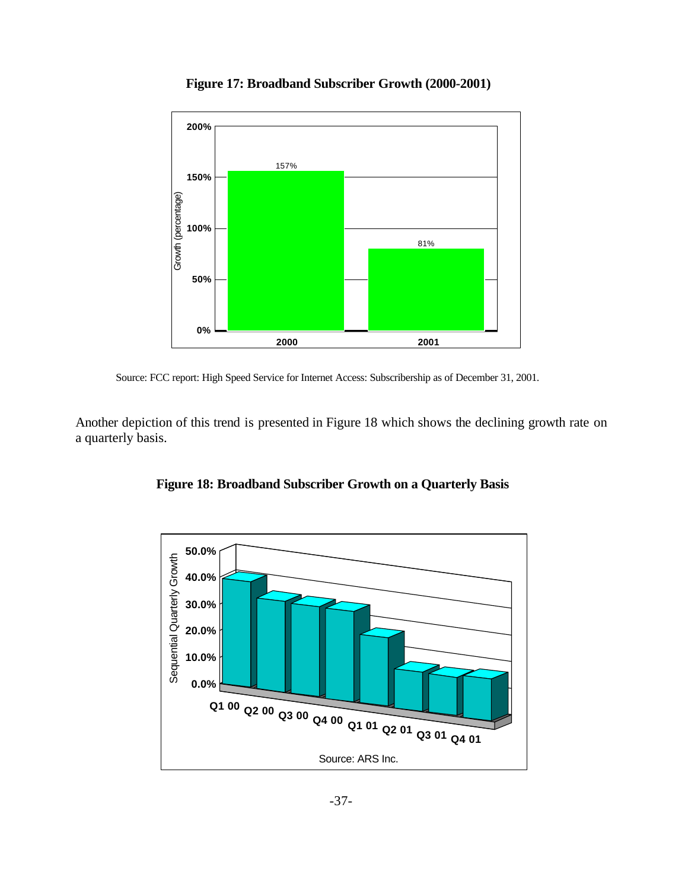**Figure 17: Broadband Subscriber Growth (2000-2001)**

Source: FCC report: High Speed Service for Internet Access: Subscribership as of December 31, 2001.

Another depiction of this trend is presented in Figure 18 which shows the declining growth rate on a quarterly basis.

**Figure 18: Broadband Subscriber Growth on a Quarterly Basis**

Source: ARS Inc.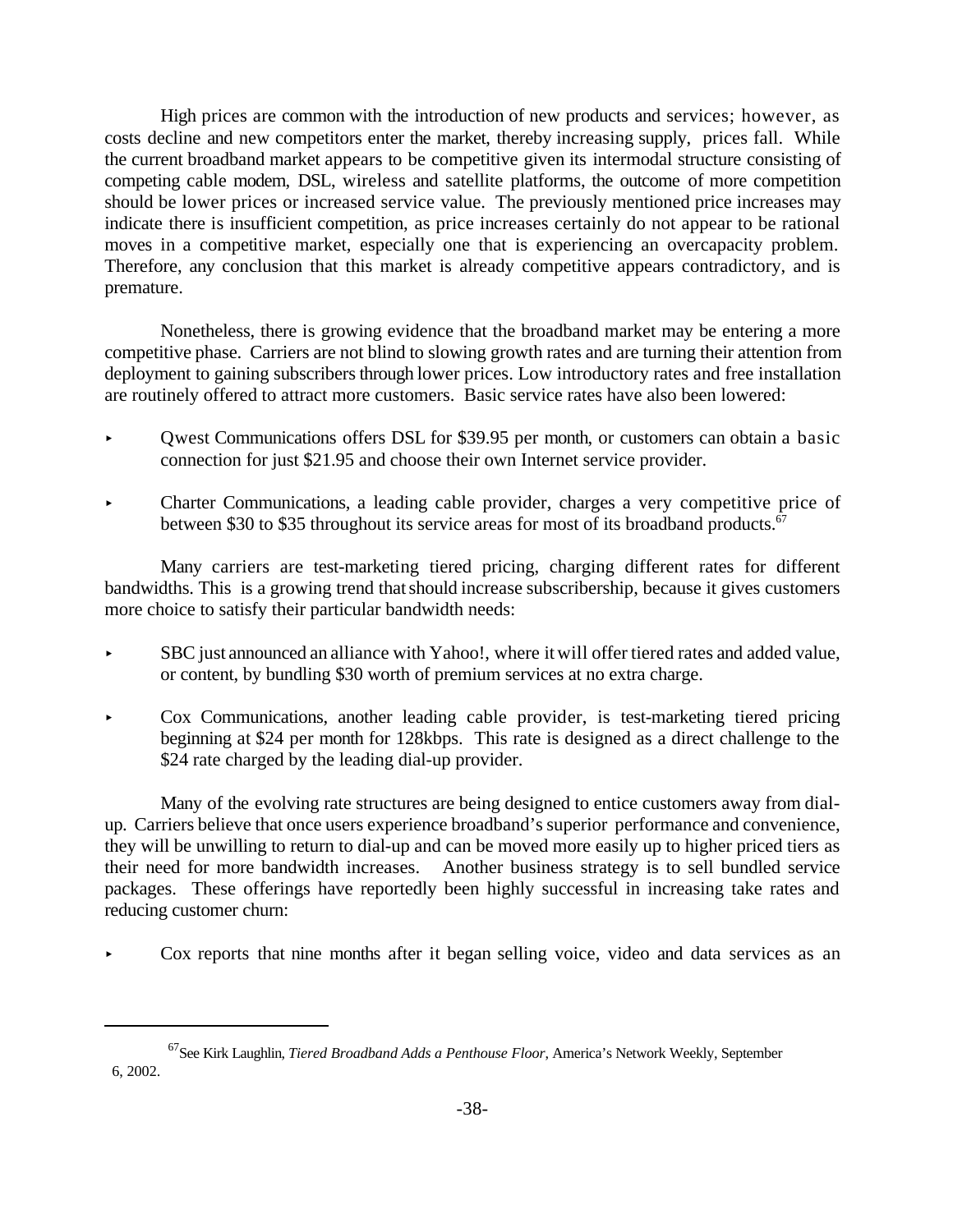High prices are common with the introduction of new products and services; however, as costs decline and new competitors enter the market, thereby increasing supply, prices fall. While the current broadband market appears to be competitive given its intermodal structure consisting of competing cable modem, DSL, wireless and satellite platforms, the outcome of more competition should be lower prices or increased service value. The previously mentioned price increases may indicate there is insufficient competition, as price increases certainly do not appear to be rational moves in a competitive market, especially one that is experiencing an overcapacity problem. Therefore, any conclusion that this market is already competitive appears contradictory, and is premature.

Nonetheless, there is growing evidence that the broadband market may be entering a more competitive phase. Carriers are not blind to slowing growth rates and are turning their attention from deployment to gaining subscribers through lower prices. Low introductory rates and free installation are routinely offered to attract more customers. Basic service rates have also been lowered:

- Qwest Communications offers DSL for $39.95 per month, or customers can obtain a basic connection for just $21.95 and choose their own Internet service provider.
- Charter Communications, a leading cable provider, charges a very competitive price of between $30 to $35 throughout its service areas for most of its broadband products.[67]

Many carriers are test-marketing tiered pricing, charging different rates for different bandwidths. This is a growing trend that should increase subscribership, because it gives customers more choice to satisfy their particular bandwidth needs:

- SBC just announced an alliance with Yahoo!, where it will offer tiered rates and added value, or content, by bundling $30 worth of premium services at no extra charge.
- Cox Communications, another leading cable provider, is test-marketing tiered pricing beginning at $24 per month for 128kbps. This rate is designed as a direct challenge to the $24 rate charged by the leading dial-up provider.

Many of the evolving rate structures are being designed to entice customers away from dial-up. Carriers believe that once users experience broadband's superior performance and convenience, they will be unwilling to return to dial-up and can be moved more easily up to higher priced tiers as their need for more bandwidth increases. Another business strategy is to sell bundled service packages. These offerings have reportedly been highly successful in increasing take rates and reducing customer churn:

- Cox reports that nine months after it began selling voice, video and data services as an

---

[67] See Kirk Laughlin, *Tiered Broadband Adds a Penthouse Floor*, America's Network Weekly, September 6, 2002.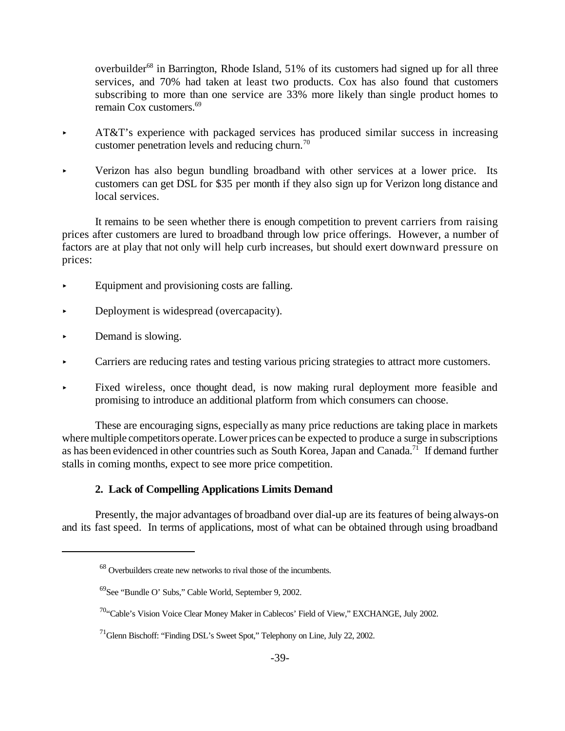overbuilder[68] in Barrington, Rhode Island, 51% of its customers had signed up for all three services, and 70% had taken at least two products. Cox has also found that customers subscribing to more than one service are 33% more likely than single product homes to remain Cox customers.[69]

- AT&T's experience with packaged services has produced similar success in increasing customer penetration levels and reducing churn.[70]
- Verizon has also begun bundling broadband with other services at a lower price. Its customers can get DSL for $35 per month if they also sign up for Verizon long distance and local services.

It remains to be seen whether there is enough competition to prevent carriers from raising prices after customers are lured to broadband through low price offerings. However, a number of factors are at play that not only will help curb increases, but should exert downward pressure on prices:

- Equipment and provisioning costs are falling.
- Deployment is widespread (overcapacity).
- Demand is slowing.
- Carriers are reducing rates and testing various pricing strategies to attract more customers.
- Fixed wireless, once thought dead, is now making rural deployment more feasible and promising to introduce an additional platform from which consumers can choose.

These are encouraging signs, especially as many price reductions are taking place in markets where multiple competitors operate. Lower prices can be expected to produce a surge in subscriptions as has been evidenced in other countries such as South Korea, Japan and Canada.[71] If demand further stalls in coming months, expect to see more price competition.

### 2. Lack of Compelling Applications Limits Demand

Presently, the major advantages of broadband over dial-up are its features of being always-on and its fast speed. In terms of applications, most of what can be obtained through using broadband

---

[68] Overbuilders create new networks to rival those of the incumbents.

[69] See "Bundle O' Subs," Cable World, September 9, 2002.

[70] "Cable's Vision Voice Clear Money Maker in Cablecos' Field of View," EXCHANGE, July 2002.

[71] Glenn Bischoff: "Finding DSL's Sweet Spot," Telephony on Line, July 22, 2002.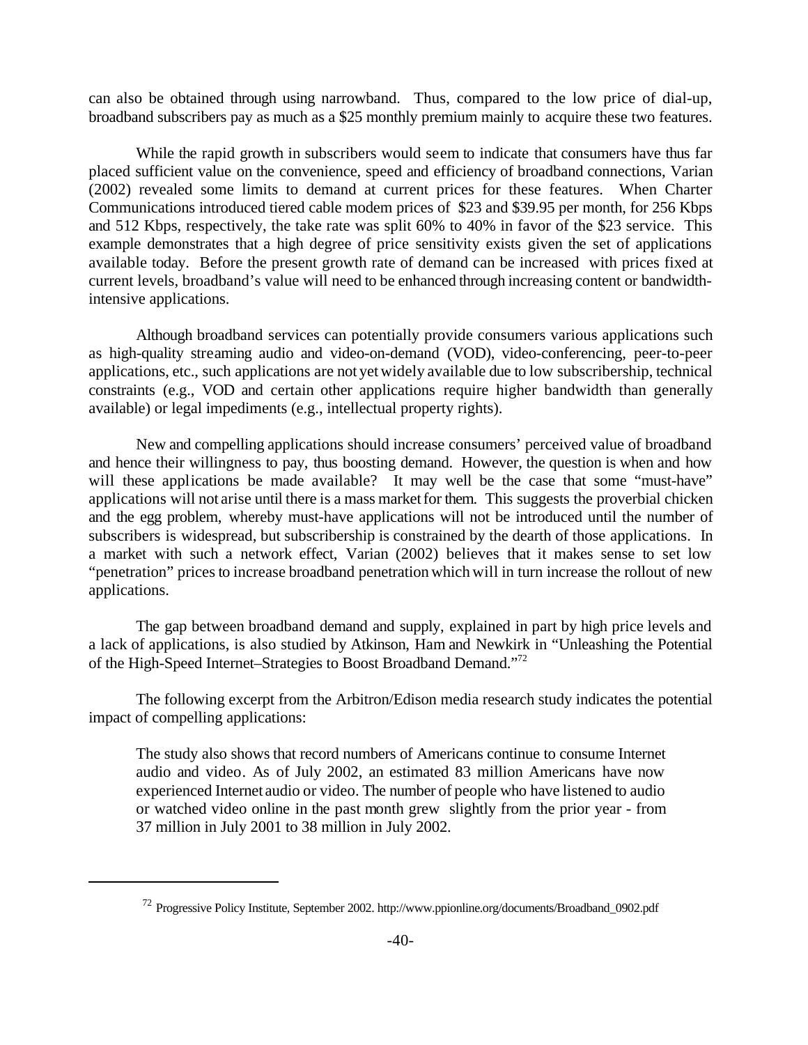can also be obtained through using narrowband. Thus, compared to the low price of dial-up, broadband subscribers pay as much as a $25 monthly premium mainly to acquire these two features.

While the rapid growth in subscribers would seem to indicate that consumers have thus far placed sufficient value on the convenience, speed and efficiency of broadband connections, Varian (2002) revealed some limits to demand at current prices for these features. When Charter Communications introduced tiered cable modem prices of $23 and $39.95 per month, for 256 Kbps and 512 Kbps, respectively, the take rate was split 60% to 40% in favor of the $23 service. This example demonstrates that a high degree of price sensitivity exists given the set of applications available today. Before the present growth rate of demand can be increased with prices fixed at current levels, broadband's value will need to be enhanced through increasing content or bandwidth-intensive applications.

Although broadband services can potentially provide consumers various applications such as high-quality streaming audio and video-on-demand (VOD), video-conferencing, peer-to-peer applications, etc., such applications are not yet widely available due to low subscribership, technical constraints (e.g., VOD and certain other applications require higher bandwidth than generally available) or legal impediments (e.g., intellectual property rights).

New and compelling applications should increase consumers' perceived value of broadband and hence their willingness to pay, thus boosting demand. However, the question is when and how will these applications be made available? It may well be the case that some "must-have" applications will not arise until there is a mass market for them. This suggests the proverbial chicken and the egg problem, whereby must-have applications will not be introduced until the number of subscribers is widespread, but subscribership is constrained by the dearth of those applications. In a market with such a network effect, Varian (2002) believes that it makes sense to set low "penetration" prices to increase broadband penetration which will in turn increase the rollout of new applications.

The gap between broadband demand and supply, explained in part by high price levels and a lack of applications, is also studied by Atkinson, Ham and Newkirk in "Unleashing the Potential of the High-Speed Internet–Strategies to Boost Broadband Demand."[72]

The following excerpt from the Arbitron/Edison media research study indicates the potential impact of compelling applications:

> The study also shows that record numbers of Americans continue to consume Internet audio and video. As of July 2002, an estimated 83 million Americans have now experienced Internet audio or video. The number of people who have listened to audio or watched video online in the past month grew slightly from the prior year - from 37 million in July 2001 to 38 million in July 2002.

---

[72] Progressive Policy Institute, September 2002. http://www.ppionline.org/documents/Broadband_0902.pdf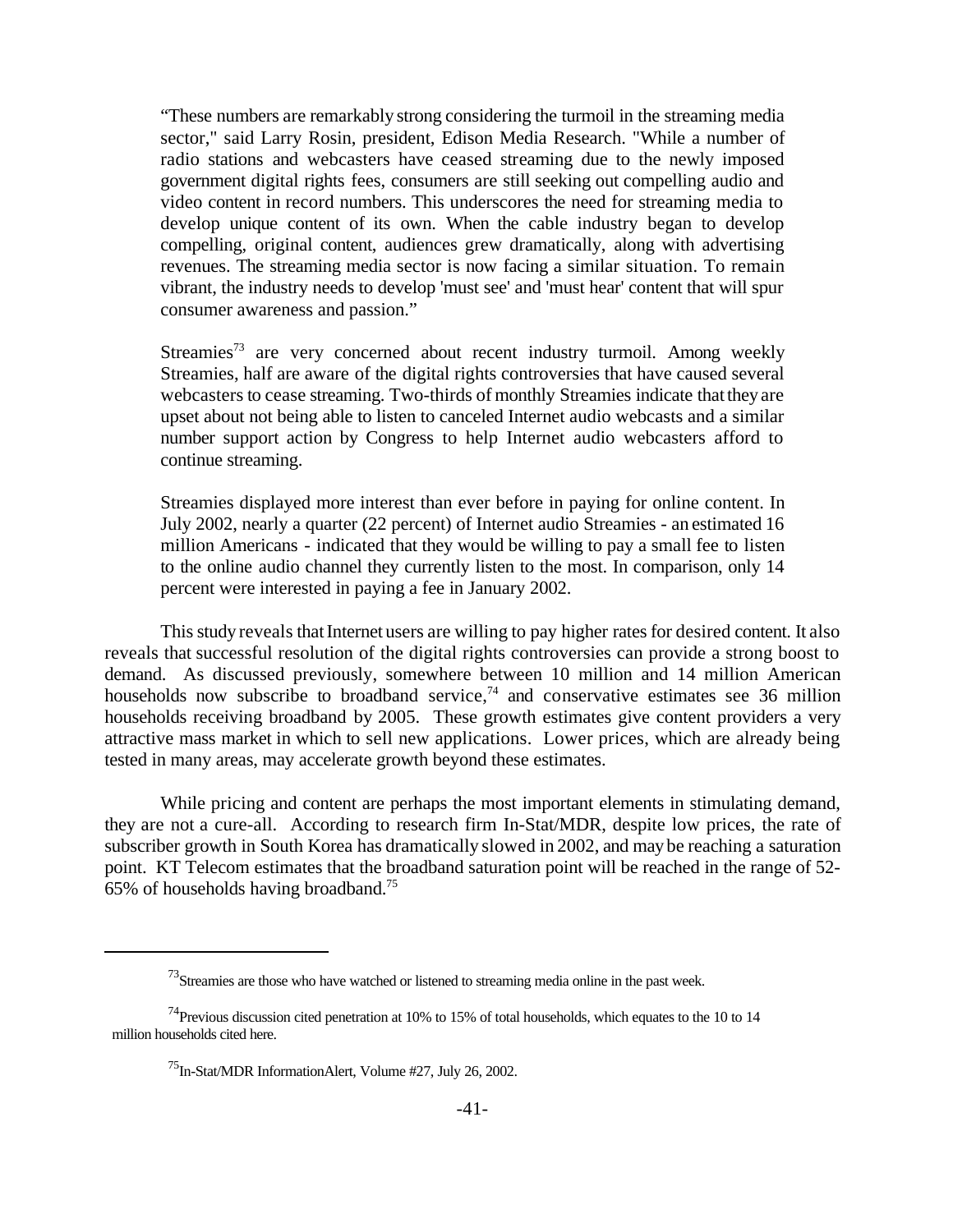> “These numbers are remarkably strong considering the turmoil in the streaming media sector," said Larry Rosin, president, Edison Media Research. "While a number of radio stations and webcasters have ceased streaming due to the newly imposed government digital rights fees, consumers are still seeking out compelling audio and video content in record numbers. This underscores the need for streaming media to develop unique content of its own. When the cable industry began to develop compelling, original content, audiences grew dramatically, along with advertising revenues. The streaming media sector is now facing a similar situation. To remain vibrant, the industry needs to develop 'must see' and 'must hear' content that will spur consumer awareness and passion.”
>
> Streamies[73] are very concerned about recent industry turmoil. Among weekly Streamies, half are aware of the digital rights controversies that have caused several webcasters to cease streaming. Two-thirds of monthly Streamies indicate that they are upset about not being able to listen to canceled Internet audio webcasts and a similar number support action by Congress to help Internet audio webcasters afford to continue streaming.
>
> Streamies displayed more interest than ever before in paying for online content. In July 2002, nearly a quarter (22 percent) of Internet audio Streamies - an estimated 16 million Americans - indicated that they would be willing to pay a small fee to listen to the online audio channel they currently listen to the most. In comparison, only 14 percent were interested in paying a fee in January 2002.

This study reveals that Internet users are willing to pay higher rates for desired content. It also reveals that successful resolution of the digital rights controversies can provide a strong boost to demand. As discussed previously, somewhere between 10 million and 14 million American households now subscribe to broadband service,[74] and conservative estimates see 36 million households receiving broadband by 2005. These growth estimates give content providers a very attractive mass market in which to sell new applications. Lower prices, which are already being tested in many areas, may accelerate growth beyond these estimates.

While pricing and content are perhaps the most important elements in stimulating demand, they are not a cure-all. According to research firm In-Stat/MDR, despite low prices, the rate of subscriber growth in South Korea has dramatically slowed in 2002, and may be reaching a saturation point. KT Telecom estimates that the broadband saturation point will be reached in the range of 52-65% of households having broadband.[75]

---

[73] Streamies are those who have watched or listened to streaming media online in the past week.

[74] Previous discussion cited penetration at 10% to 15% of total households, which equates to the 10 to 14 million households cited here.

[75] In-Stat/MDR InformationAlert, Volume #27, July 26, 2002.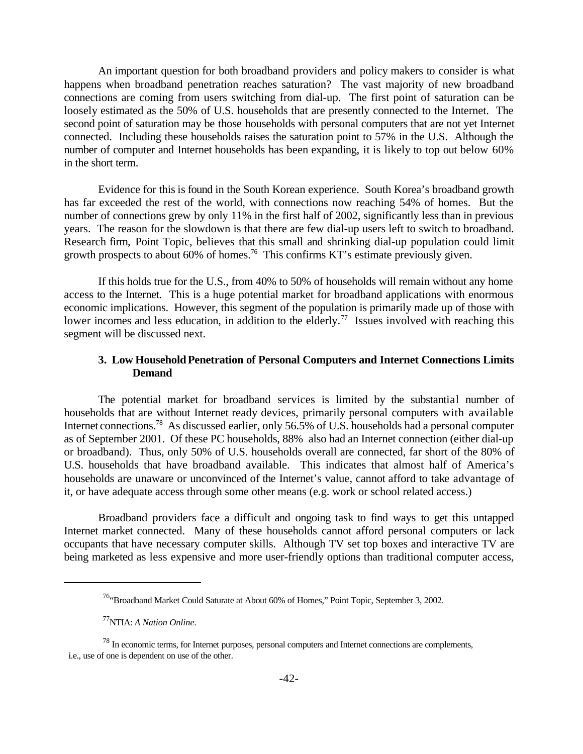An important question for both broadband providers and policy makers to consider is what happens when broadband penetration reaches saturation? The vast majority of new broadband connections are coming from users switching from dial-up. The first point of saturation can be loosely estimated as the 50% of U.S. households that are presently connected to the Internet. The second point of saturation may be those households with personal computers that are not yet Internet connected. Including these households raises the saturation point to 57% in the U.S. Although the number of computer and Internet households has been expanding, it is likely to top out below 60% in the short term.

Evidence for this is found in the South Korean experience. South Korea's broadband growth has far exceeded the rest of the world, with connections now reaching 54% of homes. But the number of connections grew by only 11% in the first half of 2002, significantly less than in previous years. The reason for the slowdown is that there are few dial-up users left to switch to broadband. Research firm, Point Topic, believes that this small and shrinking dial-up population could limit growth prospects to about 60% of homes.[76] This confirms KT's estimate previously given.

If this holds true for the U.S., from 40% to 50% of households will remain without any home access to the Internet. This is a huge potential market for broadband applications with enormous economic implications. However, this segment of the population is primarily made up of those with lower incomes and less education, in addition to the elderly.[77] Issues involved with reaching this segment will be discussed next.

### 3. Low Household Penetration of Personal Computers and Internet Connections Limits Demand

The potential market for broadband services is limited by the substantial number of households that are without Internet ready devices, primarily personal computers with available Internet connections.[78] As discussed earlier, only 56.5% of U.S. households had a personal computer as of September 2001. Of these PC households, 88% also had an Internet connection (either dial-up or broadband). Thus, only 50% of U.S. households overall are connected, far short of the 80% of U.S. households that have broadband available. This indicates that almost half of America's households are unaware or unconvinced of the Internet's value, cannot afford to take advantage of it, or have adequate access through some other means (e.g. work or school related access.)

Broadband providers face a difficult and ongoing task to find ways to get this untapped Internet market connected. Many of these households cannot afford personal computers or lack occupants that have necessary computer skills. Although TV set top boxes and interactive TV are being marketed as less expensive and more user-friendly options than traditional computer access,

---

[76] "Broadband Market Could Saturate at About 60% of Homes," Point Topic, September 3, 2002.

[77] NTIA: *A Nation Online*.

[78] In economic terms, for Internet purposes, personal computers and Internet connections are complements, i.e., use of one is dependent on use of the other.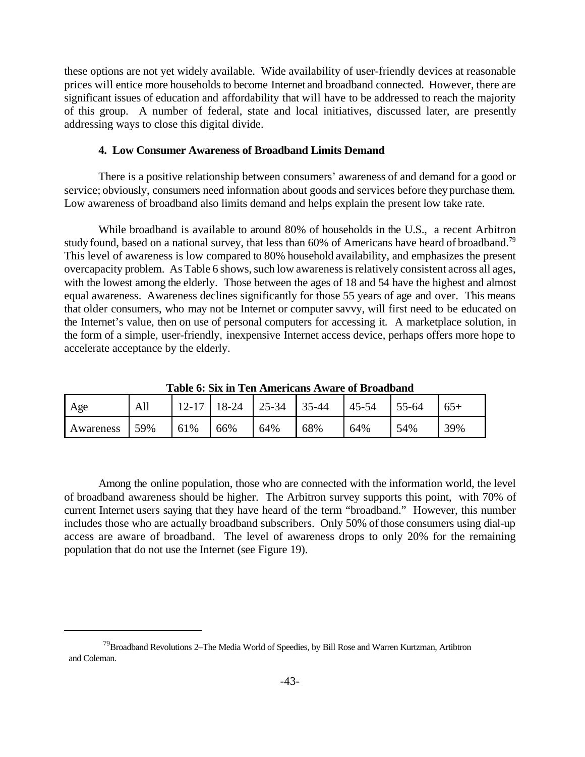these options are not yet widely available. Wide availability of user-friendly devices at reasonable prices will entice more households to become Internet and broadband connected. However, there are significant issues of education and affordability that will have to be addressed to reach the majority of this group. A number of federal, state and local initiatives, discussed later, are presently addressing ways to close this digital divide.

#### 4. Low Consumer Awareness of Broadband Limits Demand

There is a positive relationship between consumers' awareness of and demand for a good or service; obviously, consumers need information about goods and services before they purchase them. Low awareness of broadband also limits demand and helps explain the present low take rate.

While broadband is available to around 80% of households in the U.S., a recent Arbitron study found, based on a national survey, that less than 60% of Americans have heard of broadband.[79] This level of awareness is low compared to 80% household availability, and emphasizes the present overcapacity problem. As Table 6 shows, such low awareness is relatively consistent across all ages, with the lowest among the elderly. Those between the ages of 18 and 54 have the highest and almost equal awareness. Awareness declines significantly for those 55 years of age and over. This means that older consumers, who may not be Internet or computer savvy, will first need to be educated on the Internet's value, then on use of personal computers for accessing it. A marketplace solution, in the form of a simple, user-friendly, inexpensive Internet access device, perhaps offers more hope to accelerate acceptance by the elderly.

**Table 6: Six in Ten Americans Aware of Broadband**

| Age | All | 12-17 | 18-24 | 25-34 | 35-44 | 45-54 | 55-64 | 65+ |
|---|---|---|---|---|---|---|---|---|
| Awareness | 59% | 61% | 66% | 64% | 68% | 64% | 54% | 39% |

Among the online population, those who are connected with the information world, the level of broadband awareness should be higher. The Arbitron survey supports this point, with 70% of current Internet users saying that they have heard of the term "broadband." However, this number includes those who are actually broadband subscribers. Only 50% of those consumers using dial-up access are aware of broadband. The level of awareness drops to only 20% for the remaining population that do not use the Internet (see Figure 19).

[79] Broadband Revolutions 2–The Media World of Speedies, by Bill Rose and Warren Kurtzman, Artibtron and Coleman.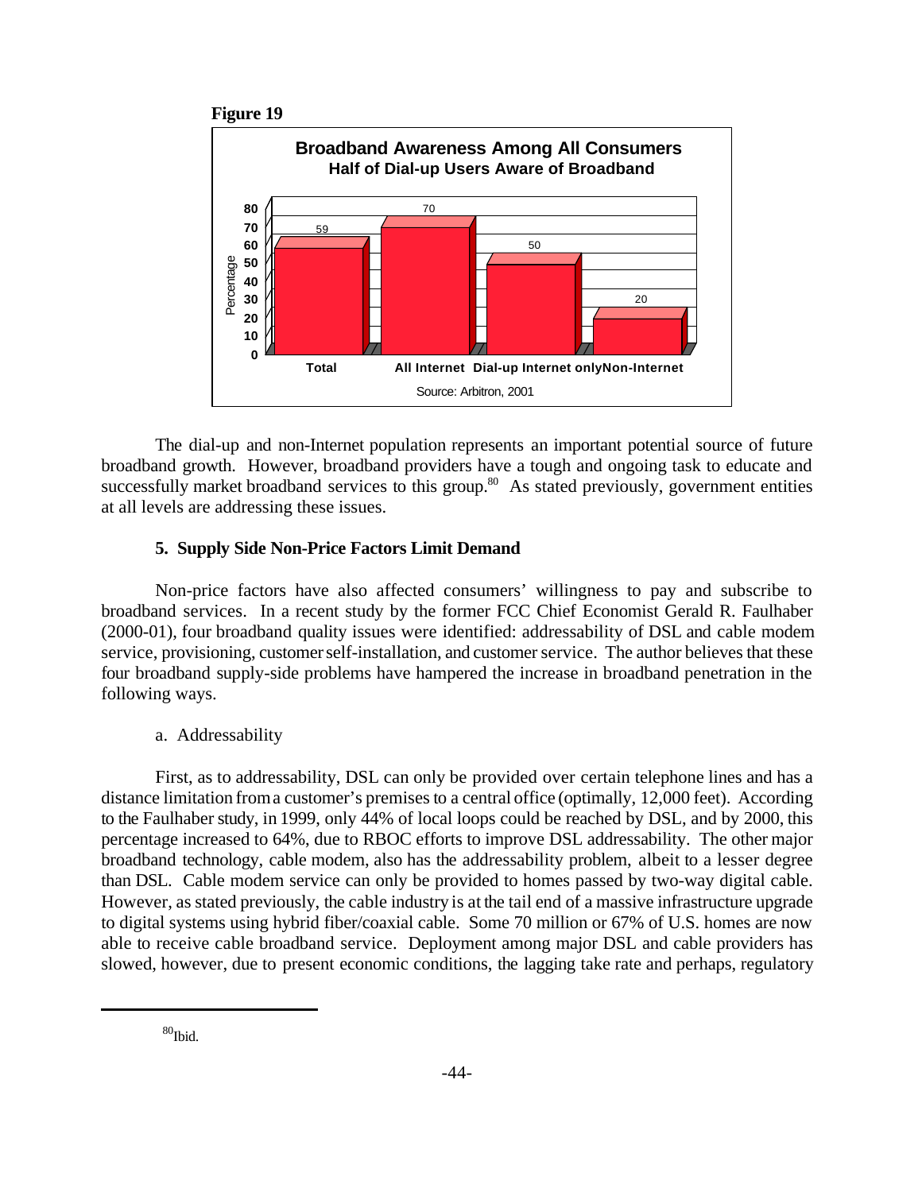**Figure 19**

**Broadband Awareness Among All Consumers**
**Half of Dial-up Users Aware of Broadband**

| | Total | All Internet | Dial-up Internet only | Non-Internet |
|---|---|---|---|---|
| Percentage | 59 | 70 | 50 | 20 |

Source: Arbitron, 2001

The dial-up and non-Internet population represents an important potential source of future broadband growth. However, broadband providers have a tough and ongoing task to educate and successfully market broadband services to this group.[80] As stated previously, government entities at all levels are addressing these issues.

### 5. Supply Side Non-Price Factors Limit Demand

Non-price factors have also affected consumers' willingness to pay and subscribe to broadband services. In a recent study by the former FCC Chief Economist Gerald R. Faulhaber (2000-01), four broadband quality issues were identified: addressability of DSL and cable modem service, provisioning, customer self-installation, and customer service. The author believes that these four broadband supply-side problems have hampered the increase in broadband penetration in the following ways.

a. Addressability

First, as to addressability, DSL can only be provided over certain telephone lines and has a distance limitation from a customer's premises to a central office (optimally, 12,000 feet). According to the Faulhaber study, in 1999, only 44% of local loops could be reached by DSL, and by 2000, this percentage increased to 64%, due to RBOC efforts to improve DSL addressability. The other major broadband technology, cable modem, also has the addressability problem, albeit to a lesser degree than DSL. Cable modem service can only be provided to homes passed by two-way digital cable. However, as stated previously, the cable industry is at the tail end of a massive infrastructure upgrade to digital systems using hybrid fiber/coaxial cable. Some 70 million or 67% of U.S. homes are now able to receive cable broadband service. Deployment among major DSL and cable providers has slowed, however, due to present economic conditions, the lagging take rate and perhaps, regulatory

---

[80] Ibid.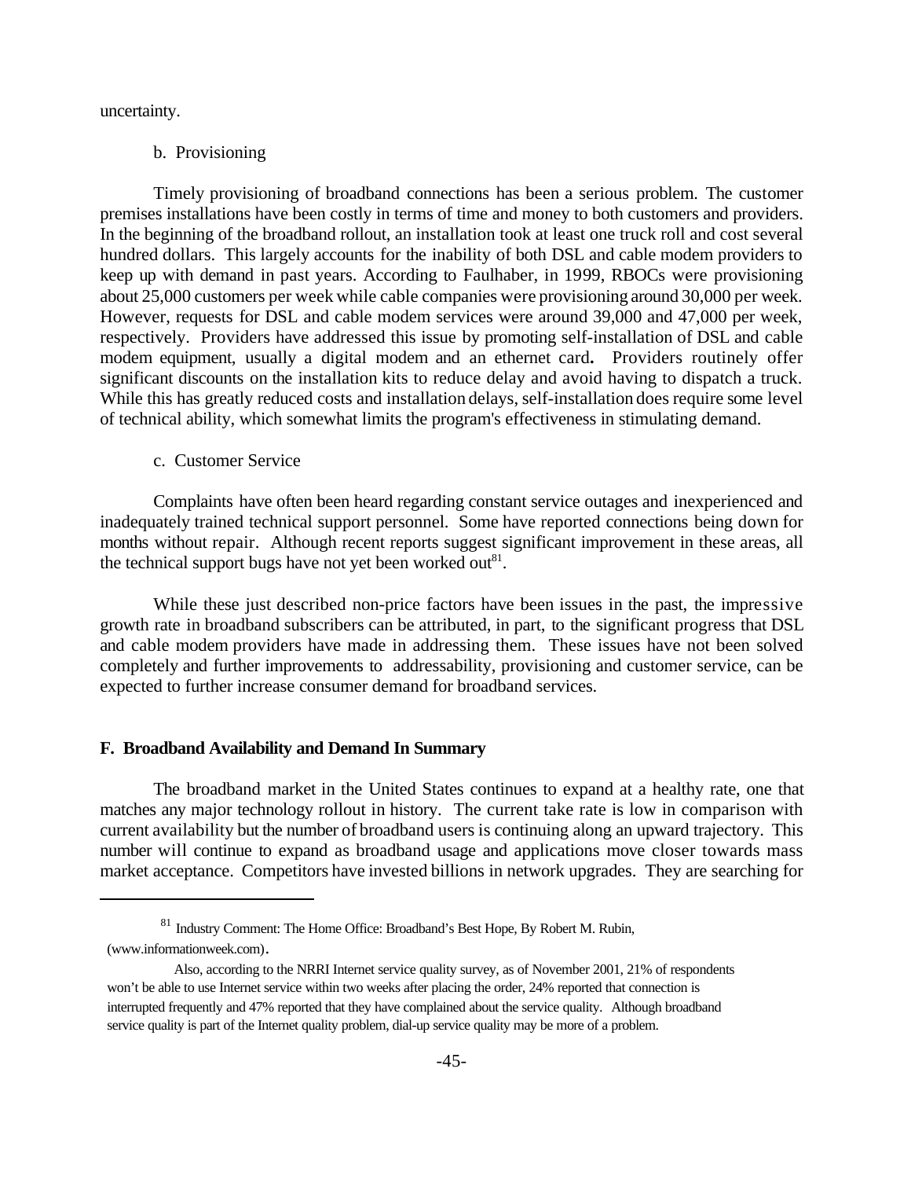uncertainty.

b. Provisioning

Timely provisioning of broadband connections has been a serious problem. The customer premises installations have been costly in terms of time and money to both customers and providers. In the beginning of the broadband rollout, an installation took at least one truck roll and cost several hundred dollars. This largely accounts for the inability of both DSL and cable modem providers to keep up with demand in past years. According to Faulhaber, in 1999, RBOCs were provisioning about 25,000 customers per week while cable companies were provisioning around 30,000 per week. However, requests for DSL and cable modem services were around 39,000 and 47,000 per week, respectively. Providers have addressed this issue by promoting self-installation of DSL and cable modem equipment, usually a digital modem and an ethernet card**.** Providers routinely offer significant discounts on the installation kits to reduce delay and avoid having to dispatch a truck. While this has greatly reduced costs and installation delays, self-installation does require some level of technical ability, which somewhat limits the program's effectiveness in stimulating demand.

c. Customer Service

Complaints have often been heard regarding constant service outages and inexperienced and inadequately trained technical support personnel. Some have reported connections being down for months without repair. Although recent reports suggest significant improvement in these areas, all the technical support bugs have not yet been worked out[81].

While these just described non-price factors have been issues in the past, the impressive growth rate in broadband subscribers can be attributed, in part, to the significant progress that DSL and cable modem providers have made in addressing them. These issues have not been solved completely and further improvements to addressability, provisioning and customer service, can be expected to further increase consumer demand for broadband services.

### F. Broadband Availability and Demand In Summary

The broadband market in the United States continues to expand at a healthy rate, one that matches any major technology rollout in history. The current take rate is low in comparison with current availability but the number of broadband users is continuing along an upward trajectory. This number will continue to expand as broadband usage and applications move closer towards mass market acceptance. Competitors have invested billions in network upgrades. They are searching for

---

[81] Industry Comment: The Home Office: Broadband's Best Hope, By Robert M. Rubin, (www.informationweek.com).

Also, according to the NRRI Internet service quality survey, as of November 2001, 21% of respondents won't be able to use Internet service within two weeks after placing the order, 24% reported that connection is interrupted frequently and 47% reported that they have complained about the service quality. Although broadband service quality is part of the Internet quality problem, dial-up service quality may be more of a problem.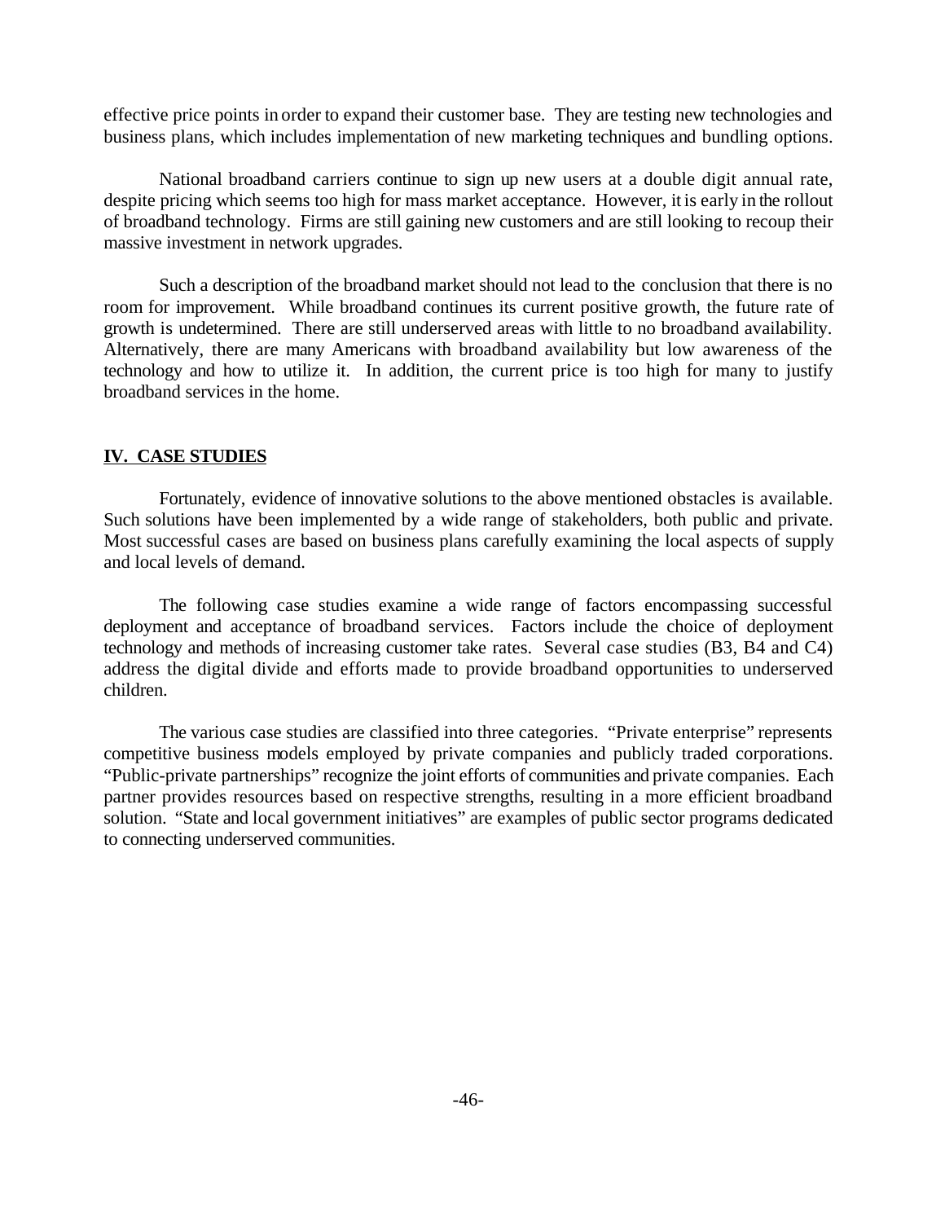effective price points in order to expand their customer base. They are testing new technologies and business plans, which includes implementation of new marketing techniques and bundling options.

National broadband carriers continue to sign up new users at a double digit annual rate, despite pricing which seems too high for mass market acceptance. However, it is early in the rollout of broadband technology. Firms are still gaining new customers and are still looking to recoup their massive investment in network upgrades.

Such a description of the broadband market should not lead to the conclusion that there is no room for improvement. While broadband continues its current positive growth, the future rate of growth is undetermined. There are still underserved areas with little to no broadband availability. Alternatively, there are many Americans with broadband availability but low awareness of the technology and how to utilize it. In addition, the current price is too high for many to justify broadband services in the home.

## IV. CASE STUDIES

Fortunately, evidence of innovative solutions to the above mentioned obstacles is available. Such solutions have been implemented by a wide range of stakeholders, both public and private. Most successful cases are based on business plans carefully examining the local aspects of supply and local levels of demand.

The following case studies examine a wide range of factors encompassing successful deployment and acceptance of broadband services. Factors include the choice of deployment technology and methods of increasing customer take rates. Several case studies (B3, B4 and C4) address the digital divide and efforts made to provide broadband opportunities to underserved children.

The various case studies are classified into three categories. "Private enterprise" represents competitive business models employed by private companies and publicly traded corporations. "Public-private partnerships" recognize the joint efforts of communities and private companies. Each partner provides resources based on respective strengths, resulting in a more efficient broadband solution. "State and local government initiatives" are examples of public sector programs dedicated to connecting underserved communities.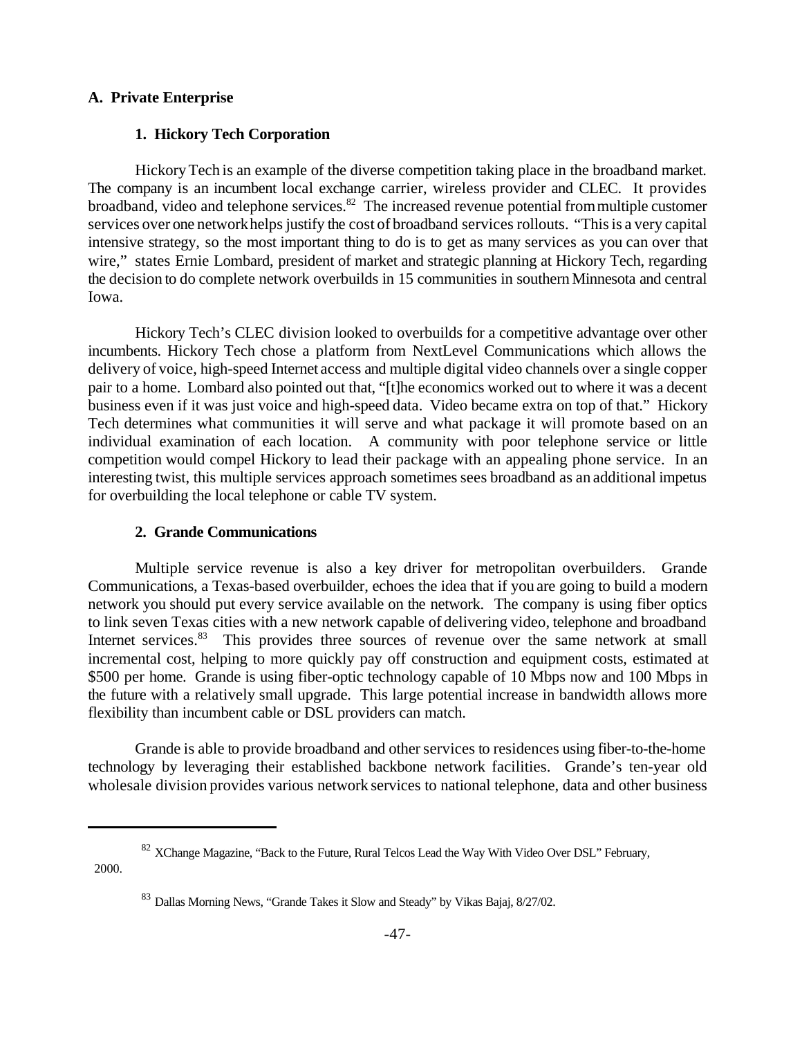## A. Private Enterprise

### 1. Hickory Tech Corporation

Hickory Tech is an example of the diverse competition taking place in the broadband market. The company is an incumbent local exchange carrier, wireless provider and CLEC. It provides broadband, video and telephone services.[82] The increased revenue potential from multiple customer services over one network helps justify the cost of broadband services rollouts. "This is a very capital intensive strategy, so the most important thing to do is to get as many services as you can over that wire," states Ernie Lombard, president of market and strategic planning at Hickory Tech, regarding the decision to do complete network overbuilds in 15 communities in southern Minnesota and central Iowa.

Hickory Tech's CLEC division looked to overbuilds for a competitive advantage over other incumbents. Hickory Tech chose a platform from NextLevel Communications which allows the delivery of voice, high-speed Internet access and multiple digital video channels over a single copper pair to a home. Lombard also pointed out that, "[t]he economics worked out to where it was a decent business even if it was just voice and high-speed data. Video became extra on top of that." Hickory Tech determines what communities it will serve and what package it will promote based on an individual examination of each location. A community with poor telephone service or little competition would compel Hickory to lead their package with an appealing phone service. In an interesting twist, this multiple services approach sometimes sees broadband as an additional impetus for overbuilding the local telephone or cable TV system.

### 2. Grande Communications

Multiple service revenue is also a key driver for metropolitan overbuilders. Grande Communications, a Texas-based overbuilder, echoes the idea that if you are going to build a modern network you should put every service available on the network. The company is using fiber optics to link seven Texas cities with a new network capable of delivering video, telephone and broadband Internet services.[83] This provides three sources of revenue over the same network at small incremental cost, helping to more quickly pay off construction and equipment costs, estimated at $500 per home. Grande is using fiber-optic technology capable of 10 Mbps now and 100 Mbps in the future with a relatively small upgrade. This large potential increase in bandwidth allows more flexibility than incumbent cable or DSL providers can match.

Grande is able to provide broadband and other services to residences using fiber-to-the-home technology by leveraging their established backbone network facilities. Grande's ten-year old wholesale division provides various network services to national telephone, data and other business

---

[82] XChange Magazine, "Back to the Future, Rural Telcos Lead the Way With Video Over DSL" February, 2000.

[83] Dallas Morning News, "Grande Takes it Slow and Steady" by Vikas Bajaj, 8/27/02.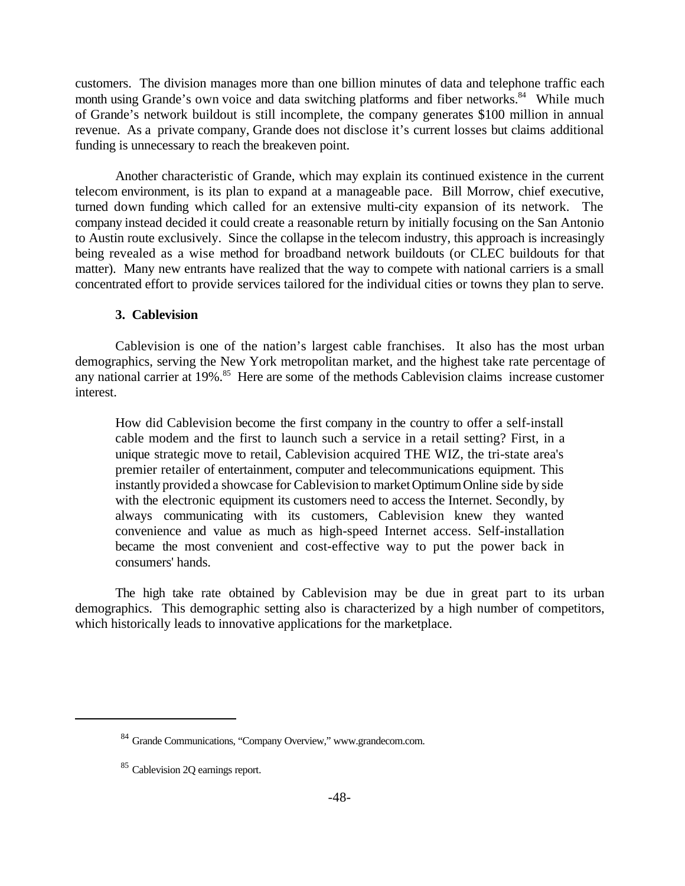customers. The division manages more than one billion minutes of data and telephone traffic each month using Grande's own voice and data switching platforms and fiber networks.[84] While much of Grande's network buildout is still incomplete, the company generates $100 million in annual revenue. As a private company, Grande does not disclose it's current losses but claims additional funding is unnecessary to reach the breakeven point.

Another characteristic of Grande, which may explain its continued existence in the current telecom environment, is its plan to expand at a manageable pace. Bill Morrow, chief executive, turned down funding which called for an extensive multi-city expansion of its network. The company instead decided it could create a reasonable return by initially focusing on the San Antonio to Austin route exclusively. Since the collapse in the telecom industry, this approach is increasingly being revealed as a wise method for broadband network buildouts (or CLEC buildouts for that matter). Many new entrants have realized that the way to compete with national carriers is a small concentrated effort to provide services tailored for the individual cities or towns they plan to serve.

#### 3. Cablevision

Cablevision is one of the nation's largest cable franchises. It also has the most urban demographics, serving the New York metropolitan market, and the highest take rate percentage of any national carrier at 19%.[85] Here are some of the methods Cablevision claims increase customer interest.

> How did Cablevision become the first company in the country to offer a self-install cable modem and the first to launch such a service in a retail setting? First, in a unique strategic move to retail, Cablevision acquired THE WIZ, the tri-state area's premier retailer of entertainment, computer and telecommunications equipment. This instantly provided a showcase for Cablevision to market Optimum Online side by side with the electronic equipment its customers need to access the Internet. Secondly, by always communicating with its customers, Cablevision knew they wanted convenience and value as much as high-speed Internet access. Self-installation became the most convenient and cost-effective way to put the power back in consumers' hands.

The high take rate obtained by Cablevision may be due in great part to its urban demographics. This demographic setting also is characterized by a high number of competitors, which historically leads to innovative applications for the marketplace.

---

[84] Grande Communications, "Company Overview," www.grandecom.com.

[85] Cablevision 2Q earnings report.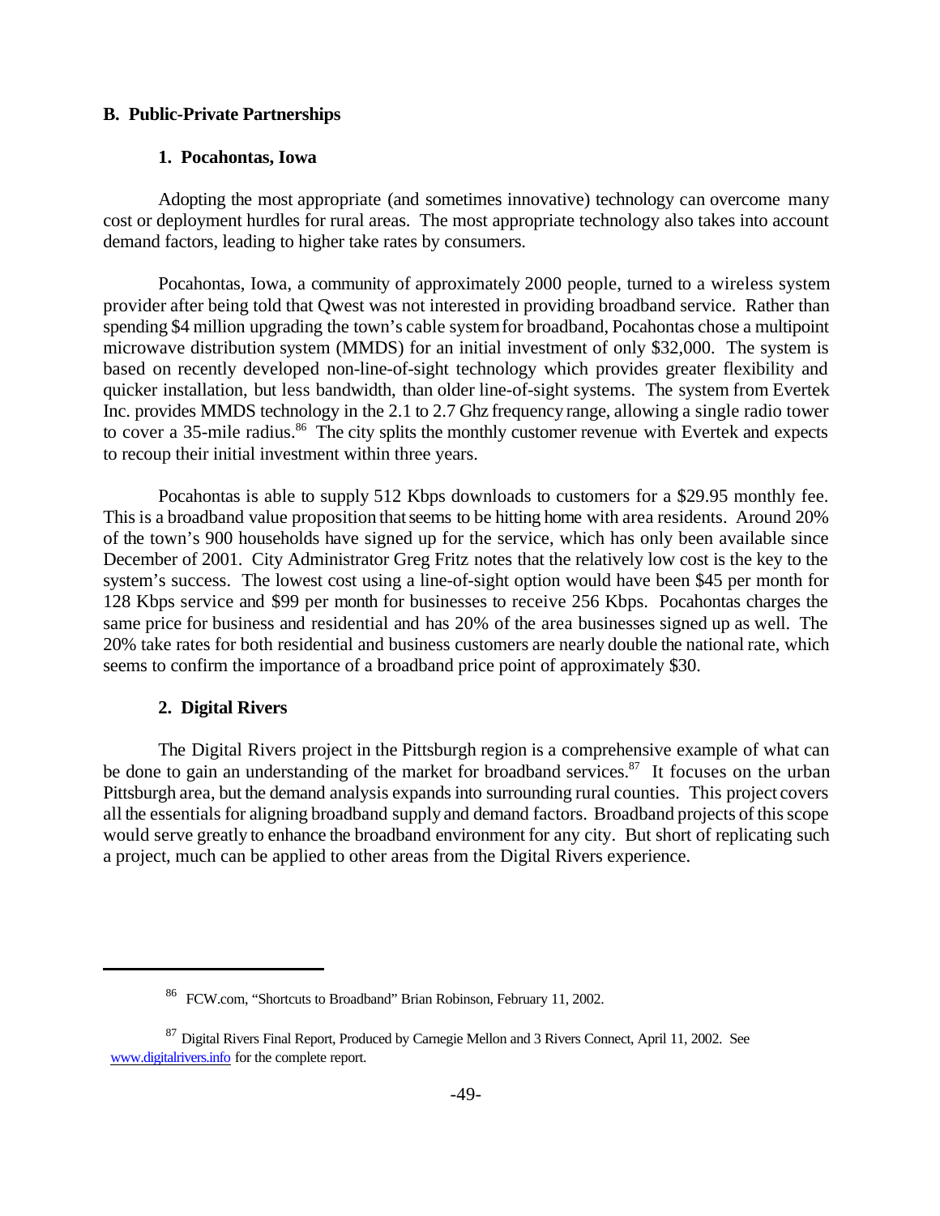## B. Public-Private Partnerships

### 1. Pocahontas, Iowa

Adopting the most appropriate (and sometimes innovative) technology can overcome many cost or deployment hurdles for rural areas. The most appropriate technology also takes into account demand factors, leading to higher take rates by consumers.

Pocahontas, Iowa, a community of approximately 2000 people, turned to a wireless system provider after being told that Qwest was not interested in providing broadband service. Rather than spending $4 million upgrading the town's cable system for broadband, Pocahontas chose a multipoint microwave distribution system (MMDS) for an initial investment of only $32,000. The system is based on recently developed non-line-of-sight technology which provides greater flexibility and quicker installation, but less bandwidth, than older line-of-sight systems. The system from Evertek Inc. provides MMDS technology in the 2.1 to 2.7 Ghz frequency range, allowing a single radio tower to cover a 35-mile radius.[86] The city splits the monthly customer revenue with Evertek and expects to recoup their initial investment within three years.

Pocahontas is able to supply 512 Kbps downloads to customers for a $29.95 monthly fee. This is a broadband value proposition that seems to be hitting home with area residents. Around 20% of the town's 900 households have signed up for the service, which has only been available since December of 2001. City Administrator Greg Fritz notes that the relatively low cost is the key to the system's success. The lowest cost using a line-of-sight option would have been $45 per month for 128 Kbps service and $99 per month for businesses to receive 256 Kbps. Pocahontas charges the same price for business and residential and has 20% of the area businesses signed up as well. The 20% take rates for both residential and business customers are nearly double the national rate, which seems to confirm the importance of a broadband price point of approximately $30.

### 2. Digital Rivers

The Digital Rivers project in the Pittsburgh region is a comprehensive example of what can be done to gain an understanding of the market for broadband services.[87] It focuses on the urban Pittsburgh area, but the demand analysis expands into surrounding rural counties. This project covers all the essentials for aligning broadband supply and demand factors. Broadband projects of this scope would serve greatly to enhance the broadband environment for any city. But short of replicating such a project, much can be applied to other areas from the Digital Rivers experience.

---

[86] FCW.com, "Shortcuts to Broadband" Brian Robinson, February 11, 2002.

[87] Digital Rivers Final Report, Produced by Carnegie Mellon and 3 Rivers Connect, April 11, 2002. See www.digitalrivers.info for the complete report.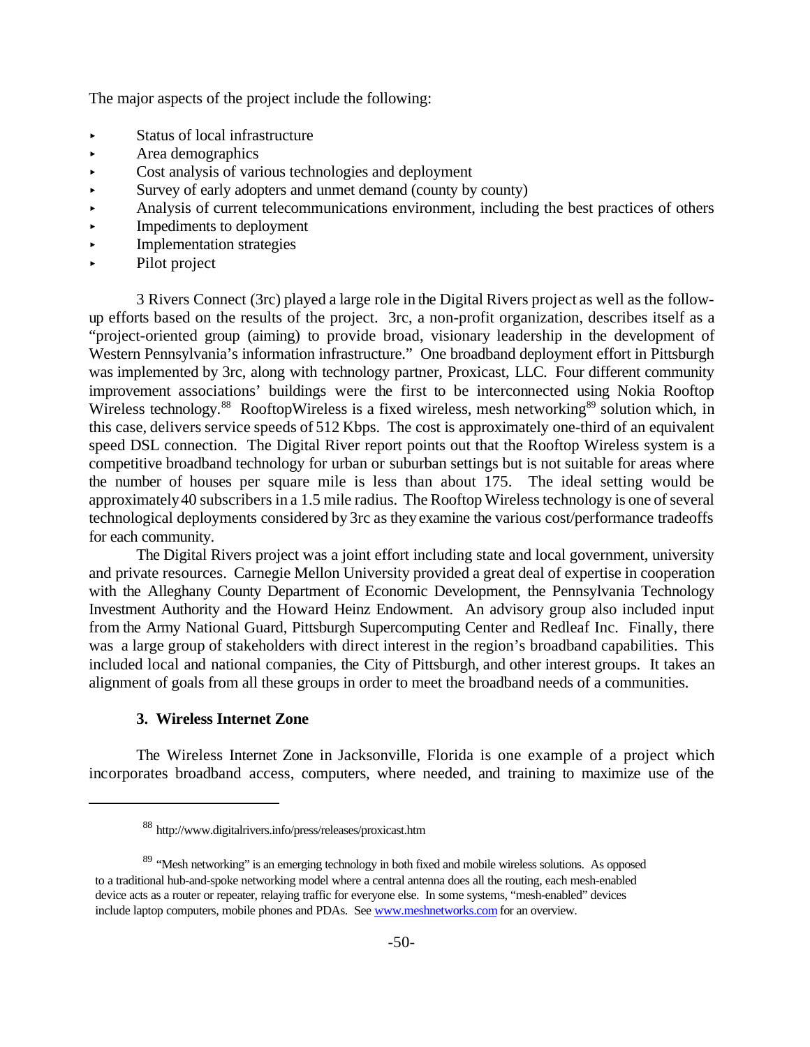The major aspects of the project include the following:

- Status of local infrastructure
- Area demographics
- Cost analysis of various technologies and deployment
- Survey of early adopters and unmet demand (county by county)
- Analysis of current telecommunications environment, including the best practices of others
- Impediments to deployment
- Implementation strategies
- Pilot project

3 Rivers Connect (3rc) played a large role in the Digital Rivers project as well as the follow-up efforts based on the results of the project. 3rc, a non-profit organization, describes itself as a "project-oriented group (aiming) to provide broad, visionary leadership in the development of Western Pennsylvania's information infrastructure." One broadband deployment effort in Pittsburgh was implemented by 3rc, along with technology partner, Proxicast, LLC. Four different community improvement associations' buildings were the first to be interconnected using Nokia Rooftop Wireless technology.[88] RooftopWireless is a fixed wireless, mesh networking[89] solution which, in this case, delivers service speeds of 512 Kbps. The cost is approximately one-third of an equivalent speed DSL connection. The Digital River report points out that the Rooftop Wireless system is a competitive broadband technology for urban or suburban settings but is not suitable for areas where the number of houses per square mile is less than about 175. The ideal setting would be approximately 40 subscribers in a 1.5 mile radius. The Rooftop Wireless technology is one of several technological deployments considered by 3rc as they examine the various cost/performance tradeoffs for each community.

The Digital Rivers project was a joint effort including state and local government, university and private resources. Carnegie Mellon University provided a great deal of expertise in cooperation with the Alleghany County Department of Economic Development, the Pennsylvania Technology Investment Authority and the Howard Heinz Endowment. An advisory group also included input from the Army National Guard, Pittsburgh Supercomputing Center and Redleaf Inc. Finally, there was a large group of stakeholders with direct interest in the region's broadband capabilities. This included local and national companies, the City of Pittsburgh, and other interest groups. It takes an alignment of goals from all these groups in order to meet the broadband needs of a communities.

### 3. Wireless Internet Zone

The Wireless Internet Zone in Jacksonville, Florida is one example of a project which incorporates broadband access, computers, where needed, and training to maximize use of the

---

[88] http://www.digitalrivers.info/press/releases/proxicast.htm

[89] "Mesh networking" is an emerging technology in both fixed and mobile wireless solutions. As opposed to a traditional hub-and-spoke networking model where a central antenna does all the routing, each mesh-enabled device acts as a router or repeater, relaying traffic for everyone else. In some systems, "mesh-enabled" devices include laptop computers, mobile phones and PDAs. See www.meshnetworks.com for an overview.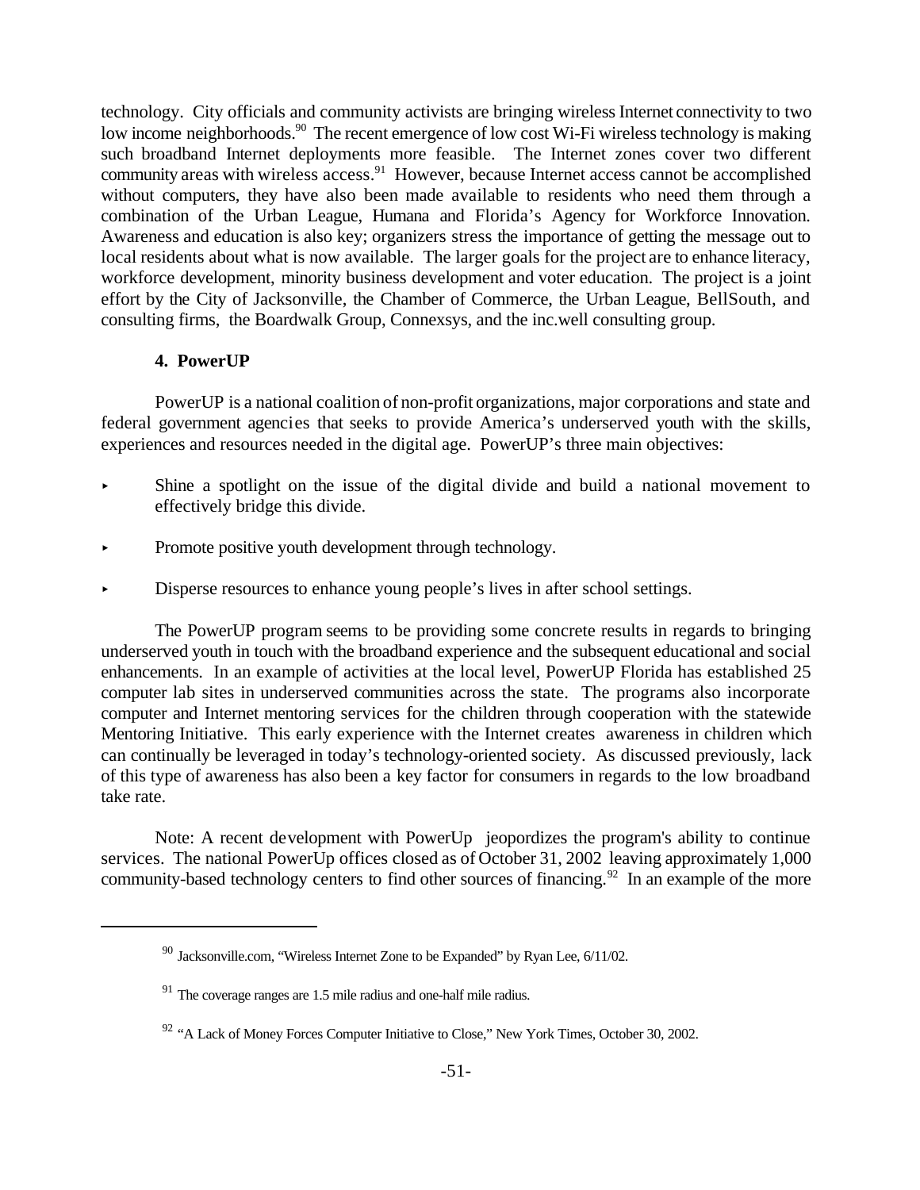technology. City officials and community activists are bringing wireless Internet connectivity to two low income neighborhoods.[90] The recent emergence of low cost Wi-Fi wireless technology is making such broadband Internet deployments more feasible. The Internet zones cover two different community areas with wireless access.[91] However, because Internet access cannot be accomplished without computers, they have also been made available to residents who need them through a combination of the Urban League, Humana and Florida's Agency for Workforce Innovation. Awareness and education is also key; organizers stress the importance of getting the message out to local residents about what is now available. The larger goals for the project are to enhance literacy, workforce development, minority business development and voter education. The project is a joint effort by the City of Jacksonville, the Chamber of Commerce, the Urban League, BellSouth, and consulting firms, the Boardwalk Group, Connexsys, and the inc.well consulting group.

#### 4. PowerUP

PowerUP is a national coalition of non-profit organizations, major corporations and state and federal government agencies that seeks to provide America's underserved youth with the skills, experiences and resources needed in the digital age. PowerUP's three main objectives:

- Shine a spotlight on the issue of the digital divide and build a national movement to effectively bridge this divide.
- Promote positive youth development through technology.
- Disperse resources to enhance young people's lives in after school settings.

The PowerUP program seems to be providing some concrete results in regards to bringing underserved youth in touch with the broadband experience and the subsequent educational and social enhancements. In an example of activities at the local level, PowerUP Florida has established 25 computer lab sites in underserved communities across the state. The programs also incorporate computer and Internet mentoring services for the children through cooperation with the statewide Mentoring Initiative. This early experience with the Internet creates awareness in children which can continually be leveraged in today's technology-oriented society. As discussed previously, lack of this type of awareness has also been a key factor for consumers in regards to the low broadband take rate.

Note: A recent development with PowerUp jeopordizes the program's ability to continue services. The national PowerUp offices closed as of October 31, 2002 leaving approximately 1,000 community-based technology centers to find other sources of financing.[92] In an example of the more

---

[90] Jacksonville.com, "Wireless Internet Zone to be Expanded" by Ryan Lee, 6/11/02.

[91] The coverage ranges are 1.5 mile radius and one-half mile radius.

[92] "A Lack of Money Forces Computer Initiative to Close," New York Times, October 30, 2002.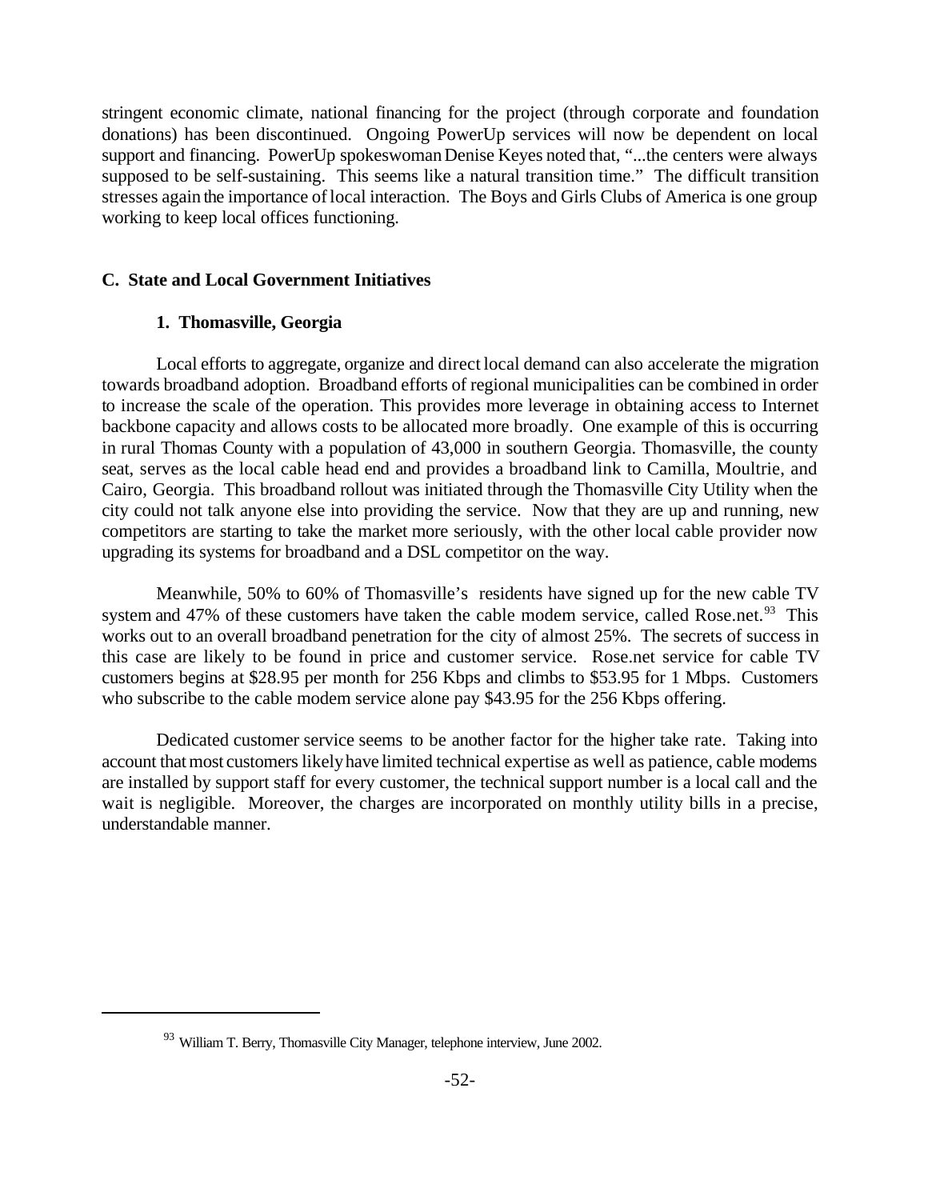stringent economic climate, national financing for the project (through corporate and foundation donations) has been discontinued. Ongoing PowerUp services will now be dependent on local support and financing. PowerUp spokeswoman Denise Keyes noted that, "...the centers were always supposed to be self-sustaining. This seems like a natural transition time." The difficult transition stresses again the importance of local interaction. The Boys and Girls Clubs of America is one group working to keep local offices functioning.

## C. State and Local Government Initiatives

### 1. Thomasville, Georgia

Local efforts to aggregate, organize and direct local demand can also accelerate the migration towards broadband adoption. Broadband efforts of regional municipalities can be combined in order to increase the scale of the operation. This provides more leverage in obtaining access to Internet backbone capacity and allows costs to be allocated more broadly. One example of this is occurring in rural Thomas County with a population of 43,000 in southern Georgia. Thomasville, the county seat, serves as the local cable head end and provides a broadband link to Camilla, Moultrie, and Cairo, Georgia. This broadband rollout was initiated through the Thomasville City Utility when the city could not talk anyone else into providing the service. Now that they are up and running, new competitors are starting to take the market more seriously, with the other local cable provider now upgrading its systems for broadband and a DSL competitor on the way.

Meanwhile, 50% to 60% of Thomasville's residents have signed up for the new cable TV system and 47% of these customers have taken the cable modem service, called Rose.net.[93] This works out to an overall broadband penetration for the city of almost 25%. The secrets of success in this case are likely to be found in price and customer service. Rose.net service for cable TV customers begins at $28.95 per month for 256 Kbps and climbs to $53.95 for 1 Mbps. Customers who subscribe to the cable modem service alone pay $43.95 for the 256 Kbps offering.

Dedicated customer service seems to be another factor for the higher take rate. Taking into account that most customers likely have limited technical expertise as well as patience, cable modems are installed by support staff for every customer, the technical support number is a local call and the wait is negligible. Moreover, the charges are incorporated on monthly utility bills in a precise, understandable manner.

---

[93] William T. Berry, Thomasville City Manager, telephone interview, June 2002.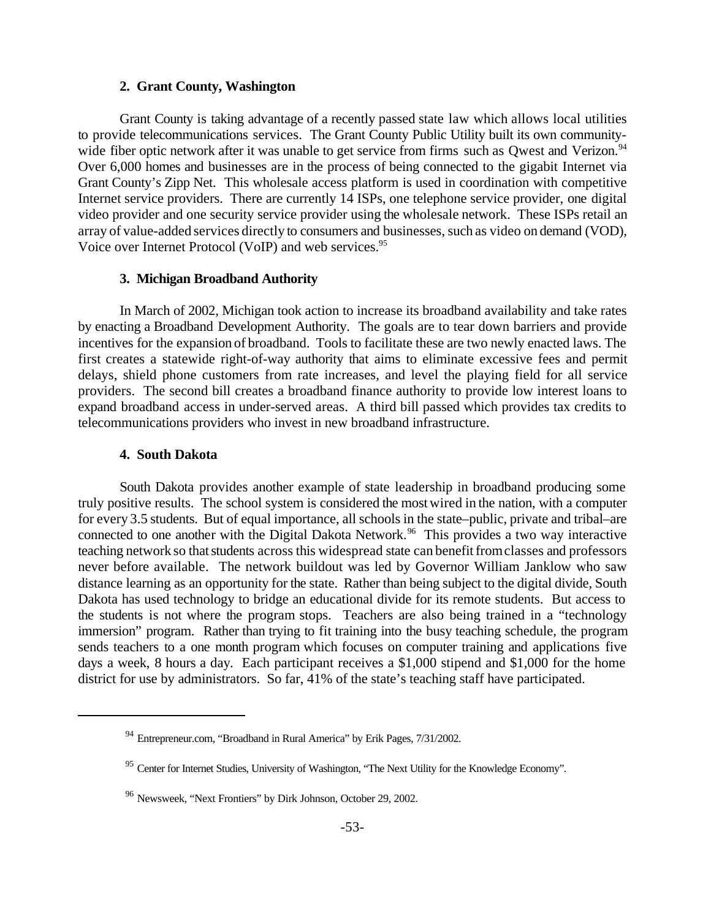### 2. Grant County, Washington

Grant County is taking advantage of a recently passed state law which allows local utilities to provide telecommunications services. The Grant County Public Utility built its own community-wide fiber optic network after it was unable to get service from firms such as Qwest and Verizon.[94] Over 6,000 homes and businesses are in the process of being connected to the gigabit Internet via Grant County's Zipp Net. This wholesale access platform is used in coordination with competitive Internet service providers. There are currently 14 ISPs, one telephone service provider, one digital video provider and one security service provider using the wholesale network. These ISPs retail an array of value-added services directly to consumers and businesses, such as video on demand (VOD), Voice over Internet Protocol (VoIP) and web services.[95]

### 3. Michigan Broadband Authority

In March of 2002, Michigan took action to increase its broadband availability and take rates by enacting a Broadband Development Authority. The goals are to tear down barriers and provide incentives for the expansion of broadband. Tools to facilitate these are two newly enacted laws. The first creates a statewide right-of-way authority that aims to eliminate excessive fees and permit delays, shield phone customers from rate increases, and level the playing field for all service providers. The second bill creates a broadband finance authority to provide low interest loans to expand broadband access in under-served areas. A third bill passed which provides tax credits to telecommunications providers who invest in new broadband infrastructure.

### 4. South Dakota

South Dakota provides another example of state leadership in broadband producing some truly positive results. The school system is considered the most wired in the nation, with a computer for every 3.5 students. But of equal importance, all schools in the state–public, private and tribal–are connected to one another with the Digital Dakota Network.[96] This provides a two way interactive teaching network so that students across this widespread state can benefit from classes and professors never before available. The network buildout was led by Governor William Janklow who saw distance learning as an opportunity for the state. Rather than being subject to the digital divide, South Dakota has used technology to bridge an educational divide for its remote students. But access to the students is not where the program stops. Teachers are also being trained in a "technology immersion" program. Rather than trying to fit training into the busy teaching schedule, the program sends teachers to a one month program which focuses on computer training and applications five days a week, 8 hours a day. Each participant receives a $1,000 stipend and $1,000 for the home district for use by administrators. So far, 41% of the state's teaching staff have participated.

---

[94] Entrepreneur.com, "Broadband in Rural America" by Erik Pages, 7/31/2002.

[95] Center for Internet Studies, University of Washington, "The Next Utility for the Knowledge Economy".

[96] Newsweek, "Next Frontiers" by Dirk Johnson, October 29, 2002.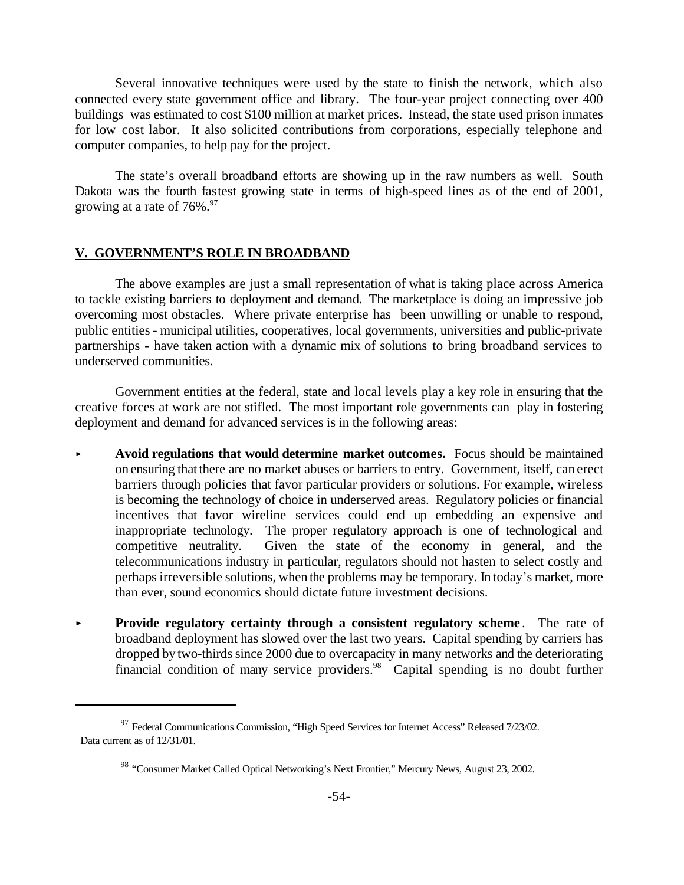Several innovative techniques were used by the state to finish the network, which also connected every state government office and library. The four-year project connecting over 400 buildings was estimated to cost $100 million at market prices. Instead, the state used prison inmates for low cost labor. It also solicited contributions from corporations, especially telephone and computer companies, to help pay for the project.

The state's overall broadband efforts are showing up in the raw numbers as well. South Dakota was the fourth fastest growing state in terms of high-speed lines as of the end of 2001, growing at a rate of 76%.[97]

## V. GOVERNMENT'S ROLE IN BROADBAND

The above examples are just a small representation of what is taking place across America to tackle existing barriers to deployment and demand. The marketplace is doing an impressive job overcoming most obstacles. Where private enterprise has been unwilling or unable to respond, public entities - municipal utilities, cooperatives, local governments, universities and public-private partnerships - have taken action with a dynamic mix of solutions to bring broadband services to underserved communities.

Government entities at the federal, state and local levels play a key role in ensuring that the creative forces at work are not stifled. The most important role governments can play in fostering deployment and demand for advanced services is in the following areas:

- **Avoid regulations that would determine market outcomes.** Focus should be maintained on ensuring that there are no market abuses or barriers to entry. Government, itself, can erect barriers through policies that favor particular providers or solutions. For example, wireless is becoming the technology of choice in underserved areas. Regulatory policies or financial incentives that favor wireline services could end up embedding an expensive and inappropriate technology. The proper regulatory approach is one of technological and competitive neutrality. Given the state of the economy in general, and the telecommunications industry in particular, regulators should not hasten to select costly and perhaps irreversible solutions, when the problems may be temporary. In today's market, more than ever, sound economics should dictate future investment decisions.

- **Provide regulatory certainty through a consistent regulatory scheme**. The rate of broadband deployment has slowed over the last two years. Capital spending by carriers has dropped by two-thirds since 2000 due to overcapacity in many networks and the deteriorating financial condition of many service providers.[98] Capital spending is no doubt further

---

[97] Federal Communications Commission, "High Speed Services for Internet Access" Released 7/23/02. Data current as of 12/31/01.

[98] "Consumer Market Called Optical Networking's Next Frontier," Mercury News, August 23, 2002.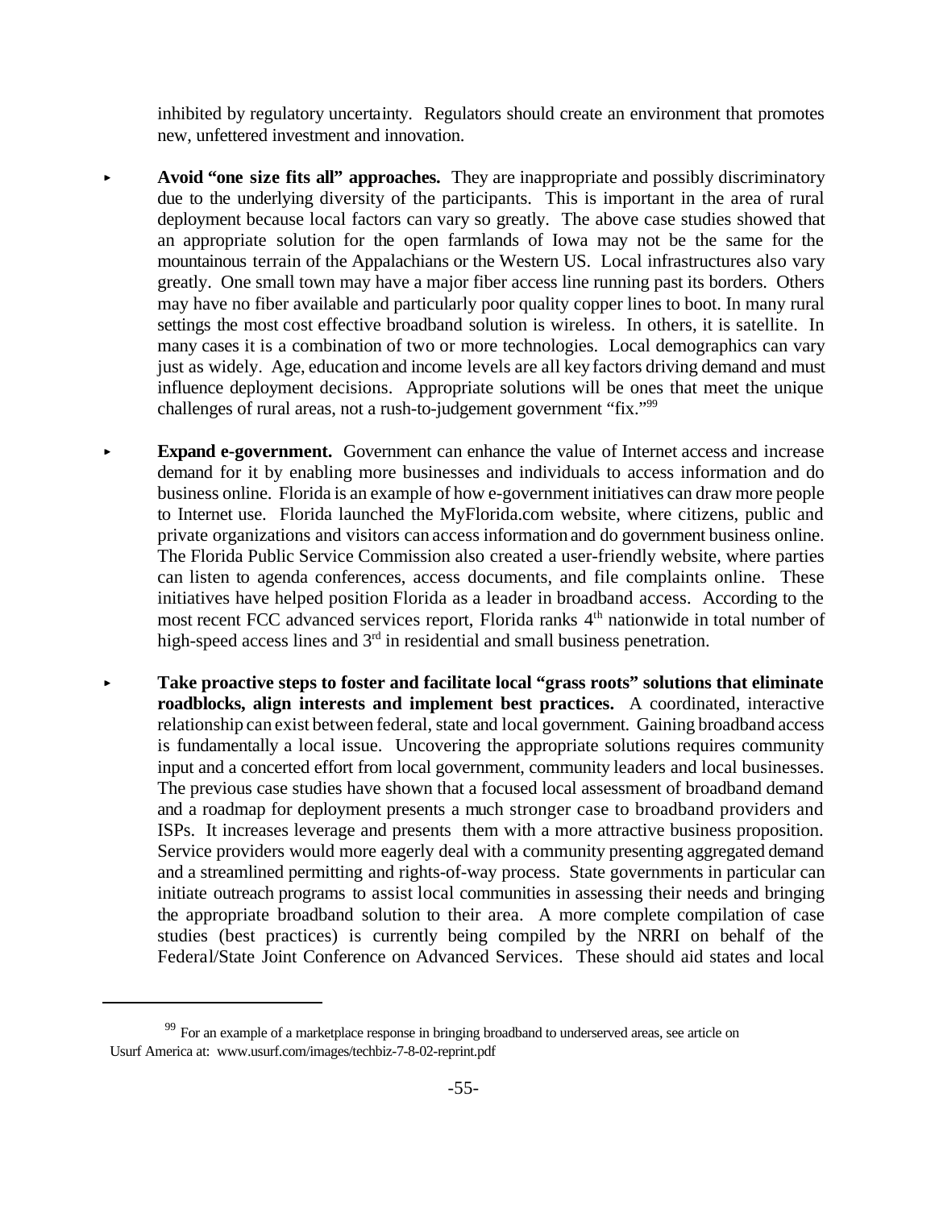inhibited by regulatory uncertainty. Regulators should create an environment that promotes new, unfettered investment and innovation.

- **Avoid "one size fits all" approaches.** They are inappropriate and possibly discriminatory due to the underlying diversity of the participants. This is important in the area of rural deployment because local factors can vary so greatly. The above case studies showed that an appropriate solution for the open farmlands of Iowa may not be the same for the mountainous terrain of the Appalachians or the Western US. Local infrastructures also vary greatly. One small town may have a major fiber access line running past its borders. Others may have no fiber available and particularly poor quality copper lines to boot. In many rural settings the most cost effective broadband solution is wireless. In others, it is satellite. In many cases it is a combination of two or more technologies. Local demographics can vary just as widely. Age, education and income levels are all key factors driving demand and must influence deployment decisions. Appropriate solutions will be ones that meet the unique challenges of rural areas, not a rush-to-judgement government "fix."[99]

- **Expand e-government.** Government can enhance the value of Internet access and increase demand for it by enabling more businesses and individuals to access information and do business online. Florida is an example of how e-government initiatives can draw more people to Internet use. Florida launched the MyFlorida.com website, where citizens, public and private organizations and visitors can access information and do government business online. The Florida Public Service Commission also created a user-friendly website, where parties can listen to agenda conferences, access documents, and file complaints online. These initiatives have helped position Florida as a leader in broadband access. According to the most recent FCC advanced services report, Florida ranks 4th nationwide in total number of high-speed access lines and 3rd in residential and small business penetration.

- **Take proactive steps to foster and facilitate local "grass roots" solutions that eliminate roadblocks, align interests and implement best practices.** A coordinated, interactive relationship can exist between federal, state and local government. Gaining broadband access is fundamentally a local issue. Uncovering the appropriate solutions requires community input and a concerted effort from local government, community leaders and local businesses. The previous case studies have shown that a focused local assessment of broadband demand and a roadmap for deployment presents a much stronger case to broadband providers and ISPs. It increases leverage and presents them with a more attractive business proposition. Service providers would more eagerly deal with a community presenting aggregated demand and a streamlined permitting and rights-of-way process. State governments in particular can initiate outreach programs to assist local communities in assessing their needs and bringing the appropriate broadband solution to their area. A more complete compilation of case studies (best practices) is currently being compiled by the NRRI on behalf of the Federal/State Joint Conference on Advanced Services. These should aid states and local

---

[99] For an example of a marketplace response in bringing broadband to underserved areas, see article on Usurf America at: www.usurf.com/images/techbiz-7-8-02-reprint.pdf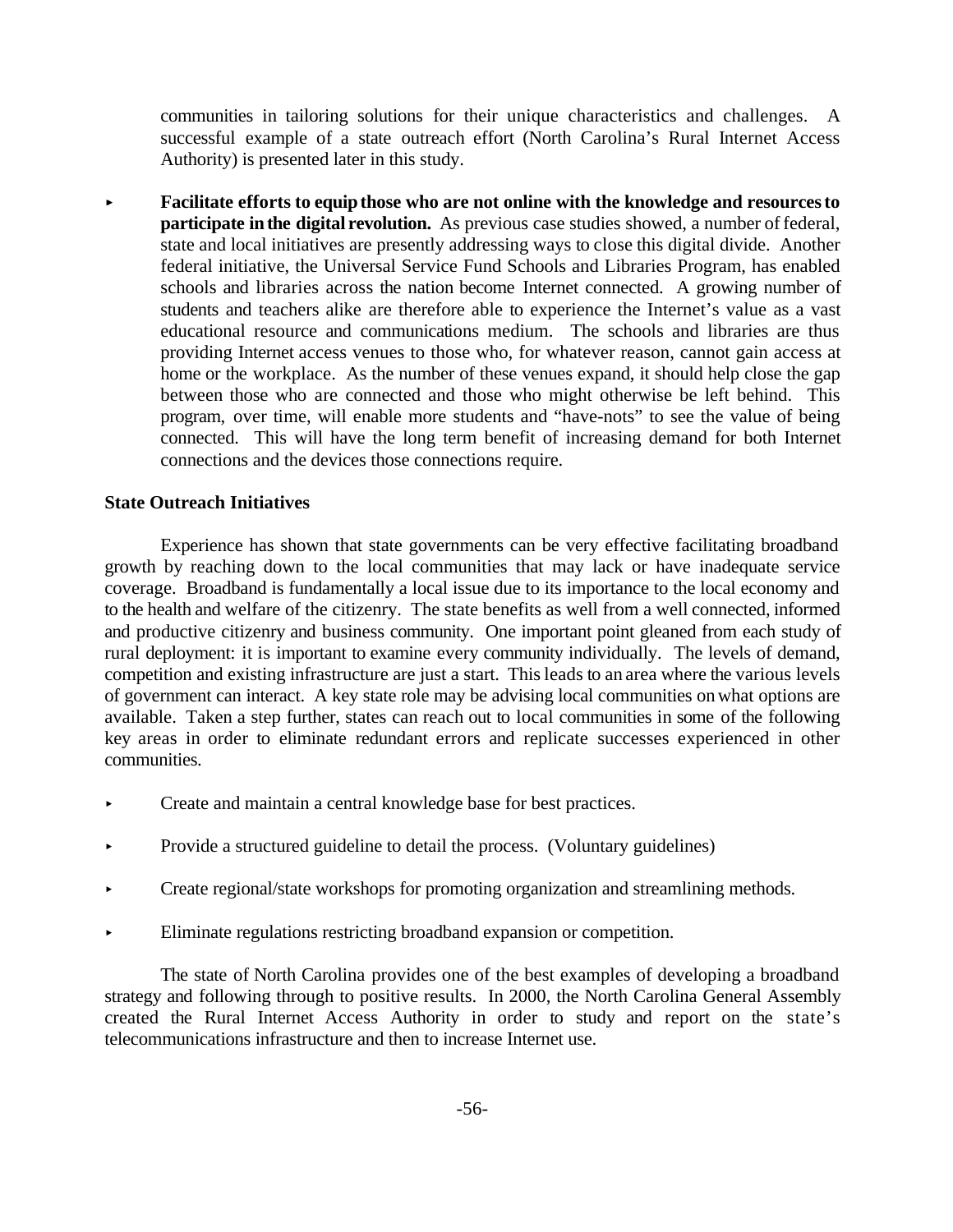communities in tailoring solutions for their unique characteristics and challenges. A successful example of a state outreach effort (North Carolina's Rural Internet Access Authority) is presented later in this study.

- **Facilitate efforts to equip those who are not online with the knowledge and resources to participate in the digital revolution.** As previous case studies showed, a number of federal, state and local initiatives are presently addressing ways to close this digital divide. Another federal initiative, the Universal Service Fund Schools and Libraries Program, has enabled schools and libraries across the nation become Internet connected. A growing number of students and teachers alike are therefore able to experience the Internet's value as a vast educational resource and communications medium. The schools and libraries are thus providing Internet access venues to those who, for whatever reason, cannot gain access at home or the workplace. As the number of these venues expand, it should help close the gap between those who are connected and those who might otherwise be left behind. This program, over time, will enable more students and "have-nots" to see the value of being connected. This will have the long term benefit of increasing demand for both Internet connections and the devices those connections require.

**State Outreach Initiatives**

Experience has shown that state governments can be very effective facilitating broadband growth by reaching down to the local communities that may lack or have inadequate service coverage. Broadband is fundamentally a local issue due to its importance to the local economy and to the health and welfare of the citizenry. The state benefits as well from a well connected, informed and productive citizenry and business community. One important point gleaned from each study of rural deployment: it is important to examine every community individually. The levels of demand, competition and existing infrastructure are just a start. This leads to an area where the various levels of government can interact. A key state role may be advising local communities on what options are available. Taken a step further, states can reach out to local communities in some of the following key areas in order to eliminate redundant errors and replicate successes experienced in other communities.

- Create and maintain a central knowledge base for best practices.
- Provide a structured guideline to detail the process. (Voluntary guidelines)
- Create regional/state workshops for promoting organization and streamlining methods.
- Eliminate regulations restricting broadband expansion or competition.

The state of North Carolina provides one of the best examples of developing a broadband strategy and following through to positive results. In 2000, the North Carolina General Assembly created the Rural Internet Access Authority in order to study and report on the state's telecommunications infrastructure and then to increase Internet use.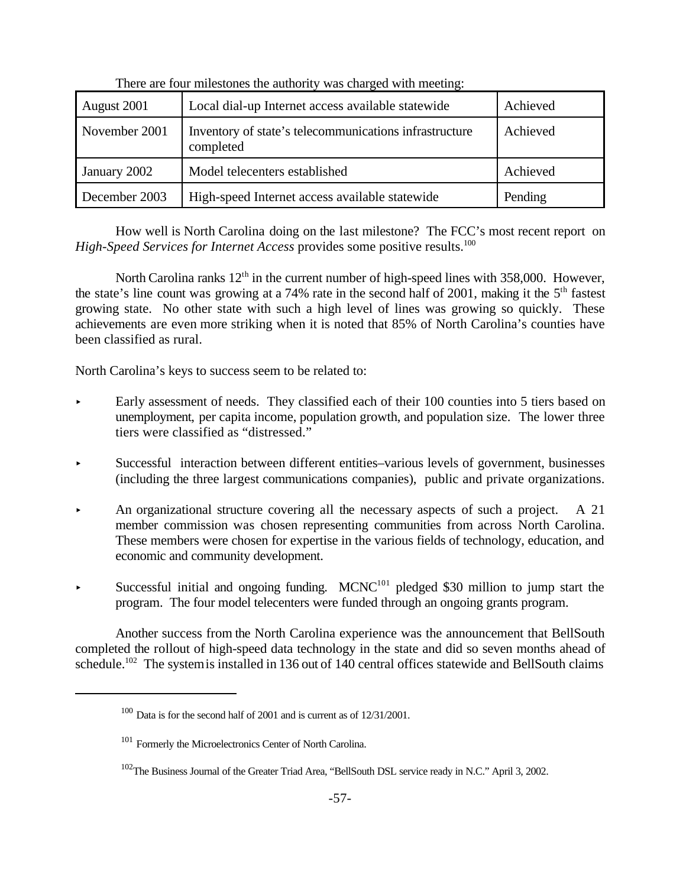There are four milestones the authority was charged with meeting:

| August 2001 | Local dial-up Internet access available statewide | Achieved |
|---|---|---|
| November 2001 | Inventory of state's telecommunications infrastructure completed | Achieved |
| January 2002 | Model telecenters established | Achieved |
| December 2003 | High-speed Internet access available statewide | Pending |

How well is North Carolina doing on the last milestone? The FCC's most recent report on *High-Speed Services for Internet Access* provides some positive results.[100]

North Carolina ranks 12th in the current number of high-speed lines with 358,000. However, the state's line count was growing at a 74% rate in the second half of 2001, making it the 5th fastest growing state. No other state with such a high level of lines was growing so quickly. These achievements are even more striking when it is noted that 85% of North Carolina's counties have been classified as rural.

North Carolina's keys to success seem to be related to:

- Early assessment of needs. They classified each of their 100 counties into 5 tiers based on unemployment, per capita income, population growth, and population size. The lower three tiers were classified as "distressed."
- Successful interaction between different entities–various levels of government, businesses (including the three largest communications companies), public and private organizations.
- An organizational structure covering all the necessary aspects of such a project. A 21 member commission was chosen representing communities from across North Carolina. These members were chosen for expertise in the various fields of technology, education, and economic and community development.
- Successful initial and ongoing funding. MCNC[101] pledged $30 million to jump start the program. The four model telecenters were funded through an ongoing grants program.

Another success from the North Carolina experience was the announcement that BellSouth completed the rollout of high-speed data technology in the state and did so seven months ahead of schedule.[102] The system is installed in 136 out of 140 central offices statewide and BellSouth claims

[100] Data is for the second half of 2001 and is current as of 12/31/2001.

[101] Formerly the Microelectronics Center of North Carolina.

[102] The Business Journal of the Greater Triad Area, "BellSouth DSL service ready in N.C." April 3, 2002.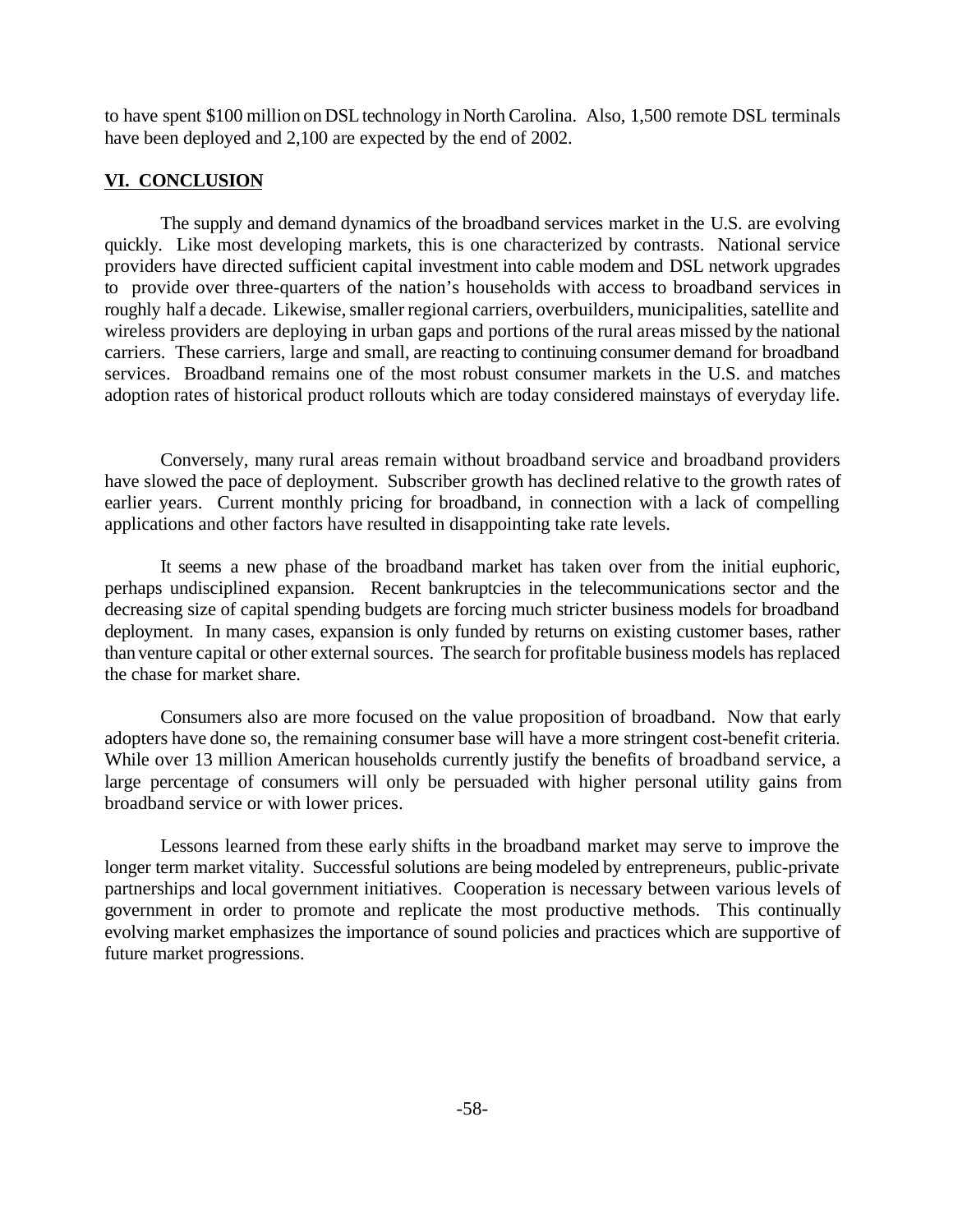to have spent $100 million on DSL technology in North Carolina. Also, 1,500 remote DSL terminals have been deployed and 2,100 are expected by the end of 2002.

## VI. CONCLUSION

The supply and demand dynamics of the broadband services market in the U.S. are evolving quickly. Like most developing markets, this is one characterized by contrasts. National service providers have directed sufficient capital investment into cable modem and DSL network upgrades to provide over three-quarters of the nation's households with access to broadband services in roughly half a decade. Likewise, smaller regional carriers, overbuilders, municipalities, satellite and wireless providers are deploying in urban gaps and portions of the rural areas missed by the national carriers. These carriers, large and small, are reacting to continuing consumer demand for broadband services. Broadband remains one of the most robust consumer markets in the U.S. and matches adoption rates of historical product rollouts which are today considered mainstays of everyday life.

Conversely, many rural areas remain without broadband service and broadband providers have slowed the pace of deployment. Subscriber growth has declined relative to the growth rates of earlier years. Current monthly pricing for broadband, in connection with a lack of compelling applications and other factors have resulted in disappointing take rate levels.

It seems a new phase of the broadband market has taken over from the initial euphoric, perhaps undisciplined expansion. Recent bankruptcies in the telecommunications sector and the decreasing size of capital spending budgets are forcing much stricter business models for broadband deployment. In many cases, expansion is only funded by returns on existing customer bases, rather than venture capital or other external sources. The search for profitable business models has replaced the chase for market share.

Consumers also are more focused on the value proposition of broadband. Now that early adopters have done so, the remaining consumer base will have a more stringent cost-benefit criteria. While over 13 million American households currently justify the benefits of broadband service, a large percentage of consumers will only be persuaded with higher personal utility gains from broadband service or with lower prices.

Lessons learned from these early shifts in the broadband market may serve to improve the longer term market vitality. Successful solutions are being modeled by entrepreneurs, public-private partnerships and local government initiatives. Cooperation is necessary between various levels of government in order to promote and replicate the most productive methods. This continually evolving market emphasizes the importance of sound policies and practices which are supportive of future market progressions.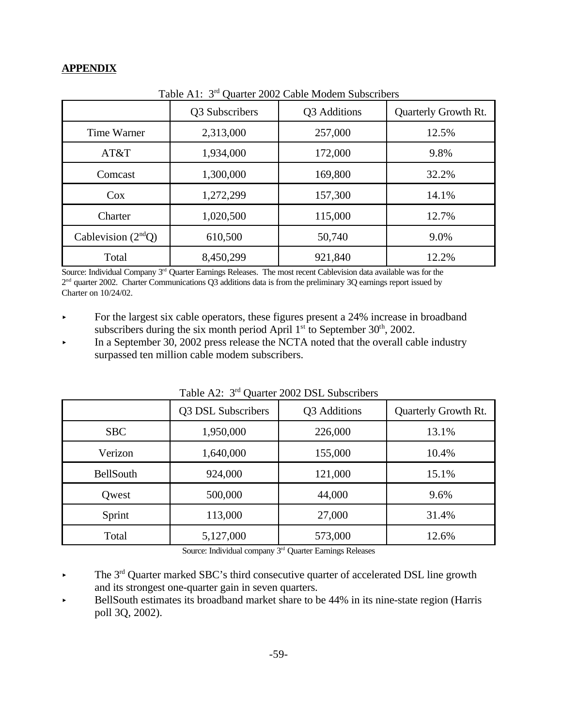**APPENDIX**

Table A1: 3rd Quarter 2002 Cable Modem Subscribers

| | Q3 Subscribers | Q3 Additions | Quarterly Growth Rt. |
|---|---|---|---|
| Time Warner | 2,313,000 | 257,000 | 12.5% |
| AT&T | 1,934,000 | 172,000 | 9.8% |
| Comcast | 1,300,000 | 169,800 | 32.2% |
| Cox | 1,272,299 | 157,300 | 14.1% |
| Charter | 1,020,500 | 115,000 | 12.7% |
| Cablevision (2ndQ) | 610,500 | 50,740 | 9.0% |
| Total | 8,450,299 | 921,840 | 12.2% |

Source: Individual Company 3rd Quarter Earnings Releases. The most recent Cablevision data available was for the 2nd quarter 2002. Charter Communications Q3 additions data is from the preliminary 3Q earnings report issued by Charter on 10/24/02.

- For the largest six cable operators, these figures present a 24% increase in broadband subscribers during the six month period April 1st to September 30th, 2002.
- In a September 30, 2002 press release the NCTA noted that the overall cable industry surpassed ten million cable modem subscribers.

Table A2: 3rd Quarter 2002 DSL Subscribers

| | Q3 DSL Subscribers | Q3 Additions | Quarterly Growth Rt. |
|---|---|---|---|
| SBC | 1,950,000 | 226,000 | 13.1% |
| Verizon | 1,640,000 | 155,000 | 10.4% |
| BellSouth | 924,000 | 121,000 | 15.1% |
| Qwest | 500,000 | 44,000 | 9.6% |
| Sprint | 113,000 | 27,000 | 31.4% |
| Total | 5,127,000 | 573,000 | 12.6% |

Source: Individual company 3rd Quarter Earnings Releases

- The 3rd Quarter marked SBC's third consecutive quarter of accelerated DSL line growth and its strongest one-quarter gain in seven quarters.
- BellSouth estimates its broadband market share to be 44% in its nine-state region (Harris poll 3Q, 2002).